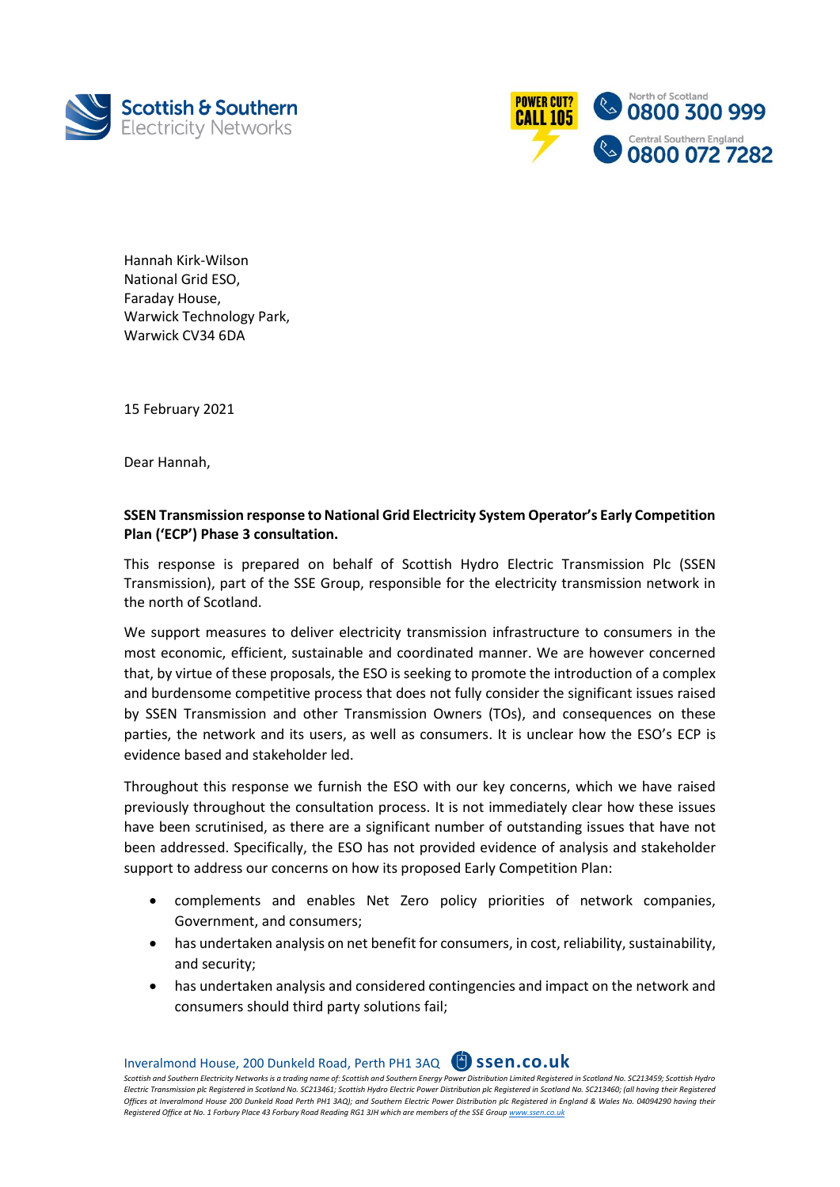Scottish & Southern Electricity Networks

POWER CUT? CALL 105

North of Scotland 0800 300 999

Central Southern England 0800 072 7282

Hannah Kirk-Wilson
National Grid ESO,
Faraday House,
Warwick Technology Park,
Warwick CV34 6DA

15 February 2021

Dear Hannah,

**SSEN Transmission response to National Grid Electricity System Operator's Early Competition Plan ('ECP') Phase 3 consultation.**

This response is prepared on behalf of Scottish Hydro Electric Transmission Plc (SSEN Transmission), part of the SSE Group, responsible for the electricity transmission network in the north of Scotland.

We support measures to deliver electricity transmission infrastructure to consumers in the most economic, efficient, sustainable and coordinated manner. We are however concerned that, by virtue of these proposals, the ESO is seeking to promote the introduction of a complex and burdensome competitive process that does not fully consider the significant issues raised by SSEN Transmission and other Transmission Owners (TOs), and consequences on these parties, the network and its users, as well as consumers. It is unclear how the ESO's ECP is evidence based and stakeholder led.

Throughout this response we furnish the ESO with our key concerns, which we have raised previously throughout the consultation process. It is not immediately clear how these issues have been scrutinised, as there are a significant number of outstanding issues that have not been addressed. Specifically, the ESO has not provided evidence of analysis and stakeholder support to address our concerns on how its proposed Early Competition Plan:

- complements and enables Net Zero policy priorities of network companies, Government, and consumers;
- has undertaken analysis on net benefit for consumers, in cost, reliability, sustainability, and security;
- has undertaken analysis and considered contingencies and impact on the network and consumers should third party solutions fail;

Inveralmond House, 200 Dunkeld Road, Perth PH1 3AQ ssen.co.uk

*Scottish and Southern Electricity Networks is a trading name of: Scottish and Southern Energy Power Distribution Limited Registered in Scotland No. SC213459; Scottish Hydro Electric Transmission plc Registered in Scotland No. SC213461; Scottish Hydro Electric Power Distribution plc Registered in Scotland No. SC213460; (all having their Registered Offices at Inveralmond House 200 Dunkeld Road Perth PH1 3AQ); and Southern Electric Power Distribution plc Registered in England & Wales No. 04094290 having their Registered Office at No. 1 Forbury Place 43 Forbury Road Reading RG1 3JH which are members of the SSE Group www.ssen.co.uk*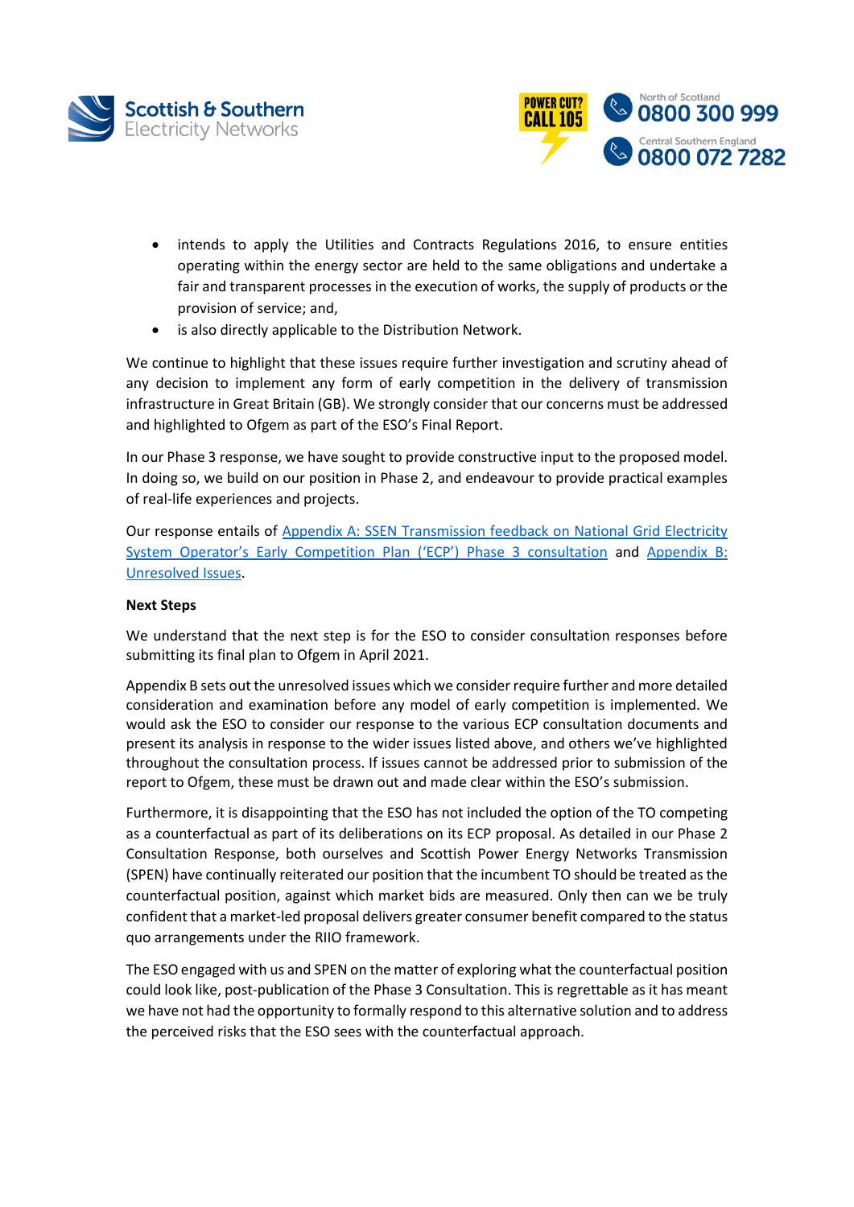- intends to apply the Utilities and Contracts Regulations 2016, to ensure entities operating within the energy sector are held to the same obligations and undertake a fair and transparent processes in the execution of works, the supply of products or the provision of service; and,
- is also directly applicable to the Distribution Network.

We continue to highlight that these issues require further investigation and scrutiny ahead of any decision to implement any form of early competition in the delivery of transmission infrastructure in Great Britain (GB). We strongly consider that our concerns must be addressed and highlighted to Ofgem as part of the ESO's Final Report.

In our Phase 3 response, we have sought to provide constructive input to the proposed model. In doing so, we build on our position in Phase 2, and endeavour to provide practical examples of real-life experiences and projects.

Our response entails of Appendix A: SSEN Transmission feedback on National Grid Electricity System Operator's Early Competition Plan ('ECP') Phase 3 consultation and Appendix B: Unresolved Issues.

**Next Steps**

We understand that the next step is for the ESO to consider consultation responses before submitting its final plan to Ofgem in April 2021.

Appendix B sets out the unresolved issues which we consider require further and more detailed consideration and examination before any model of early competition is implemented. We would ask the ESO to consider our response to the various ECP consultation documents and present its analysis in response to the wider issues listed above, and others we've highlighted throughout the consultation process. If issues cannot be addressed prior to submission of the report to Ofgem, these must be drawn out and made clear within the ESO's submission.

Furthermore, it is disappointing that the ESO has not included the option of the TO competing as a counterfactual as part of its deliberations on its ECP proposal. As detailed in our Phase 2 Consultation Response, both ourselves and Scottish Power Energy Networks Transmission (SPEN) have continually reiterated our position that the incumbent TO should be treated as the counterfactual position, against which market bids are measured. Only then can we be truly confident that a market-led proposal delivers greater consumer benefit compared to the status quo arrangements under the RIIO framework.

The ESO engaged with us and SPEN on the matter of exploring what the counterfactual position could look like, post-publication of the Phase 3 Consultation. This is regrettable as it has meant we have not had the opportunity to formally respond to this alternative solution and to address the perceived risks that the ESO sees with the counterfactual approach.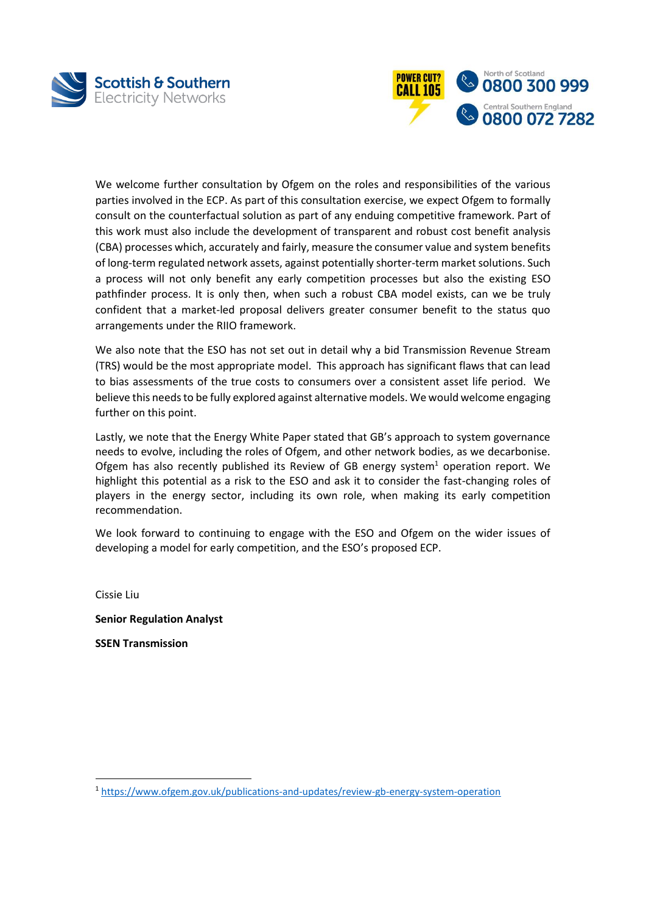We welcome further consultation by Ofgem on the roles and responsibilities of the various parties involved in the ECP. As part of this consultation exercise, we expect Ofgem to formally consult on the counterfactual solution as part of any enduring competitive framework. Part of this work must also include the development of transparent and robust cost benefit analysis (CBA) processes which, accurately and fairly, measure the consumer value and system benefits of long-term regulated network assets, against potentially shorter-term market solutions. Such a process will not only benefit any early competition processes but also the existing ESO pathfinder process. It is only then, when such a robust CBA model exists, can we be truly confident that a market-led proposal delivers greater consumer benefit to the status quo arrangements under the RIIO framework.

We also note that the ESO has not set out in detail why a bid Transmission Revenue Stream (TRS) would be the most appropriate model. This approach has significant flaws that can lead to bias assessments of the true costs to consumers over a consistent asset life period. We believe this needs to be fully explored against alternative models. We would welcome engaging further on this point.

Lastly, we note that the Energy White Paper stated that GB's approach to system governance needs to evolve, including the roles of Ofgem, and other network bodies, as we decarbonise. Ofgem has also recently published its Review of GB energy system[1] operation report. We highlight this potential as a risk to the ESO and ask it to consider the fast-changing roles of players in the energy sector, including its own role, when making its early competition recommendation.

We look forward to continuing to engage with the ESO and Ofgem on the wider issues of developing a model for early competition, and the ESO's proposed ECP.

Cissie Liu

**Senior Regulation Analyst**

**SSEN Transmission**

---

[1] https://www.ofgem.gov.uk/publications-and-updates/review-gb-energy-system-operation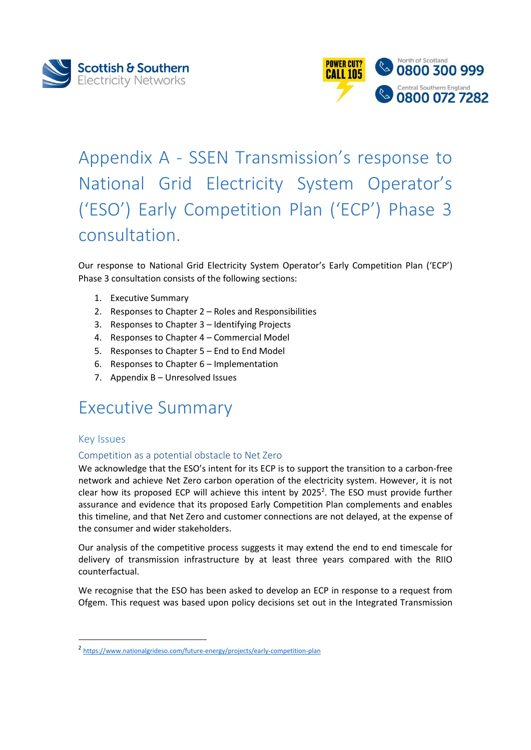# Appendix A - SSEN Transmission's response to National Grid Electricity System Operator's ('ESO') Early Competition Plan ('ECP') Phase 3 consultation.

Our response to National Grid Electricity System Operator's Early Competition Plan ('ECP') Phase 3 consultation consists of the following sections:

1. Executive Summary
2. Responses to Chapter 2 – Roles and Responsibilities
3. Responses to Chapter 3 – Identifying Projects
4. Responses to Chapter 4 – Commercial Model
5. Responses to Chapter 5 – End to End Model
6. Responses to Chapter 6 – Implementation
7. Appendix B – Unresolved Issues

# Executive Summary

## Key Issues

### Competition as a potential obstacle to Net Zero

We acknowledge that the ESO's intent for its ECP is to support the transition to a carbon-free network and achieve Net Zero carbon operation of the electricity system. However, it is not clear how its proposed ECP will achieve this intent by 2025[2]. The ESO must provide further assurance and evidence that its proposed Early Competition Plan complements and enables this timeline, and that Net Zero and customer connections are not delayed, at the expense of the consumer and wider stakeholders.

Our analysis of the competitive process suggests it may extend the end to end timescale for delivery of transmission infrastructure by at least three years compared with the RIIO counterfactual.

We recognise that the ESO has been asked to develop an ECP in response to a request from Ofgem. This request was based upon policy decisions set out in the Integrated Transmission

[2] https://www.nationalgrideso.com/future-energy/projects/early-competition-plan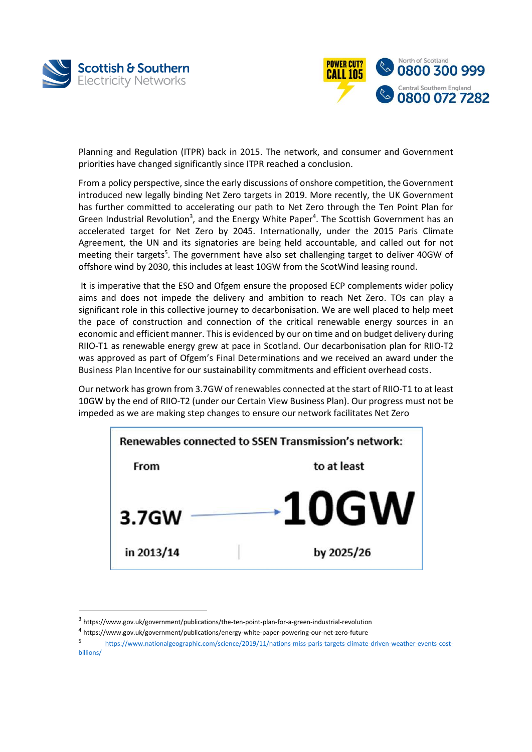Planning and Regulation (ITPR) back in 2015. The network, and consumer and Government priorities have changed significantly since ITPR reached a conclusion.

From a policy perspective, since the early discussions of onshore competition, the Government introduced new legally binding Net Zero targets in 2019. More recently, the UK Government has further committed to accelerating our path to Net Zero through the Ten Point Plan for Green Industrial Revolution[3], and the Energy White Paper[4]. The Scottish Government has an accelerated target for Net Zero by 2045. Internationally, under the 2015 Paris Climate Agreement, the UN and its signatories are being held accountable, and called out for not meeting their targets[5]. The government have also set challenging target to deliver 40GW of offshore wind by 2030, this includes at least 10GW from the ScotWind leasing round.

It is imperative that the ESO and Ofgem ensure the proposed ECP complements wider policy aims and does not impede the delivery and ambition to reach Net Zero. TOs can play a significant role in this collective journey to decarbonisation. We are well placed to help meet the pace of construction and connection of the critical renewable energy sources in an economic and efficient manner. This is evidenced by our on time and on budget delivery during RIIO-T1 as renewable energy grew at pace in Scotland. Our decarbonisation plan for RIIO-T2 was approved as part of Ofgem's Final Determinations and we received an award under the Business Plan Incentive for our sustainability commitments and efficient overhead costs.

Our network has grown from 3.7GW of renewables connected at the start of RIIO-T1 to at least 10GW by the end of RIIO-T2 (under our Certain View Business Plan). Our progress must not be impeded as we are making step changes to ensure our network facilitates Net Zero

**Renewables connected to SSEN Transmission's network:**

| From | to at least |
| --- | --- |
| **3.7GW** → | **10GW** |
| in 2013/14 | by 2025/26 |

[3] https://www.gov.uk/government/publications/the-ten-point-plan-for-a-green-industrial-revolution

[4] https://www.gov.uk/government/publications/energy-white-paper-powering-our-net-zero-future

[5] https://www.nationalgeographic.com/science/2019/11/nations-miss-paris-targets-climate-driven-weather-events-cost-billions/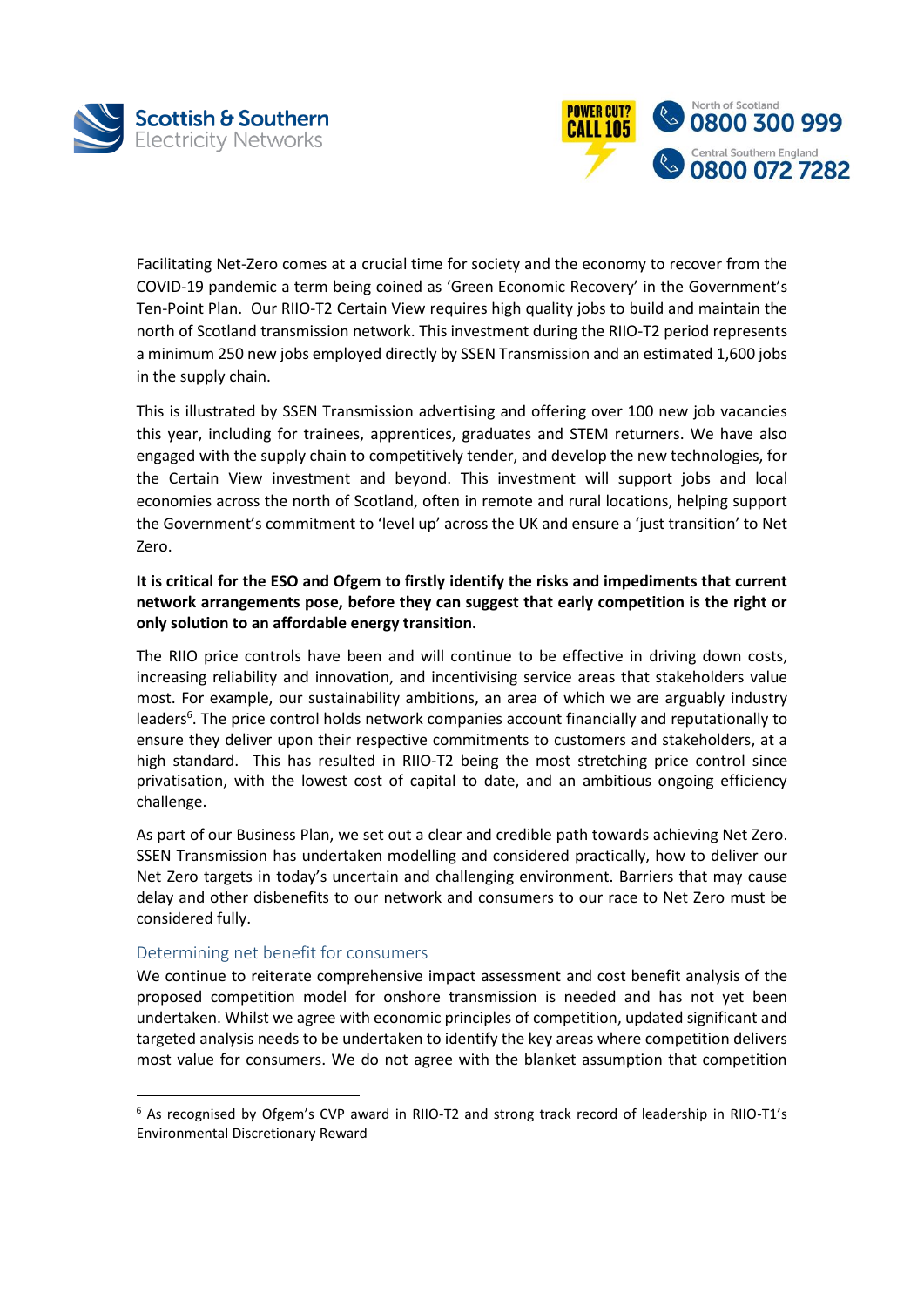Facilitating Net-Zero comes at a crucial time for society and the economy to recover from the COVID-19 pandemic a term being coined as 'Green Economic Recovery' in the Government's Ten-Point Plan. Our RIIO-T2 Certain View requires high quality jobs to build and maintain the north of Scotland transmission network. This investment during the RIIO-T2 period represents a minimum 250 new jobs employed directly by SSEN Transmission and an estimated 1,600 jobs in the supply chain.

This is illustrated by SSEN Transmission advertising and offering over 100 new job vacancies this year, including for trainees, apprentices, graduates and STEM returners. We have also engaged with the supply chain to competitively tender, and develop the new technologies, for the Certain View investment and beyond. This investment will support jobs and local economies across the north of Scotland, often in remote and rural locations, helping support the Government's commitment to 'level up' across the UK and ensure a 'just transition' to Net Zero.

**It is critical for the ESO and Ofgem to firstly identify the risks and impediments that current network arrangements pose, before they can suggest that early competition is the right or only solution to an affordable energy transition.**

The RIIO price controls have been and will continue to be effective in driving down costs, increasing reliability and innovation, and incentivising service areas that stakeholders value most. For example, our sustainability ambitions, an area of which we are arguably industry leaders[6]. The price control holds network companies account financially and reputationally to ensure they deliver upon their respective commitments to customers and stakeholders, at a high standard. This has resulted in RIIO-T2 being the most stretching price control since privatisation, with the lowest cost of capital to date, and an ambitious ongoing efficiency challenge.

As part of our Business Plan, we set out a clear and credible path towards achieving Net Zero. SSEN Transmission has undertaken modelling and considered practically, how to deliver our Net Zero targets in today's uncertain and challenging environment. Barriers that may cause delay and other disbenefits to our network and consumers to our race to Net Zero must be considered fully.

## Determining net benefit for consumers

We continue to reiterate comprehensive impact assessment and cost benefit analysis of the proposed competition model for onshore transmission is needed and has not yet been undertaken. Whilst we agree with economic principles of competition, updated significant and targeted analysis needs to be undertaken to identify the key areas where competition delivers most value for consumers. We do not agree with the blanket assumption that competition

[6] As recognised by Ofgem's CVP award in RIIO-T2 and strong track record of leadership in RIIO-T1's Environmental Discretionary Reward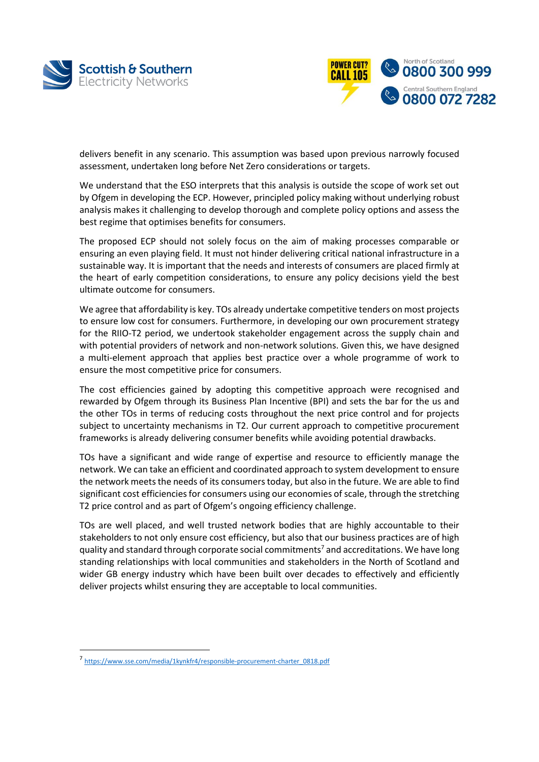delivers benefit in any scenario. This assumption was based upon previous narrowly focused assessment, undertaken long before Net Zero considerations or targets.

We understand that the ESO interprets that this analysis is outside the scope of work set out by Ofgem in developing the ECP. However, principled policy making without underlying robust analysis makes it challenging to develop thorough and complete policy options and assess the best regime that optimises benefits for consumers.

The proposed ECP should not solely focus on the aim of making processes comparable or ensuring an even playing field. It must not hinder delivering critical national infrastructure in a sustainable way. It is important that the needs and interests of consumers are placed firmly at the heart of early competition considerations, to ensure any policy decisions yield the best ultimate outcome for consumers.

We agree that affordability is key. TOs already undertake competitive tenders on most projects to ensure low cost for consumers. Furthermore, in developing our own procurement strategy for the RIIO-T2 period, we undertook stakeholder engagement across the supply chain and with potential providers of network and non-network solutions. Given this, we have designed a multi-element approach that applies best practice over a whole programme of work to ensure the most competitive price for consumers.

The cost efficiencies gained by adopting this competitive approach were recognised and rewarded by Ofgem through its Business Plan Incentive (BPI) and sets the bar for the us and the other TOs in terms of reducing costs throughout the next price control and for projects subject to uncertainty mechanisms in T2. Our current approach to competitive procurement frameworks is already delivering consumer benefits while avoiding potential drawbacks.

TOs have a significant and wide range of expertise and resource to efficiently manage the network. We can take an efficient and coordinated approach to system development to ensure the network meets the needs of its consumers today, but also in the future. We are able to find significant cost efficiencies for consumers using our economies of scale, through the stretching T2 price control and as part of Ofgem's ongoing efficiency challenge.

TOs are well placed, and well trusted network bodies that are highly accountable to their stakeholders to not only ensure cost efficiency, but also that our business practices are of high quality and standard through corporate social commitments[7] and accreditations. We have long standing relationships with local communities and stakeholders in the North of Scotland and wider GB energy industry which have been built over decades to effectively and efficiently deliver projects whilst ensuring they are acceptable to local communities.

[7] https://www.sse.com/media/1kynkfr4/responsible-procurement-charter_0818.pdf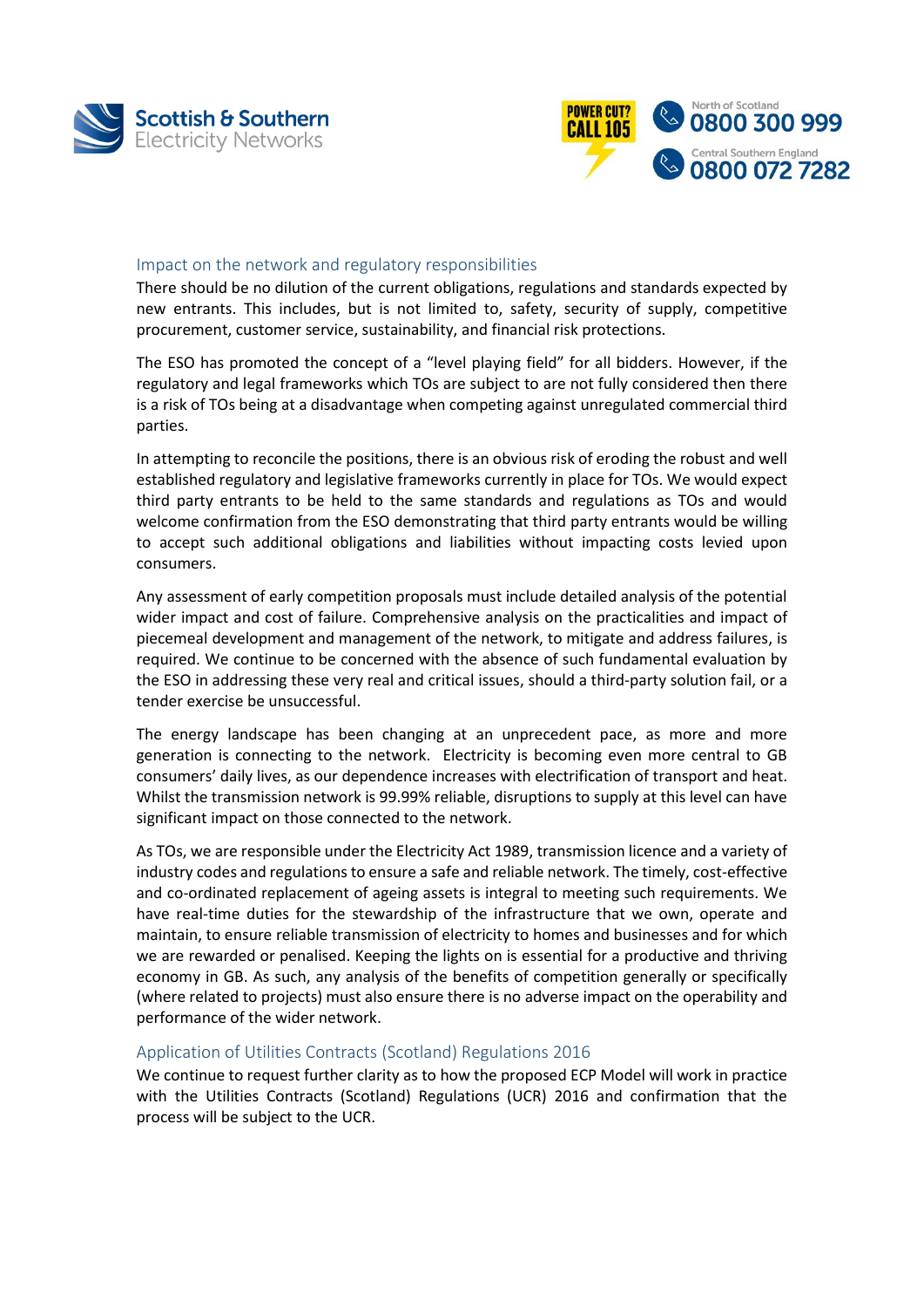## Impact on the network and regulatory responsibilities

There should be no dilution of the current obligations, regulations and standards expected by new entrants. This includes, but is not limited to, safety, security of supply, competitive procurement, customer service, sustainability, and financial risk protections.

The ESO has promoted the concept of a "level playing field" for all bidders. However, if the regulatory and legal frameworks which TOs are subject to are not fully considered then there is a risk of TOs being at a disadvantage when competing against unregulated commercial third parties.

In attempting to reconcile the positions, there is an obvious risk of eroding the robust and well established regulatory and legislative frameworks currently in place for TOs. We would expect third party entrants to be held to the same standards and regulations as TOs and would welcome confirmation from the ESO demonstrating that third party entrants would be willing to accept such additional obligations and liabilities without impacting costs levied upon consumers.

Any assessment of early competition proposals must include detailed analysis of the potential wider impact and cost of failure. Comprehensive analysis on the practicalities and impact of piecemeal development and management of the network, to mitigate and address failures, is required. We continue to be concerned with the absence of such fundamental evaluation by the ESO in addressing these very real and critical issues, should a third-party solution fail, or a tender exercise be unsuccessful.

The energy landscape has been changing at an unprecedent pace, as more and more generation is connecting to the network. Electricity is becoming even more central to GB consumers' daily lives, as our dependence increases with electrification of transport and heat. Whilst the transmission network is 99.99% reliable, disruptions to supply at this level can have significant impact on those connected to the network.

As TOs, we are responsible under the Electricity Act 1989, transmission licence and a variety of industry codes and regulations to ensure a safe and reliable network. The timely, cost-effective and co-ordinated replacement of ageing assets is integral to meeting such requirements. We have real-time duties for the stewardship of the infrastructure that we own, operate and maintain, to ensure reliable transmission of electricity to homes and businesses and for which we are rewarded or penalised. Keeping the lights on is essential for a productive and thriving economy in GB. As such, any analysis of the benefits of competition generally or specifically (where related to projects) must also ensure there is no adverse impact on the operability and performance of the wider network.

## Application of Utilities Contracts (Scotland) Regulations 2016

We continue to request further clarity as to how the proposed ECP Model will work in practice with the Utilities Contracts (Scotland) Regulations (UCR) 2016 and confirmation that the process will be subject to the UCR.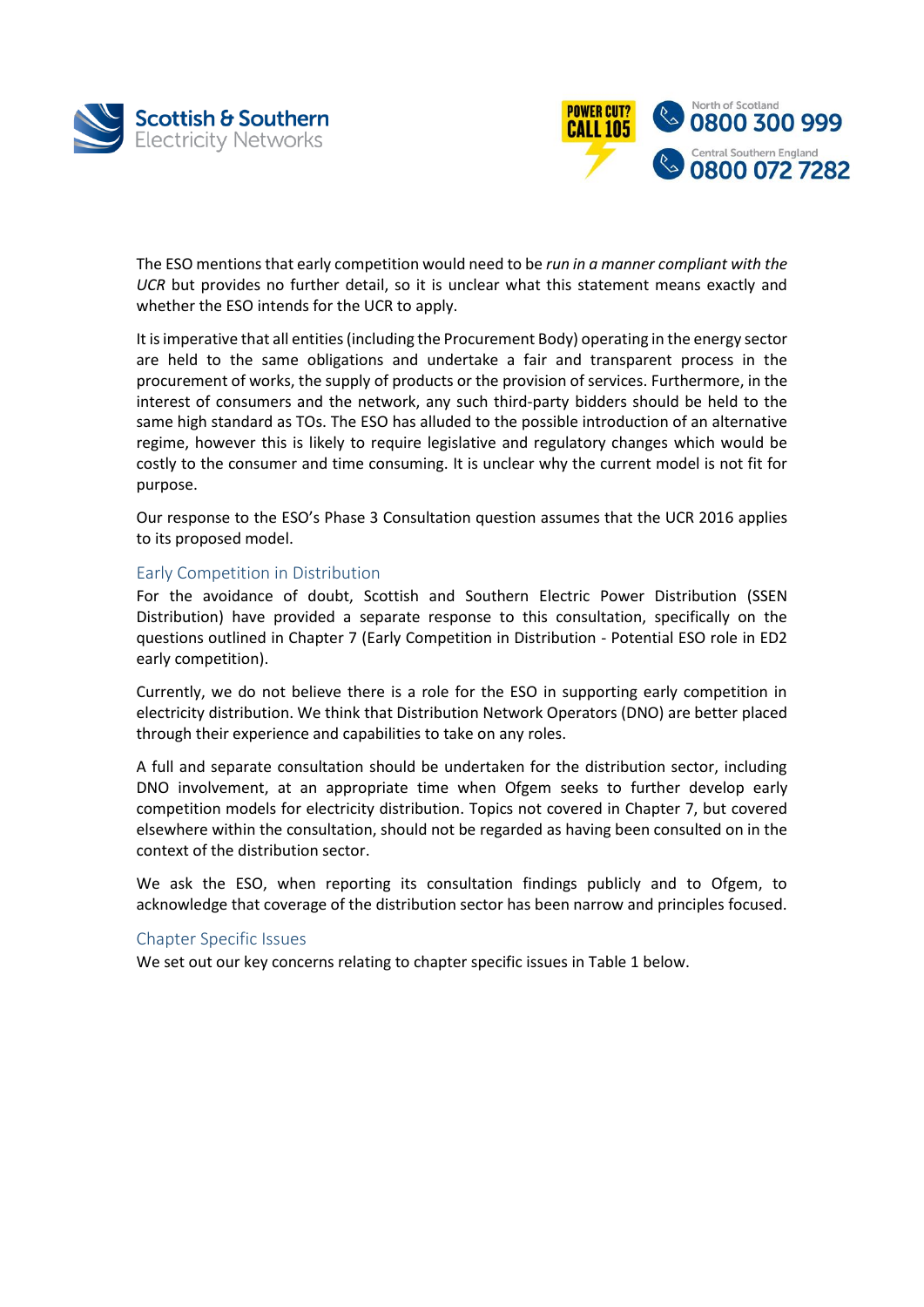The ESO mentions that early competition would need to be *run in a manner compliant with the UCR* but provides no further detail, so it is unclear what this statement means exactly and whether the ESO intends for the UCR to apply.

It is imperative that all entities (including the Procurement Body) operating in the energy sector are held to the same obligations and undertake a fair and transparent process in the procurement of works, the supply of products or the provision of services. Furthermore, in the interest of consumers and the network, any such third-party bidders should be held to the same high standard as TOs. The ESO has alluded to the possible introduction of an alternative regime, however this is likely to require legislative and regulatory changes which would be costly to the consumer and time consuming. It is unclear why the current model is not fit for purpose.

Our response to the ESO's Phase 3 Consultation question assumes that the UCR 2016 applies to its proposed model.

## Early Competition in Distribution

For the avoidance of doubt, Scottish and Southern Electric Power Distribution (SSEN Distribution) have provided a separate response to this consultation, specifically on the questions outlined in Chapter 7 (Early Competition in Distribution - Potential ESO role in ED2 early competition).

Currently, we do not believe there is a role for the ESO in supporting early competition in electricity distribution. We think that Distribution Network Operators (DNO) are better placed through their experience and capabilities to take on any roles.

A full and separate consultation should be undertaken for the distribution sector, including DNO involvement, at an appropriate time when Ofgem seeks to further develop early competition models for electricity distribution. Topics not covered in Chapter 7, but covered elsewhere within the consultation, should not be regarded as having been consulted on in the context of the distribution sector.

We ask the ESO, when reporting its consultation findings publicly and to Ofgem, to acknowledge that coverage of the distribution sector has been narrow and principles focused.

## Chapter Specific Issues

We set out our key concerns relating to chapter specific issues in Table 1 below.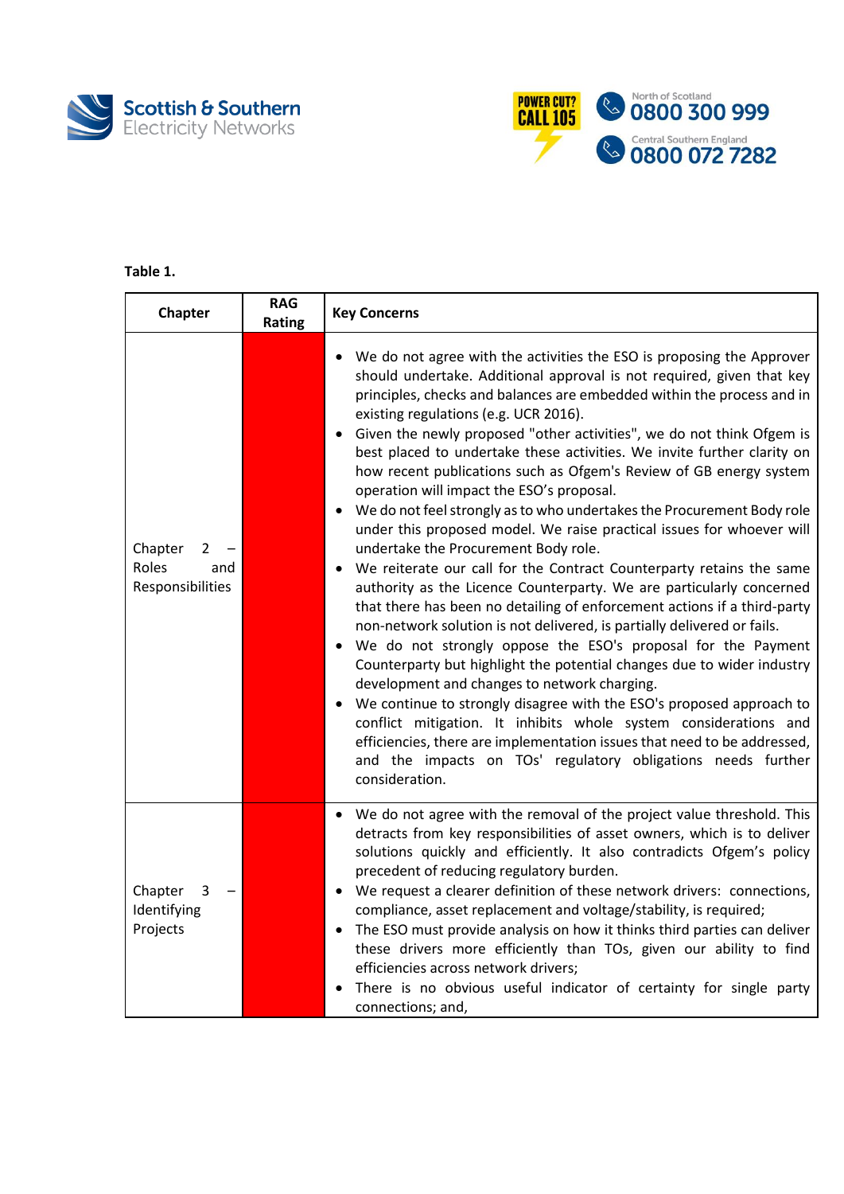**Table 1.**

| Chapter | RAG Rating | Key Concerns |
|---|---|---|
| Chapter 2 – Roles and Responsibilities | | • We do not agree with the activities the ESO is proposing the Approver should undertake. Additional approval is not required, given that key principles, checks and balances are embedded within the process and in existing regulations (e.g. UCR 2016).<br>• Given the newly proposed "other activities", we do not think Ofgem is best placed to undertake these activities. We invite further clarity on how recent publications such as Ofgem's Review of GB energy system operation will impact the ESO's proposal.<br>• We do not feel strongly as to who undertakes the Procurement Body role under this proposed model. We raise practical issues for whoever will undertake the Procurement Body role.<br>• We reiterate our call for the Contract Counterparty retains the same authority as the Licence Counterparty. We are particularly concerned that there has been no detailing of enforcement actions if a third-party non-network solution is not delivered, is partially delivered or fails.<br>• We do not strongly oppose the ESO's proposal for the Payment Counterparty but highlight the potential changes due to wider industry development and changes to network charging.<br>• We continue to strongly disagree with the ESO's proposed approach to conflict mitigation. It inhibits whole system considerations and efficiencies, there are implementation issues that need to be addressed, and the impacts on TOs' regulatory obligations needs further consideration. |
| Chapter 3 – Identifying Projects | | • We do not agree with the removal of the project value threshold. This detracts from key responsibilities of asset owners, which is to deliver solutions quickly and efficiently. It also contradicts Ofgem's policy precedent of reducing regulatory burden.<br>• We request a clearer definition of these network drivers: connections, compliance, asset replacement and voltage/stability, is required;<br>• The ESO must provide analysis on how it thinks third parties can deliver these drivers more efficiently than TOs, given our ability to find efficiencies across network drivers;<br>• There is no obvious useful indicator of certainty for single party connections; and, |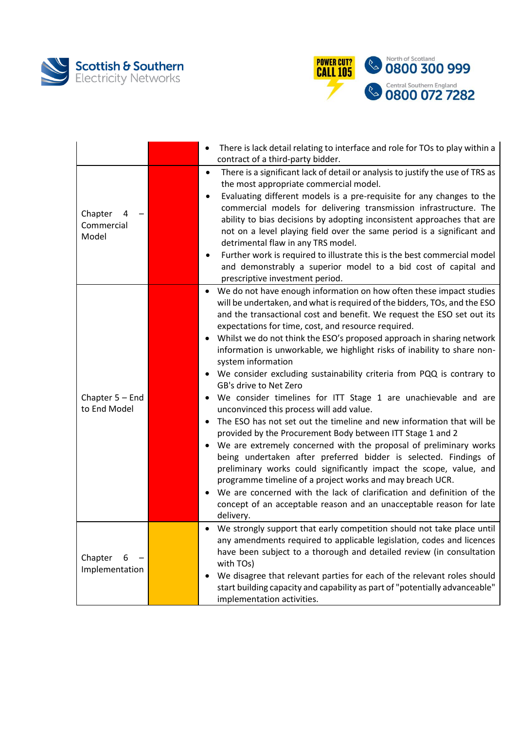| | | |
|---|---|---|
| | | • There is lack detail relating to interface and role for TOs to play within a contract of a third-party bidder. |
| Chapter 4 – Commercial Model | | • There is a significant lack of detail or analysis to justify the use of TRS as the most appropriate commercial model.<br>• Evaluating different models is a pre-requisite for any changes to the commercial models for delivering transmission infrastructure. The ability to bias decisions by adopting inconsistent approaches that are not on a level playing field over the same period is a significant and detrimental flaw in any TRS model.<br>• Further work is required to illustrate this is the best commercial model and demonstrably a superior model to a bid cost of capital and prescriptive investment period. |
| Chapter 5 – End to End Model | | • We do not have enough information on how often these impact studies will be undertaken, and what is required of the bidders, TOs, and the ESO and the transactional cost and benefit. We request the ESO set out its expectations for time, cost, and resource required.<br>• Whilst we do not think the ESO's proposed approach in sharing network information is unworkable, we highlight risks of inability to share non-system information<br>• We consider excluding sustainability criteria from PQQ is contrary to GB's drive to Net Zero<br>• We consider timelines for ITT Stage 1 are unachievable and are unconvinced this process will add value.<br>• The ESO has not set out the timeline and new information that will be provided by the Procurement Body between ITT Stage 1 and 2<br>• We are extremely concerned with the proposal of preliminary works being undertaken after preferred bidder is selected. Findings of preliminary works could significantly impact the scope, value, and programme timeline of a project works and may breach UCR.<br>• We are concerned with the lack of clarification and definition of the concept of an acceptable reason and an unacceptable reason for late delivery. |
| Chapter 6 – Implementation | | • We strongly support that early competition should not take place until any amendments required to applicable legislation, codes and licences have been subject to a thorough and detailed review (in consultation with TOs)<br>• We disagree that relevant parties for each of the relevant roles should start building capacity and capability as part of "potentially advanceable" implementation activities. |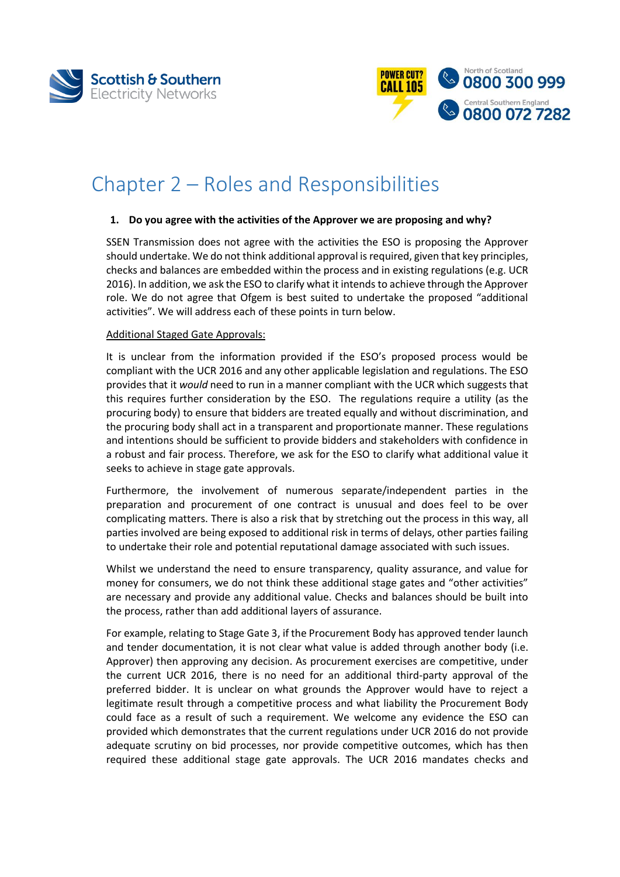# Chapter 2 – Roles and Responsibilities

**1. Do you agree with the activities of the Approver we are proposing and why?**

SSEN Transmission does not agree with the activities the ESO is proposing the Approver should undertake. We do not think additional approval is required, given that key principles, checks and balances are embedded within the process and in existing regulations (e.g. UCR 2016). In addition, we ask the ESO to clarify what it intends to achieve through the Approver role. We do not agree that Ofgem is best suited to undertake the proposed "additional activities". We will address each of these points in turn below.

Additional Staged Gate Approvals:

It is unclear from the information provided if the ESO's proposed process would be compliant with the UCR 2016 and any other applicable legislation and regulations. The ESO provides that it *would* need to run in a manner compliant with the UCR which suggests that this requires further consideration by the ESO. The regulations require a utility (as the procuring body) to ensure that bidders are treated equally and without discrimination, and the procuring body shall act in a transparent and proportionate manner. These regulations and intentions should be sufficient to provide bidders and stakeholders with confidence in a robust and fair process. Therefore, we ask for the ESO to clarify what additional value it seeks to achieve in stage gate approvals.

Furthermore, the involvement of numerous separate/independent parties in the preparation and procurement of one contract is unusual and does feel to be over complicating matters. There is also a risk that by stretching out the process in this way, all parties involved are being exposed to additional risk in terms of delays, other parties failing to undertake their role and potential reputational damage associated with such issues.

Whilst we understand the need to ensure transparency, quality assurance, and value for money for consumers, we do not think these additional stage gates and "other activities" are necessary and provide any additional value. Checks and balances should be built into the process, rather than add additional layers of assurance.

For example, relating to Stage Gate 3, if the Procurement Body has approved tender launch and tender documentation, it is not clear what value is added through another body (i.e. Approver) then approving any decision. As procurement exercises are competitive, under the current UCR 2016, there is no need for an additional third-party approval of the preferred bidder. It is unclear on what grounds the Approver would have to reject a legitimate result through a competitive process and what liability the Procurement Body could face as a result of such a requirement. We welcome any evidence the ESO can provided which demonstrates that the current regulations under UCR 2016 do not provide adequate scrutiny on bid processes, nor provide competitive outcomes, which has then required these additional stage gate approvals. The UCR 2016 mandates checks and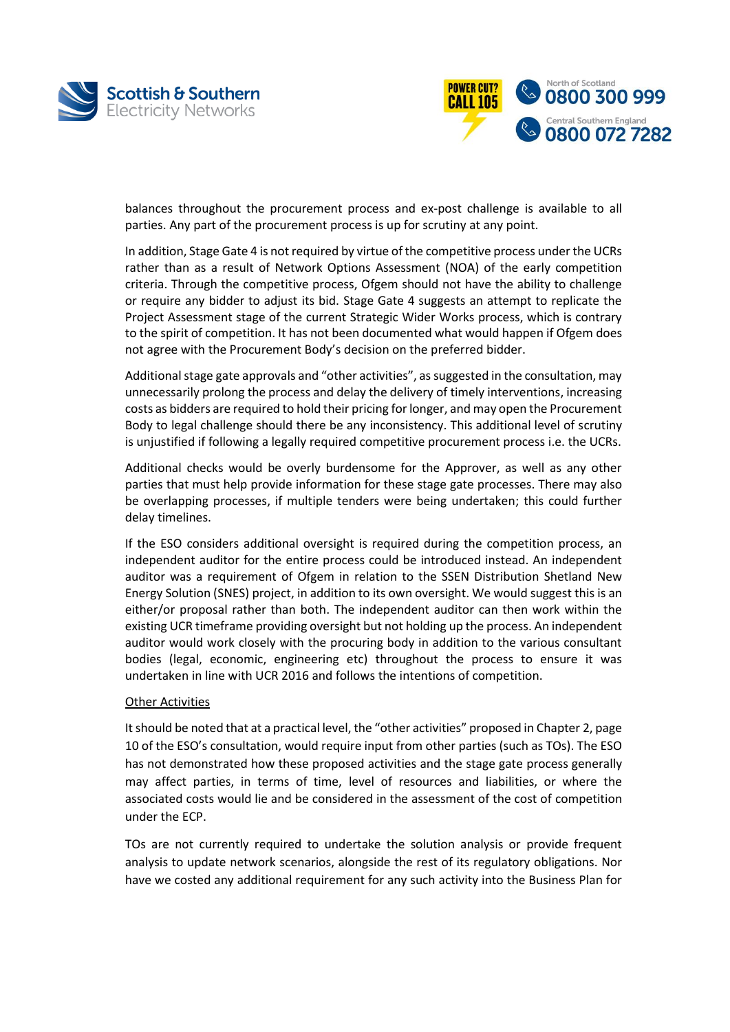balances throughout the procurement process and ex-post challenge is available to all parties. Any part of the procurement process is up for scrutiny at any point.

In addition, Stage Gate 4 is not required by virtue of the competitive process under the UCRs rather than as a result of Network Options Assessment (NOA) of the early competition criteria. Through the competitive process, Ofgem should not have the ability to challenge or require any bidder to adjust its bid. Stage Gate 4 suggests an attempt to replicate the Project Assessment stage of the current Strategic Wider Works process, which is contrary to the spirit of competition. It has not been documented what would happen if Ofgem does not agree with the Procurement Body's decision on the preferred bidder.

Additional stage gate approvals and "other activities", as suggested in the consultation, may unnecessarily prolong the process and delay the delivery of timely interventions, increasing costs as bidders are required to hold their pricing for longer, and may open the Procurement Body to legal challenge should there be any inconsistency. This additional level of scrutiny is unjustified if following a legally required competitive procurement process i.e. the UCRs.

Additional checks would be overly burdensome for the Approver, as well as any other parties that must help provide information for these stage gate processes. There may also be overlapping processes, if multiple tenders were being undertaken; this could further delay timelines.

If the ESO considers additional oversight is required during the competition process, an independent auditor for the entire process could be introduced instead. An independent auditor was a requirement of Ofgem in relation to the SSEN Distribution Shetland New Energy Solution (SNES) project, in addition to its own oversight. We would suggest this is an either/or proposal rather than both. The independent auditor can then work within the existing UCR timeframe providing oversight but not holding up the process. An independent auditor would work closely with the procuring body in addition to the various consultant bodies (legal, economic, engineering etc) throughout the process to ensure it was undertaken in line with UCR 2016 and follows the intentions of competition.

<u>Other Activities</u>

It should be noted that at a practical level, the "other activities" proposed in Chapter 2, page 10 of the ESO's consultation, would require input from other parties (such as TOs). The ESO has not demonstrated how these proposed activities and the stage gate process generally may affect parties, in terms of time, level of resources and liabilities, or where the associated costs would lie and be considered in the assessment of the cost of competition under the ECP.

TOs are not currently required to undertake the solution analysis or provide frequent analysis to update network scenarios, alongside the rest of its regulatory obligations. Nor have we costed any additional requirement for any such activity into the Business Plan for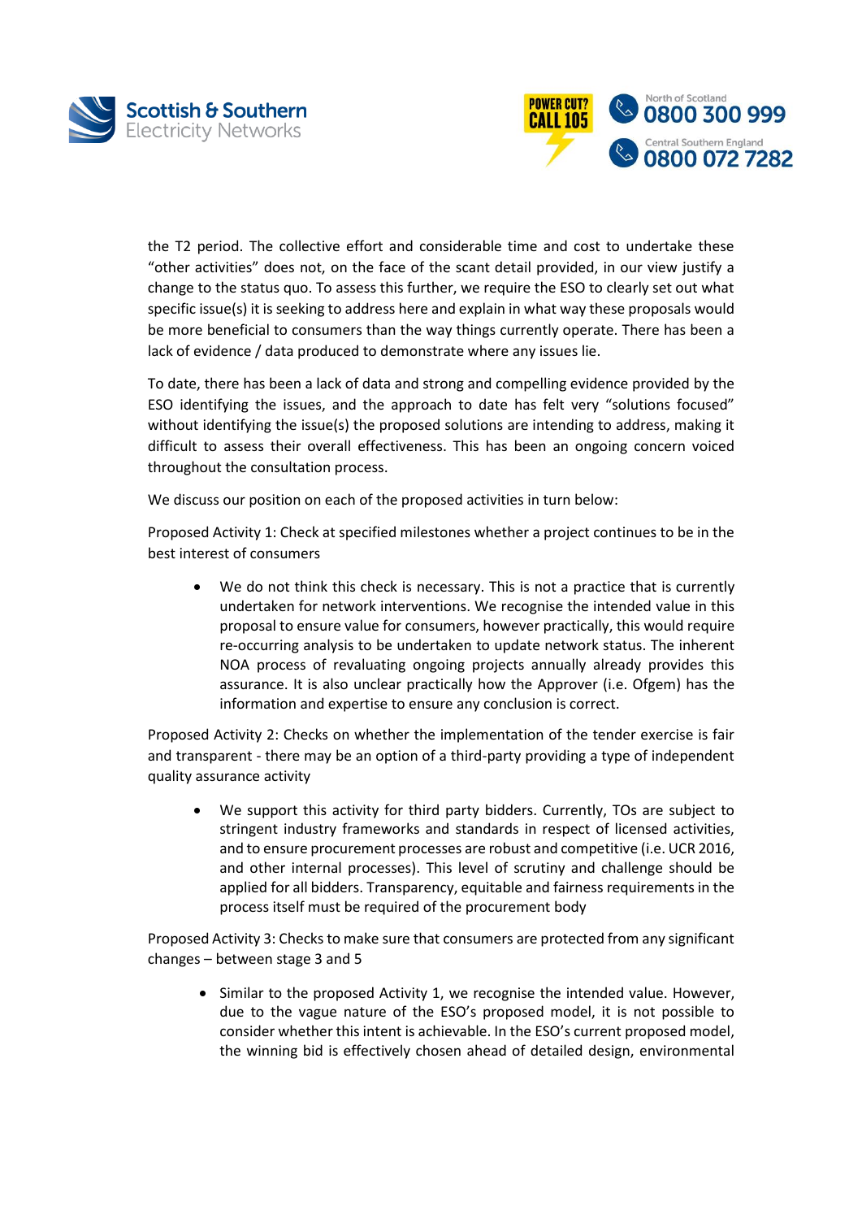the T2 period. The collective effort and considerable time and cost to undertake these "other activities" does not, on the face of the scant detail provided, in our view justify a change to the status quo. To assess this further, we require the ESO to clearly set out what specific issue(s) it is seeking to address here and explain in what way these proposals would be more beneficial to consumers than the way things currently operate. There has been a lack of evidence / data produced to demonstrate where any issues lie.

To date, there has been a lack of data and strong and compelling evidence provided by the ESO identifying the issues, and the approach to date has felt very "solutions focused" without identifying the issue(s) the proposed solutions are intending to address, making it difficult to assess their overall effectiveness. This has been an ongoing concern voiced throughout the consultation process.

We discuss our position on each of the proposed activities in turn below:

Proposed Activity 1: Check at specified milestones whether a project continues to be in the best interest of consumers

- We do not think this check is necessary. This is not a practice that is currently undertaken for network interventions. We recognise the intended value in this proposal to ensure value for consumers, however practically, this would require re-occurring analysis to be undertaken to update network status. The inherent NOA process of revaluating ongoing projects annually already provides this assurance. It is also unclear practically how the Approver (i.e. Ofgem) has the information and expertise to ensure any conclusion is correct.

Proposed Activity 2: Checks on whether the implementation of the tender exercise is fair and transparent - there may be an option of a third-party providing a type of independent quality assurance activity

- We support this activity for third party bidders. Currently, TOs are subject to stringent industry frameworks and standards in respect of licensed activities, and to ensure procurement processes are robust and competitive (i.e. UCR 2016, and other internal processes). This level of scrutiny and challenge should be applied for all bidders. Transparency, equitable and fairness requirements in the process itself must be required of the procurement body

Proposed Activity 3: Checks to make sure that consumers are protected from any significant changes – between stage 3 and 5

- Similar to the proposed Activity 1, we recognise the intended value. However, due to the vague nature of the ESO's proposed model, it is not possible to consider whether this intent is achievable. In the ESO's current proposed model, the winning bid is effectively chosen ahead of detailed design, environmental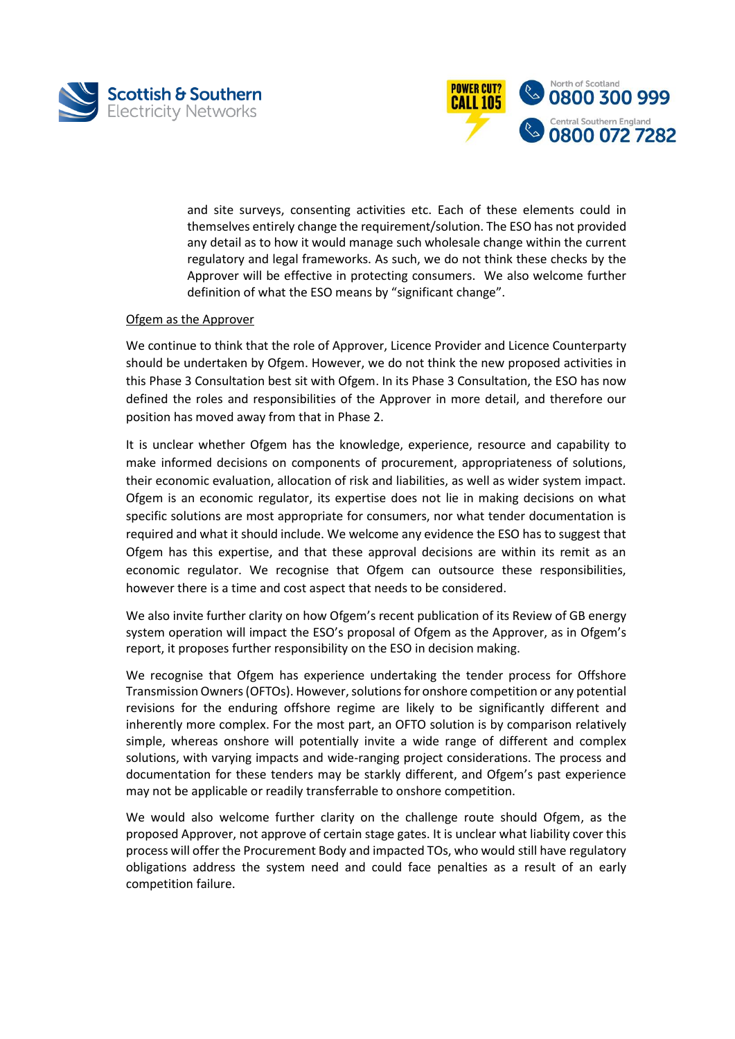and site surveys, consenting activities etc. Each of these elements could in themselves entirely change the requirement/solution. The ESO has not provided any detail as to how it would manage such wholesale change within the current regulatory and legal frameworks. As such, we do not think these checks by the Approver will be effective in protecting consumers. We also welcome further definition of what the ESO means by "significant change".

Ofgem as the Approver

We continue to think that the role of Approver, Licence Provider and Licence Counterparty should be undertaken by Ofgem. However, we do not think the new proposed activities in this Phase 3 Consultation best sit with Ofgem. In its Phase 3 Consultation, the ESO has now defined the roles and responsibilities of the Approver in more detail, and therefore our position has moved away from that in Phase 2.

It is unclear whether Ofgem has the knowledge, experience, resource and capability to make informed decisions on components of procurement, appropriateness of solutions, their economic evaluation, allocation of risk and liabilities, as well as wider system impact. Ofgem is an economic regulator, its expertise does not lie in making decisions on what specific solutions are most appropriate for consumers, nor what tender documentation is required and what it should include. We welcome any evidence the ESO has to suggest that Ofgem has this expertise, and that these approval decisions are within its remit as an economic regulator. We recognise that Ofgem can outsource these responsibilities, however there is a time and cost aspect that needs to be considered.

We also invite further clarity on how Ofgem's recent publication of its Review of GB energy system operation will impact the ESO's proposal of Ofgem as the Approver, as in Ofgem's report, it proposes further responsibility on the ESO in decision making.

We recognise that Ofgem has experience undertaking the tender process for Offshore Transmission Owners (OFTOs). However, solutions for onshore competition or any potential revisions for the enduring offshore regime are likely to be significantly different and inherently more complex. For the most part, an OFTO solution is by comparison relatively simple, whereas onshore will potentially invite a wide range of different and complex solutions, with varying impacts and wide-ranging project considerations. The process and documentation for these tenders may be starkly different, and Ofgem's past experience may not be applicable or readily transferrable to onshore competition.

We would also welcome further clarity on the challenge route should Ofgem, as the proposed Approver, not approve of certain stage gates. It is unclear what liability cover this process will offer the Procurement Body and impacted TOs, who would still have regulatory obligations address the system need and could face penalties as a result of an early competition failure.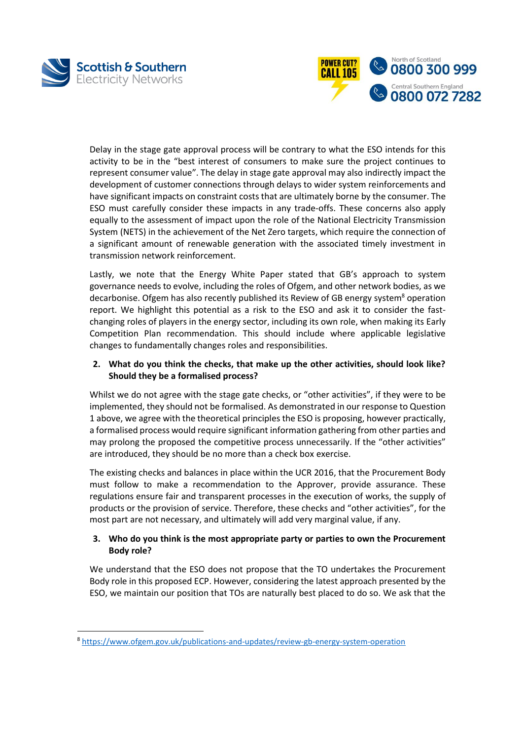Delay in the stage gate approval process will be contrary to what the ESO intends for this activity to be in the "best interest of consumers to make sure the project continues to represent consumer value". The delay in stage gate approval may also indirectly impact the development of customer connections through delays to wider system reinforcements and have significant impacts on constraint costs that are ultimately borne by the consumer. The ESO must carefully consider these impacts in any trade-offs. These concerns also apply equally to the assessment of impact upon the role of the National Electricity Transmission System (NETS) in the achievement of the Net Zero targets, which require the connection of a significant amount of renewable generation with the associated timely investment in transmission network reinforcement.

Lastly, we note that the Energy White Paper stated that GB's approach to system governance needs to evolve, including the roles of Ofgem, and other network bodies, as we decarbonise. Ofgem has also recently published its Review of GB energy system[8] operation report. We highlight this potential as a risk to the ESO and ask it to consider the fast-changing roles of players in the energy sector, including its own role, when making its Early Competition Plan recommendation. This should include where applicable legislative changes to fundamentally changes roles and responsibilities.

2. **What do you think the checks, that make up the other activities, should look like? Should they be a formalised process?**

Whilst we do not agree with the stage gate checks, or "other activities", if they were to be implemented, they should not be formalised. As demonstrated in our response to Question 1 above, we agree with the theoretical principles the ESO is proposing, however practically, a formalised process would require significant information gathering from other parties and may prolong the proposed the competitive process unnecessarily. If the "other activities" are introduced, they should be no more than a check box exercise.

The existing checks and balances in place within the UCR 2016, that the Procurement Body must follow to make a recommendation to the Approver, provide assurance. These regulations ensure fair and transparent processes in the execution of works, the supply of products or the provision of service. Therefore, these checks and "other activities", for the most part are not necessary, and ultimately will add very marginal value, if any.

3. **Who do you think is the most appropriate party or parties to own the Procurement Body role?**

We understand that the ESO does not propose that the TO undertakes the Procurement Body role in this proposed ECP. However, considering the latest approach presented by the ESO, we maintain our position that TOs are naturally best placed to do so. We ask that the

---

[8] https://www.ofgem.gov.uk/publications-and-updates/review-gb-energy-system-operation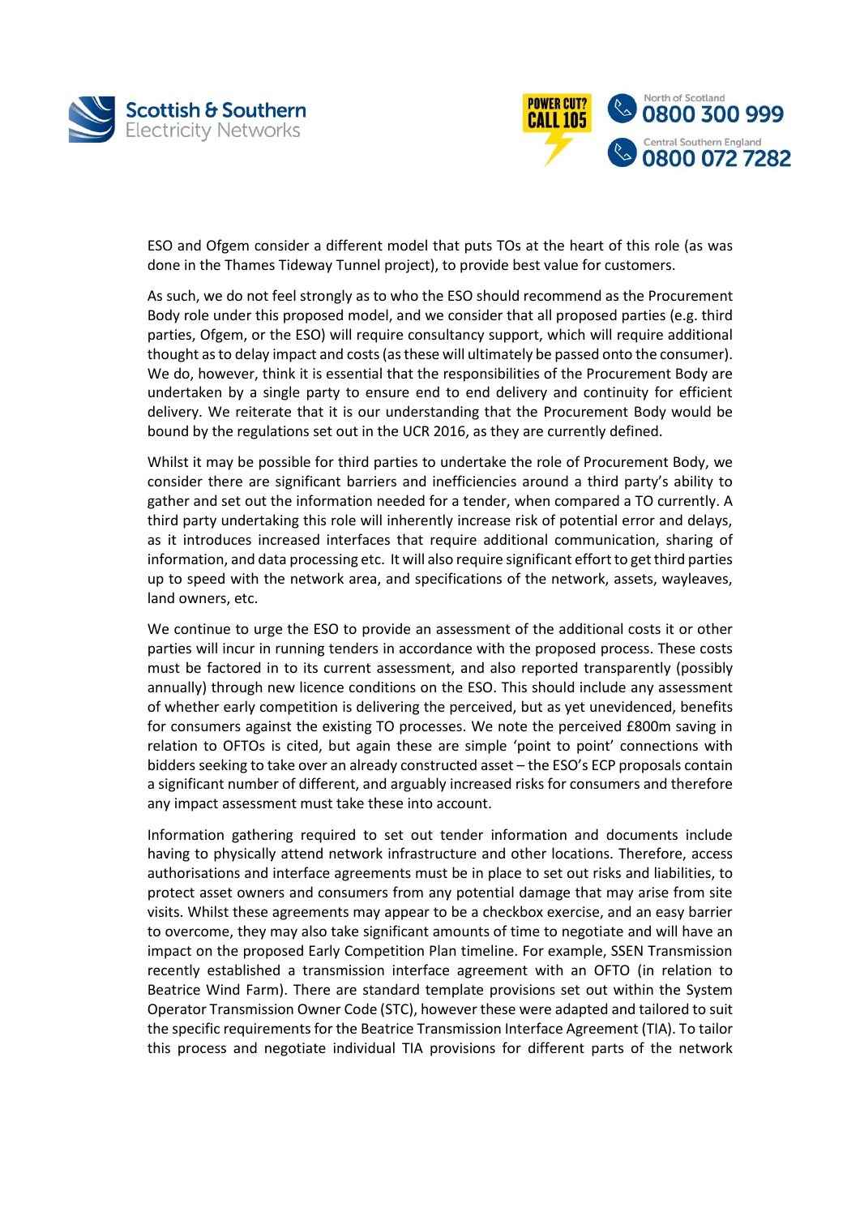ESO and Ofgem consider a different model that puts TOs at the heart of this role (as was done in the Thames Tideway Tunnel project), to provide best value for customers.

As such, we do not feel strongly as to who the ESO should recommend as the Procurement Body role under this proposed model, and we consider that all proposed parties (e.g. third parties, Ofgem, or the ESO) will require consultancy support, which will require additional thought as to delay impact and costs (as these will ultimately be passed onto the consumer). We do, however, think it is essential that the responsibilities of the Procurement Body are undertaken by a single party to ensure end to end delivery and continuity for efficient delivery. We reiterate that it is our understanding that the Procurement Body would be bound by the regulations set out in the UCR 2016, as they are currently defined.

Whilst it may be possible for third parties to undertake the role of Procurement Body, we consider there are significant barriers and inefficiencies around a third party's ability to gather and set out the information needed for a tender, when compared a TO currently. A third party undertaking this role will inherently increase risk of potential error and delays, as it introduces increased interfaces that require additional communication, sharing of information, and data processing etc. It will also require significant effort to get third parties up to speed with the network area, and specifications of the network, assets, wayleaves, land owners, etc.

We continue to urge the ESO to provide an assessment of the additional costs it or other parties will incur in running tenders in accordance with the proposed process. These costs must be factored in to its current assessment, and also reported transparently (possibly annually) through new licence conditions on the ESO. This should include any assessment of whether early competition is delivering the perceived, but as yet unevidenced, benefits for consumers against the existing TO processes. We note the perceived £800m saving in relation to OFTOs is cited, but again these are simple 'point to point' connections with bidders seeking to take over an already constructed asset – the ESO's ECP proposals contain a significant number of different, and arguably increased risks for consumers and therefore any impact assessment must take these into account.

Information gathering required to set out tender information and documents include having to physically attend network infrastructure and other locations. Therefore, access authorisations and interface agreements must be in place to set out risks and liabilities, to protect asset owners and consumers from any potential damage that may arise from site visits. Whilst these agreements may appear to be a checkbox exercise, and an easy barrier to overcome, they may also take significant amounts of time to negotiate and will have an impact on the proposed Early Competition Plan timeline. For example, SSEN Transmission recently established a transmission interface agreement with an OFTO (in relation to Beatrice Wind Farm). There are standard template provisions set out within the System Operator Transmission Owner Code (STC), however these were adapted and tailored to suit the specific requirements for the Beatrice Transmission Interface Agreement (TIA). To tailor this process and negotiate individual TIA provisions for different parts of the network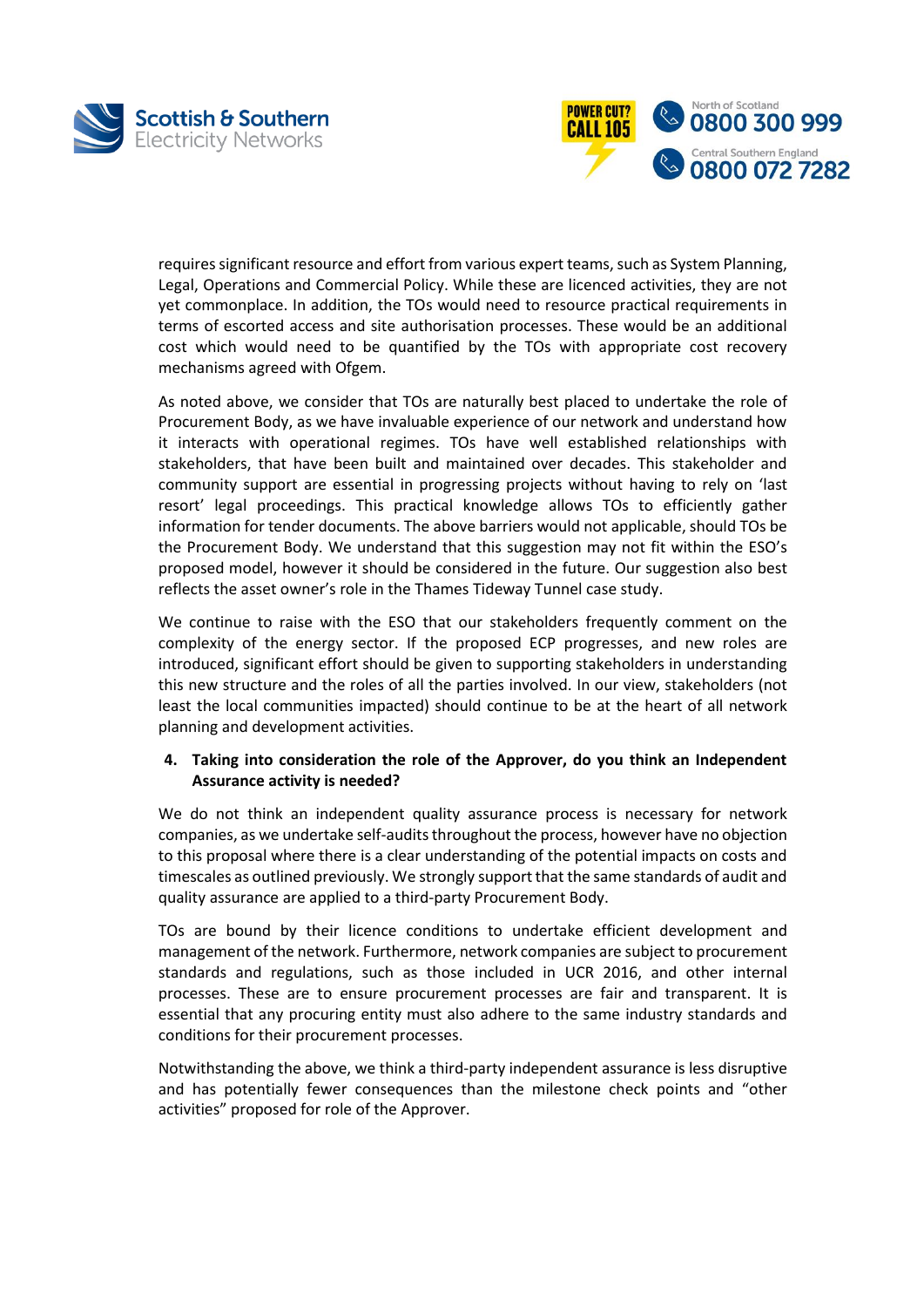requires significant resource and effort from various expert teams, such as System Planning, Legal, Operations and Commercial Policy. While these are licenced activities, they are not yet commonplace. In addition, the TOs would need to resource practical requirements in terms of escorted access and site authorisation processes. These would be an additional cost which would need to be quantified by the TOs with appropriate cost recovery mechanisms agreed with Ofgem.

As noted above, we consider that TOs are naturally best placed to undertake the role of Procurement Body, as we have invaluable experience of our network and understand how it interacts with operational regimes. TOs have well established relationships with stakeholders, that have been built and maintained over decades. This stakeholder and community support are essential in progressing projects without having to rely on 'last resort' legal proceedings. This practical knowledge allows TOs to efficiently gather information for tender documents. The above barriers would not applicable, should TOs be the Procurement Body. We understand that this suggestion may not fit within the ESO's proposed model, however it should be considered in the future. Our suggestion also best reflects the asset owner's role in the Thames Tideway Tunnel case study.

We continue to raise with the ESO that our stakeholders frequently comment on the complexity of the energy sector. If the proposed ECP progresses, and new roles are introduced, significant effort should be given to supporting stakeholders in understanding this new structure and the roles of all the parties involved. In our view, stakeholders (not least the local communities impacted) should continue to be at the heart of all network planning and development activities.

4. **Taking into consideration the role of the Approver, do you think an Independent Assurance activity is needed?**

We do not think an independent quality assurance process is necessary for network companies, as we undertake self-audits throughout the process, however have no objection to this proposal where there is a clear understanding of the potential impacts on costs and timescales as outlined previously. We strongly support that the same standards of audit and quality assurance are applied to a third-party Procurement Body.

TOs are bound by their licence conditions to undertake efficient development and management of the network. Furthermore, network companies are subject to procurement standards and regulations, such as those included in UCR 2016, and other internal processes. These are to ensure procurement processes are fair and transparent. It is essential that any procuring entity must also adhere to the same industry standards and conditions for their procurement processes.

Notwithstanding the above, we think a third-party independent assurance is less disruptive and has potentially fewer consequences than the milestone check points and "other activities" proposed for role of the Approver.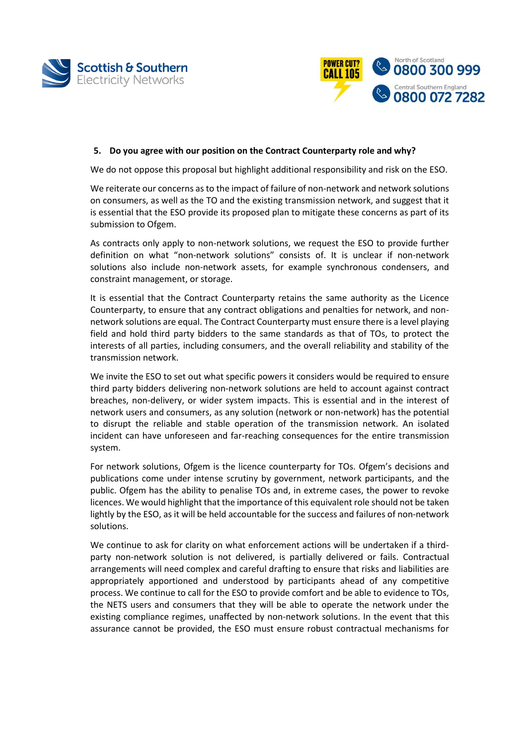**5. Do you agree with our position on the Contract Counterparty role and why?**

We do not oppose this proposal but highlight additional responsibility and risk on the ESO.

We reiterate our concerns as to the impact of failure of non-network and network solutions on consumers, as well as the TO and the existing transmission network, and suggest that it is essential that the ESO provide its proposed plan to mitigate these concerns as part of its submission to Ofgem.

As contracts only apply to non-network solutions, we request the ESO to provide further definition on what "non-network solutions" consists of. It is unclear if non-network solutions also include non-network assets, for example synchronous condensers, and constraint management, or storage.

It is essential that the Contract Counterparty retains the same authority as the Licence Counterparty, to ensure that any contract obligations and penalties for network, and non-network solutions are equal. The Contract Counterparty must ensure there is a level playing field and hold third party bidders to the same standards as that of TOs, to protect the interests of all parties, including consumers, and the overall reliability and stability of the transmission network.

We invite the ESO to set out what specific powers it considers would be required to ensure third party bidders delivering non-network solutions are held to account against contract breaches, non-delivery, or wider system impacts. This is essential and in the interest of network users and consumers, as any solution (network or non-network) has the potential to disrupt the reliable and stable operation of the transmission network. An isolated incident can have unforeseen and far-reaching consequences for the entire transmission system.

For network solutions, Ofgem is the licence counterparty for TOs. Ofgem's decisions and publications come under intense scrutiny by government, network participants, and the public. Ofgem has the ability to penalise TOs and, in extreme cases, the power to revoke licences. We would highlight that the importance of this equivalent role should not be taken lightly by the ESO, as it will be held accountable for the success and failures of non-network solutions.

We continue to ask for clarity on what enforcement actions will be undertaken if a third-party non-network solution is not delivered, is partially delivered or fails. Contractual arrangements will need complex and careful drafting to ensure that risks and liabilities are appropriately apportioned and understood by participants ahead of any competitive process. We continue to call for the ESO to provide comfort and be able to evidence to TOs, the NETS users and consumers that they will be able to operate the network under the existing compliance regimes, unaffected by non-network solutions. In the event that this assurance cannot be provided, the ESO must ensure robust contractual mechanisms for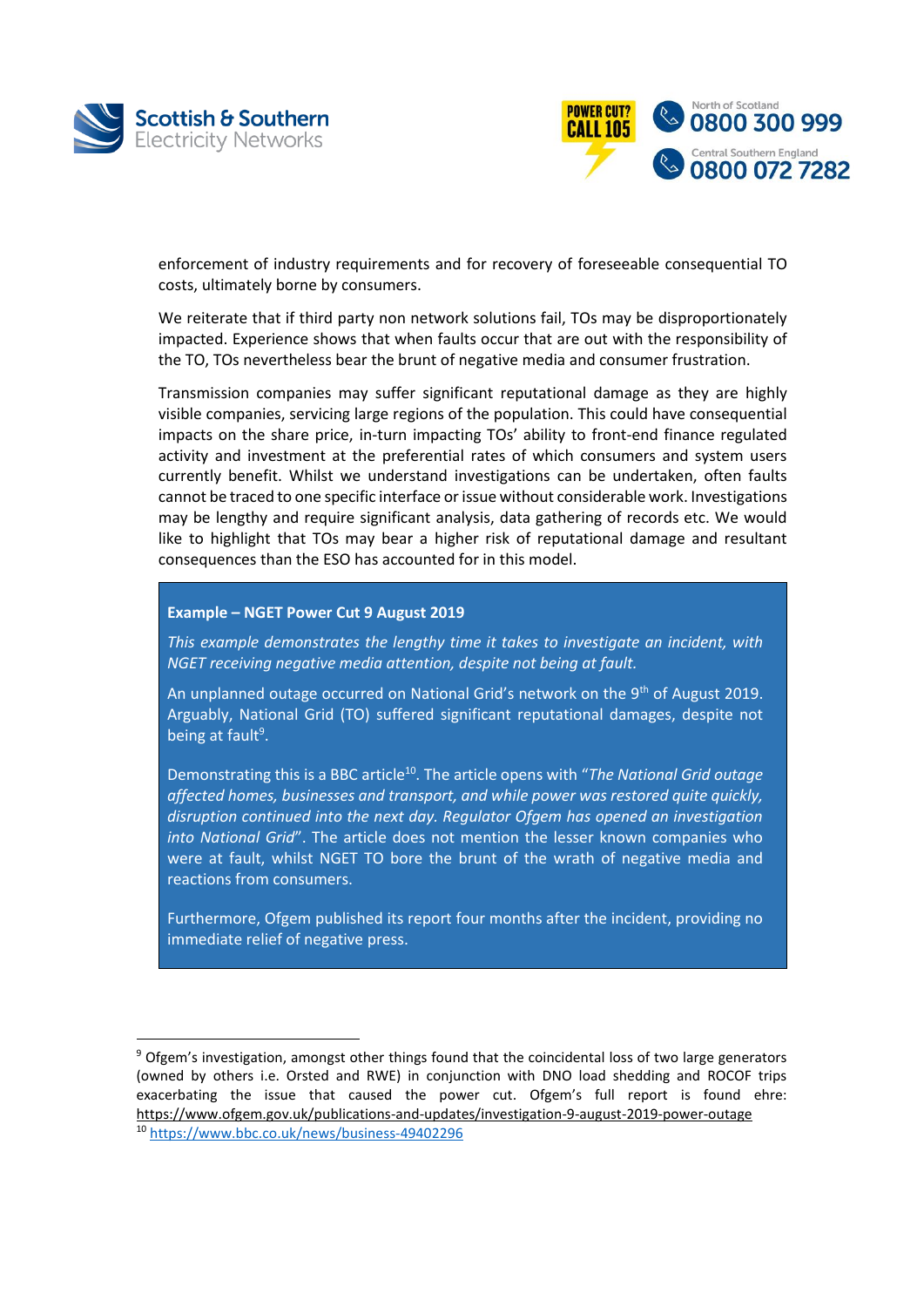enforcement of industry requirements and for recovery of foreseeable consequential TO costs, ultimately borne by consumers.

We reiterate that if third party non network solutions fail, TOs may be disproportionately impacted. Experience shows that when faults occur that are out with the responsibility of the TO, TOs nevertheless bear the brunt of negative media and consumer frustration.

Transmission companies may suffer significant reputational damage as they are highly visible companies, servicing large regions of the population. This could have consequential impacts on the share price, in-turn impacting TOs' ability to front-end finance regulated activity and investment at the preferential rates of which consumers and system users currently benefit. Whilst we understand investigations can be undertaken, often faults cannot be traced to one specific interface or issue without considerable work. Investigations may be lengthy and require significant analysis, data gathering of records etc. We would like to highlight that TOs may bear a higher risk of reputational damage and resultant consequences than the ESO has accounted for in this model.

**Example – NGET Power Cut 9 August 2019**

*This example demonstrates the lengthy time it takes to investigate an incident, with NGET receiving negative media attention, despite not being at fault.*

An unplanned outage occurred on National Grid's network on the 9th of August 2019. Arguably, National Grid (TO) suffered significant reputational damages, despite not being at fault[9].

Demonstrating this is a BBC article[10]. The article opens with "*The National Grid outage affected homes, businesses and transport, and while power was restored quite quickly, disruption continued into the next day. Regulator Ofgem has opened an investigation into National Grid*". The article does not mention the lesser known companies who were at fault, whilst NGET TO bore the brunt of the wrath of negative media and reactions from consumers.

Furthermore, Ofgem published its report four months after the incident, providing no immediate relief of negative press.

---

[9] Ofgem's investigation, amongst other things found that the coincidental loss of two large generators (owned by others i.e. Orsted and RWE) in conjunction with DNO load shedding and ROCOF trips exacerbating the issue that caused the power cut. Ofgem's full report is found ehre: https://www.ofgem.gov.uk/publications-and-updates/investigation-9-august-2019-power-outage

[10] https://www.bbc.co.uk/news/business-49402296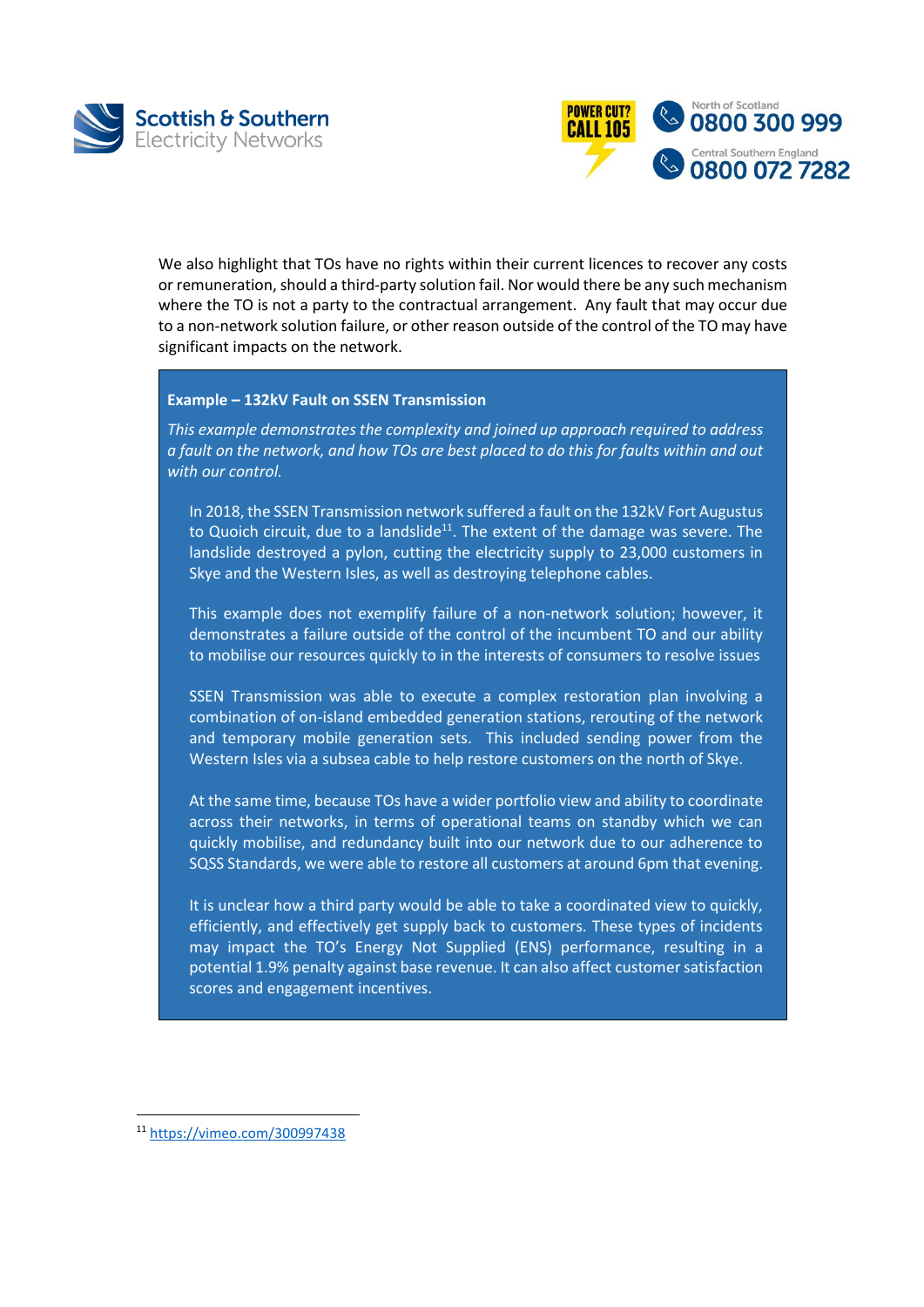We also highlight that TOs have no rights within their current licences to recover any costs or remuneration, should a third-party solution fail. Nor would there be any such mechanism where the TO is not a party to the contractual arrangement. Any fault that may occur due to a non-network solution failure, or other reason outside of the control of the TO may have significant impacts on the network.

**Example – 132kV Fault on SSEN Transmission**

*This example demonstrates the complexity and joined up approach required to address a fault on the network, and how TOs are best placed to do this for faults within and out with our control.*

In 2018, the SSEN Transmission network suffered a fault on the 132kV Fort Augustus to Quoich circuit, due to a landslide[11]. The extent of the damage was severe. The landslide destroyed a pylon, cutting the electricity supply to 23,000 customers in Skye and the Western Isles, as well as destroying telephone cables.

This example does not exemplify failure of a non-network solution; however, it demonstrates a failure outside of the control of the incumbent TO and our ability to mobilise our resources quickly to in the interests of consumers to resolve issues

SSEN Transmission was able to execute a complex restoration plan involving a combination of on-island embedded generation stations, rerouting of the network and temporary mobile generation sets. This included sending power from the Western Isles via a subsea cable to help restore customers on the north of Skye.

At the same time, because TOs have a wider portfolio view and ability to coordinate across their networks, in terms of operational teams on standby which we can quickly mobilise, and redundancy built into our network due to our adherence to SQSS Standards, we were able to restore all customers at around 6pm that evening.

It is unclear how a third party would be able to take a coordinated view to quickly, efficiently, and effectively get supply back to customers. These types of incidents may impact the TO's Energy Not Supplied (ENS) performance, resulting in a potential 1.9% penalty against base revenue. It can also affect customer satisfaction scores and engagement incentives.

[11] https://vimeo.com/300997438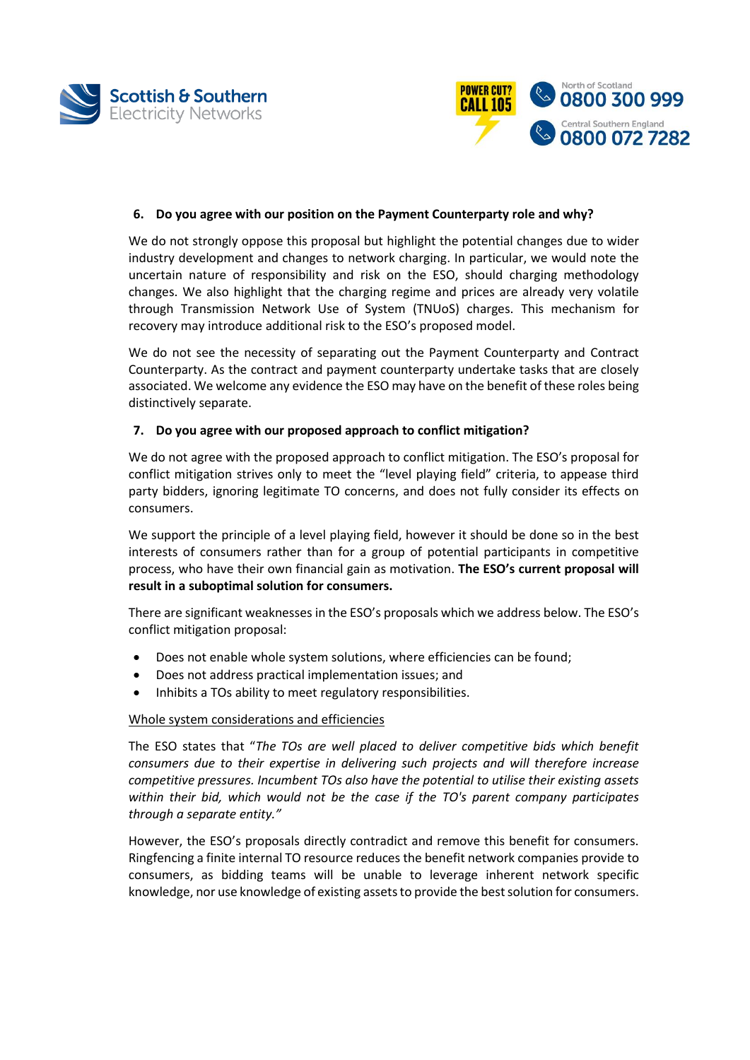**6. Do you agree with our position on the Payment Counterparty role and why?**

We do not strongly oppose this proposal but highlight the potential changes due to wider industry development and changes to network charging. In particular, we would note the uncertain nature of responsibility and risk on the ESO, should charging methodology changes. We also highlight that the charging regime and prices are already very volatile through Transmission Network Use of System (TNUoS) charges. This mechanism for recovery may introduce additional risk to the ESO's proposed model.

We do not see the necessity of separating out the Payment Counterparty and Contract Counterparty. As the contract and payment counterparty undertake tasks that are closely associated. We welcome any evidence the ESO may have on the benefit of these roles being distinctively separate.

**7. Do you agree with our proposed approach to conflict mitigation?**

We do not agree with the proposed approach to conflict mitigation. The ESO's proposal for conflict mitigation strives only to meet the "level playing field" criteria, to appease third party bidders, ignoring legitimate TO concerns, and does not fully consider its effects on consumers.

We support the principle of a level playing field, however it should be done so in the best interests of consumers rather than for a group of potential participants in competitive process, who have their own financial gain as motivation. **The ESO's current proposal will result in a suboptimal solution for consumers.**

There are significant weaknesses in the ESO's proposals which we address below. The ESO's conflict mitigation proposal:

- Does not enable whole system solutions, where efficiencies can be found;
- Does not address practical implementation issues; and
- Inhibits a TOs ability to meet regulatory responsibilities.

Whole system considerations and efficiencies

The ESO states that "*The TOs are well placed to deliver competitive bids which benefit consumers due to their expertise in delivering such projects and will therefore increase competitive pressures. Incumbent TOs also have the potential to utilise their existing assets within their bid, which would not be the case if the TO's parent company participates through a separate entity.*"

However, the ESO's proposals directly contradict and remove this benefit for consumers. Ringfencing a finite internal TO resource reduces the benefit network companies provide to consumers, as bidding teams will be unable to leverage inherent network specific knowledge, nor use knowledge of existing assets to provide the best solution for consumers.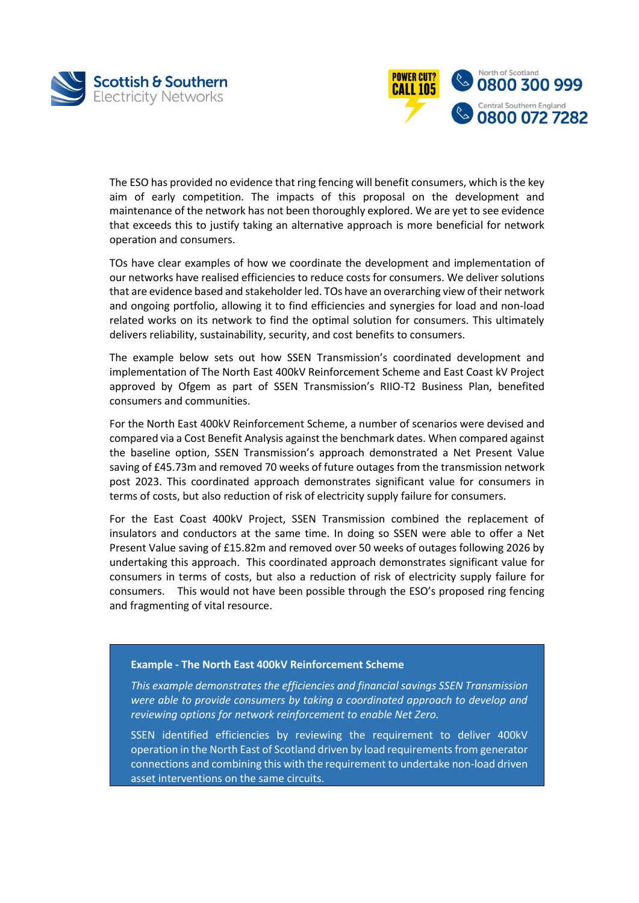The ESO has provided no evidence that ring fencing will benefit consumers, which is the key aim of early competition. The impacts of this proposal on the development and maintenance of the network has not been thoroughly explored. We are yet to see evidence that exceeds this to justify taking an alternative approach is more beneficial for network operation and consumers.

TOs have clear examples of how we coordinate the development and implementation of our networks have realised efficiencies to reduce costs for consumers. We deliver solutions that are evidence based and stakeholder led. TOs have an overarching view of their network and ongoing portfolio, allowing it to find efficiencies and synergies for load and non-load related works on its network to find the optimal solution for consumers. This ultimately delivers reliability, sustainability, security, and cost benefits to consumers.

The example below sets out how SSEN Transmission's coordinated development and implementation of The North East 400kV Reinforcement Scheme and East Coast kV Project approved by Ofgem as part of SSEN Transmission's RIIO-T2 Business Plan, benefited consumers and communities.

For the North East 400kV Reinforcement Scheme, a number of scenarios were devised and compared via a Cost Benefit Analysis against the benchmark dates. When compared against the baseline option, SSEN Transmission's approach demonstrated a Net Present Value saving of £45.73m and removed 70 weeks of future outages from the transmission network post 2023. This coordinated approach demonstrates significant value for consumers in terms of costs, but also reduction of risk of electricity supply failure for consumers.

For the East Coast 400kV Project, SSEN Transmission combined the replacement of insulators and conductors at the same time. In doing so SSEN were able to offer a Net Present Value saving of £15.82m and removed over 50 weeks of outages following 2026 by undertaking this approach. This coordinated approach demonstrates significant value for consumers in terms of costs, but also a reduction of risk of electricity supply failure for consumers. This would not have been possible through the ESO's proposed ring fencing and fragmenting of vital resource.

**Example - The North East 400kV Reinforcement Scheme**

*This example demonstrates the efficiencies and financial savings SSEN Transmission were able to provide consumers by taking a coordinated approach to develop and reviewing options for network reinforcement to enable Net Zero.*

SSEN identified efficiencies by reviewing the requirement to deliver 400kV operation in the North East of Scotland driven by load requirements from generator connections and combining this with the requirement to undertake non-load driven asset interventions on the same circuits.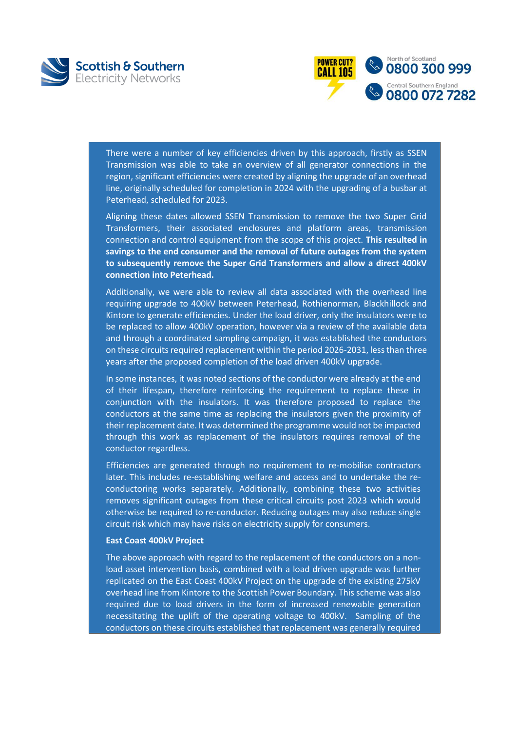There were a number of key efficiencies driven by this approach, firstly as SSEN Transmission was able to take an overview of all generator connections in the region, significant efficiencies were created by aligning the upgrade of an overhead line, originally scheduled for completion in 2024 with the upgrading of a busbar at Peterhead, scheduled for 2023.

Aligning these dates allowed SSEN Transmission to remove the two Super Grid Transformers, their associated enclosures and platform areas, transmission connection and control equipment from the scope of this project. **This resulted in savings to the end consumer and the removal of future outages from the system to subsequently remove the Super Grid Transformers and allow a direct 400kV connection into Peterhead.**

Additionally, we were able to review all data associated with the overhead line requiring upgrade to 400kV between Peterhead, Rothienorman, Blackhillock and Kintore to generate efficiencies. Under the load driver, only the insulators were to be replaced to allow 400kV operation, however via a review of the available data and through a coordinated sampling campaign, it was established the conductors on these circuits required replacement within the period 2026-2031, less than three years after the proposed completion of the load driven 400kV upgrade.

In some instances, it was noted sections of the conductor were already at the end of their lifespan, therefore reinforcing the requirement to replace these in conjunction with the insulators. It was therefore proposed to replace the conductors at the same time as replacing the insulators given the proximity of their replacement date. It was determined the programme would not be impacted through this work as replacement of the insulators requires removal of the conductor regardless.

Efficiencies are generated through no requirement to re-mobilise contractors later. This includes re-establishing welfare and access and to undertake the re-conductoring works separately. Additionally, combining these two activities removes significant outages from these critical circuits post 2023 which would otherwise be required to re-conductor. Reducing outages may also reduce single circuit risk which may have risks on electricity supply for consumers.

**East Coast 400kV Project**

The above approach with regard to the replacement of the conductors on a non-load asset intervention basis, combined with a load driven upgrade was further replicated on the East Coast 400kV Project on the upgrade of the existing 275kV overhead line from Kintore to the Scottish Power Boundary. This scheme was also required due to load drivers in the form of increased renewable generation necessitating the uplift of the operating voltage to 400kV. Sampling of the conductors on these circuits established that replacement was generally required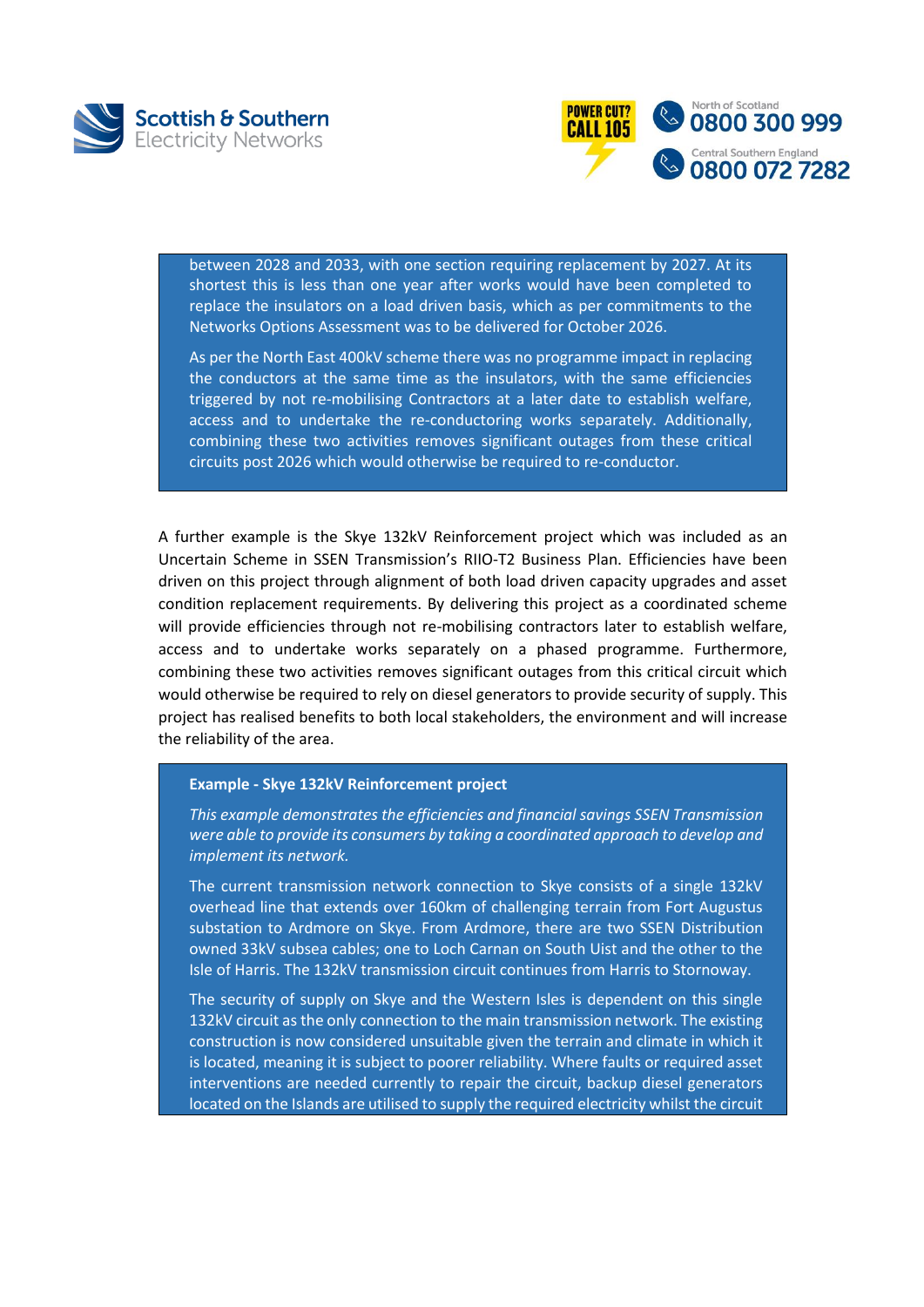between 2028 and 2033, with one section requiring replacement by 2027. At its shortest this is less than one year after works would have been completed to replace the insulators on a load driven basis, which as per commitments to the Networks Options Assessment was to be delivered for October 2026.

As per the North East 400kV scheme there was no programme impact in replacing the conductors at the same time as the insulators, with the same efficiencies triggered by not re-mobilising Contractors at a later date to establish welfare, access and to undertake the re-conductoring works separately. Additionally, combining these two activities removes significant outages from these critical circuits post 2026 which would otherwise be required to re-conductor.

A further example is the Skye 132kV Reinforcement project which was included as an Uncertain Scheme in SSEN Transmission's RIIO-T2 Business Plan. Efficiencies have been driven on this project through alignment of both load driven capacity upgrades and asset condition replacement requirements. By delivering this project as a coordinated scheme will provide efficiencies through not re-mobilising contractors later to establish welfare, access and to undertake works separately on a phased programme. Furthermore, combining these two activities removes significant outages from this critical circuit which would otherwise be required to rely on diesel generators to provide security of supply. This project has realised benefits to both local stakeholders, the environment and will increase the reliability of the area.

**Example - Skye 132kV Reinforcement project**

*This example demonstrates the efficiencies and financial savings SSEN Transmission were able to provide its consumers by taking a coordinated approach to develop and implement its network.*

The current transmission network connection to Skye consists of a single 132kV overhead line that extends over 160km of challenging terrain from Fort Augustus substation to Ardmore on Skye. From Ardmore, there are two SSEN Distribution owned 33kV subsea cables; one to Loch Carnan on South Uist and the other to the Isle of Harris. The 132kV transmission circuit continues from Harris to Stornoway.

The security of supply on Skye and the Western Isles is dependent on this single 132kV circuit as the only connection to the main transmission network. The existing construction is now considered unsuitable given the terrain and climate in which it is located, meaning it is subject to poorer reliability. Where faults or required asset interventions are needed currently to repair the circuit, backup diesel generators located on the Islands are utilised to supply the required electricity whilst the circuit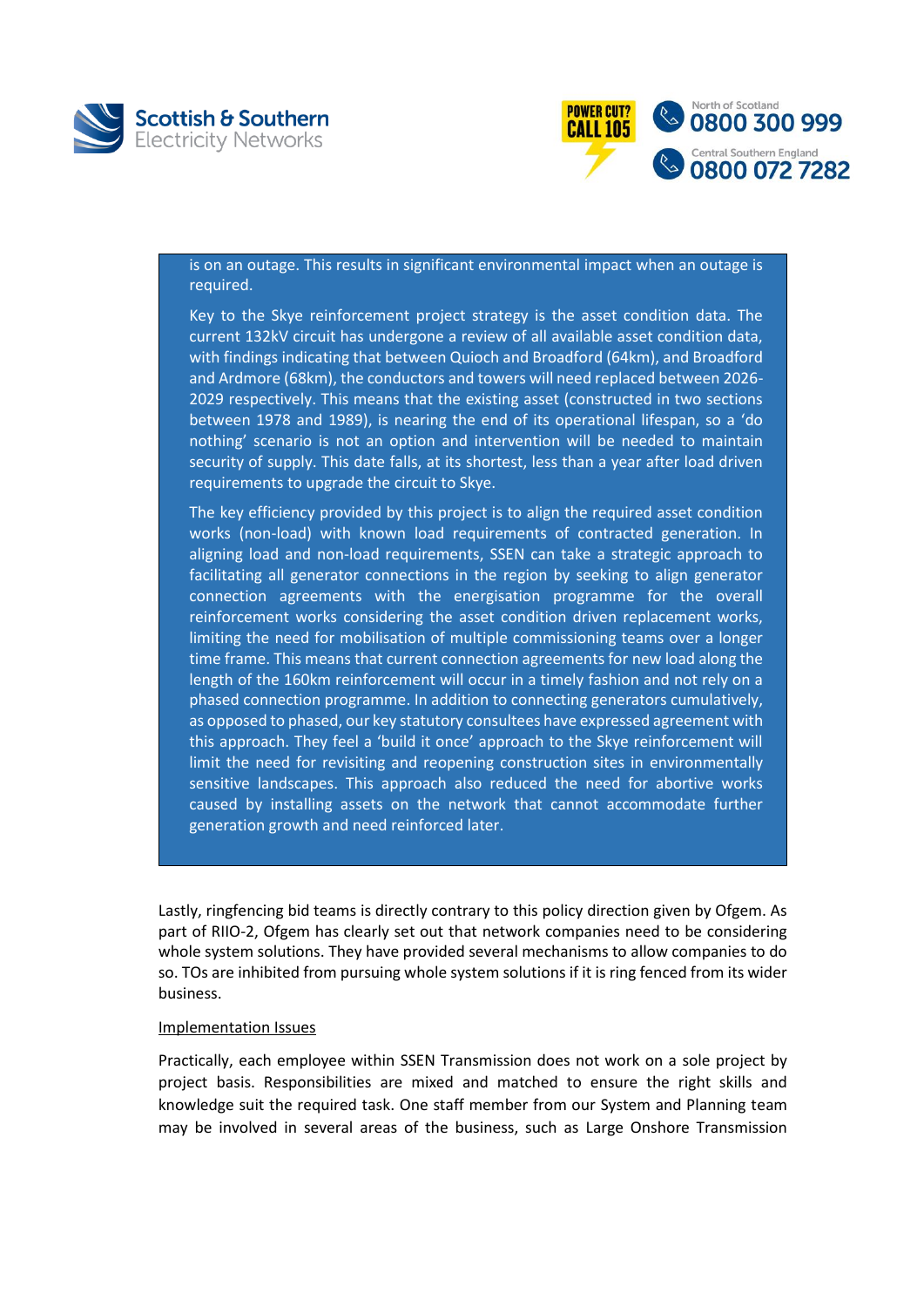is on an outage. This results in significant environmental impact when an outage is required.

Key to the Skye reinforcement project strategy is the asset condition data. The current 132kV circuit has undergone a review of all available asset condition data, with findings indicating that between Quioch and Broadford (64km), and Broadford and Ardmore (68km), the conductors and towers will need replaced between 2026-2029 respectively. This means that the existing asset (constructed in two sections between 1978 and 1989), is nearing the end of its operational lifespan, so a 'do nothing' scenario is not an option and intervention will be needed to maintain security of supply. This date falls, at its shortest, less than a year after load driven requirements to upgrade the circuit to Skye.

The key efficiency provided by this project is to align the required asset condition works (non-load) with known load requirements of contracted generation. In aligning load and non-load requirements, SSEN can take a strategic approach to facilitating all generator connections in the region by seeking to align generator connection agreements with the energisation programme for the overall reinforcement works considering the asset condition driven replacement works, limiting the need for mobilisation of multiple commissioning teams over a longer time frame. This means that current connection agreements for new load along the length of the 160km reinforcement will occur in a timely fashion and not rely on a phased connection programme. In addition to connecting generators cumulatively, as opposed to phased, our key statutory consultees have expressed agreement with this approach. They feel a 'build it once' approach to the Skye reinforcement will limit the need for revisiting and reopening construction sites in environmentally sensitive landscapes. This approach also reduced the need for abortive works caused by installing assets on the network that cannot accommodate further generation growth and need reinforced later.

Lastly, ringfencing bid teams is directly contrary to this policy direction given by Ofgem. As part of RIIO-2, Ofgem has clearly set out that network companies need to be considering whole system solutions. They have provided several mechanisms to allow companies to do so. TOs are inhibited from pursuing whole system solutions if it is ring fenced from its wider business.

Implementation Issues

Practically, each employee within SSEN Transmission does not work on a sole project by project basis. Responsibilities are mixed and matched to ensure the right skills and knowledge suit the required task. One staff member from our System and Planning team may be involved in several areas of the business, such as Large Onshore Transmission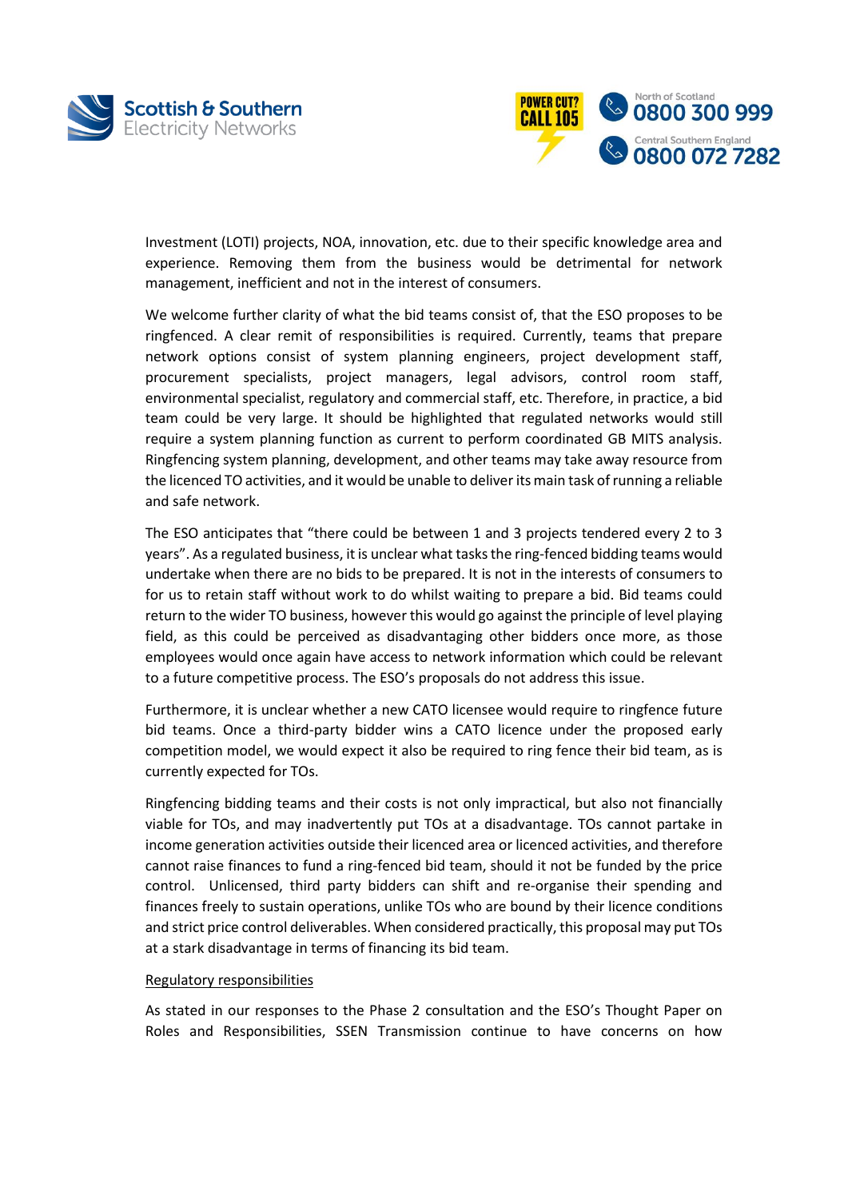Investment (LOTI) projects, NOA, innovation, etc. due to their specific knowledge area and experience. Removing them from the business would be detrimental for network management, inefficient and not in the interest of consumers.

We welcome further clarity of what the bid teams consist of, that the ESO proposes to be ringfenced. A clear remit of responsibilities is required. Currently, teams that prepare network options consist of system planning engineers, project development staff, procurement specialists, project managers, legal advisors, control room staff, environmental specialist, regulatory and commercial staff, etc. Therefore, in practice, a bid team could be very large. It should be highlighted that regulated networks would still require a system planning function as current to perform coordinated GB MITS analysis. Ringfencing system planning, development, and other teams may take away resource from the licenced TO activities, and it would be unable to deliver its main task of running a reliable and safe network.

The ESO anticipates that "there could be between 1 and 3 projects tendered every 2 to 3 years". As a regulated business, it is unclear what tasks the ring-fenced bidding teams would undertake when there are no bids to be prepared. It is not in the interests of consumers to for us to retain staff without work to do whilst waiting to prepare a bid. Bid teams could return to the wider TO business, however this would go against the principle of level playing field, as this could be perceived as disadvantaging other bidders once more, as those employees would once again have access to network information which could be relevant to a future competitive process. The ESO's proposals do not address this issue.

Furthermore, it is unclear whether a new CATO licensee would require to ringfence future bid teams. Once a third-party bidder wins a CATO licence under the proposed early competition model, we would expect it also be required to ring fence their bid team, as is currently expected for TOs.

Ringfencing bidding teams and their costs is not only impractical, but also not financially viable for TOs, and may inadvertently put TOs at a disadvantage. TOs cannot partake in income generation activities outside their licenced area or licenced activities, and therefore cannot raise finances to fund a ring-fenced bid team, should it not be funded by the price control. Unlicensed, third party bidders can shift and re-organise their spending and finances freely to sustain operations, unlike TOs who are bound by their licence conditions and strict price control deliverables. When considered practically, this proposal may put TOs at a stark disadvantage in terms of financing its bid team.

<u>Regulatory responsibilities</u>

As stated in our responses to the Phase 2 consultation and the ESO's Thought Paper on Roles and Responsibilities, SSEN Transmission continue to have concerns on how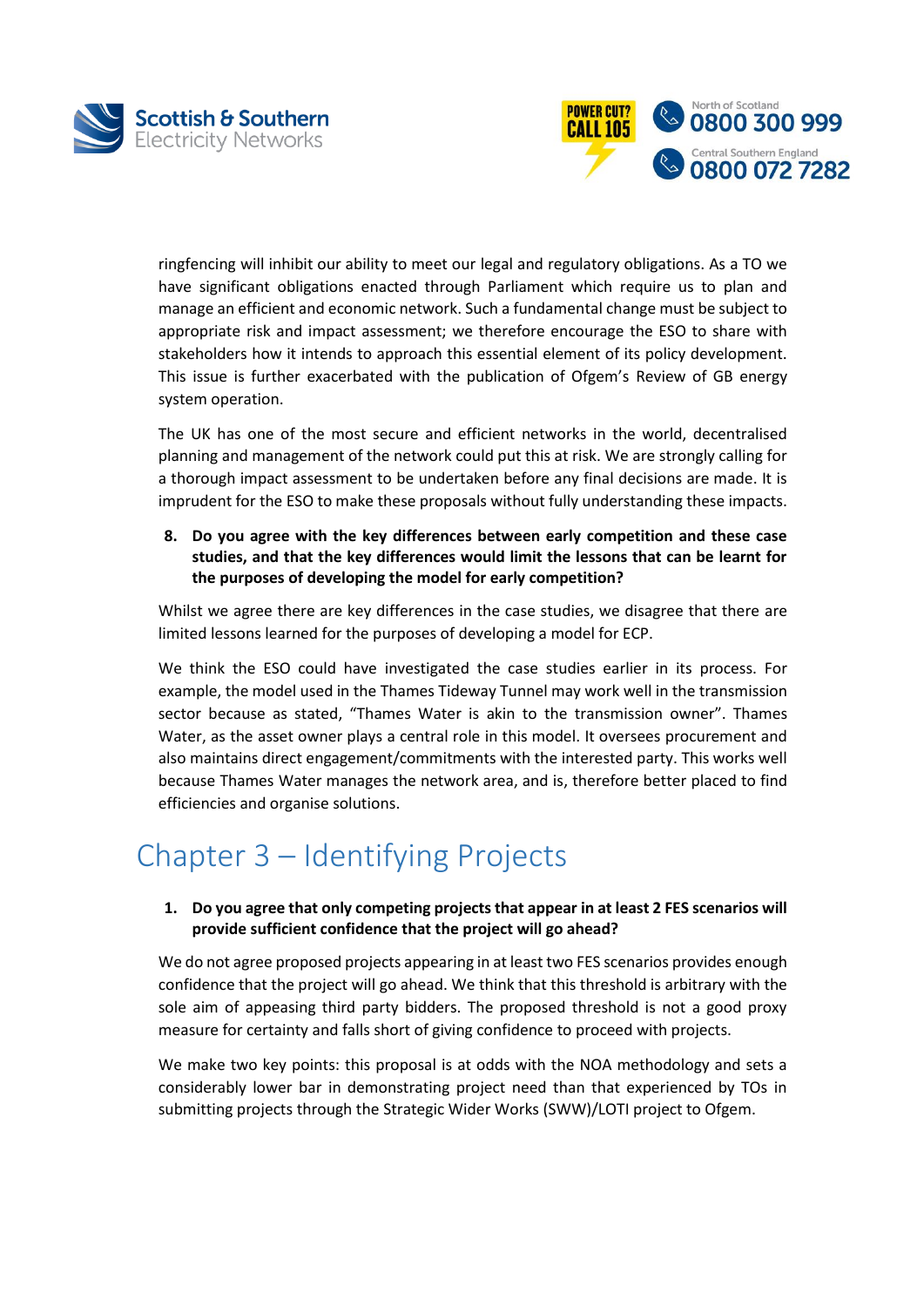ringfencing will inhibit our ability to meet our legal and regulatory obligations. As a TO we have significant obligations enacted through Parliament which require us to plan and manage an efficient and economic network. Such a fundamental change must be subject to appropriate risk and impact assessment; we therefore encourage the ESO to share with stakeholders how it intends to approach this essential element of its policy development. This issue is further exacerbated with the publication of Ofgem's Review of GB energy system operation.

The UK has one of the most secure and efficient networks in the world, decentralised planning and management of the network could put this at risk. We are strongly calling for a thorough impact assessment to be undertaken before any final decisions are made. It is imprudent for the ESO to make these proposals without fully understanding these impacts.

8. **Do you agree with the key differences between early competition and these case studies, and that the key differences would limit the lessons that can be learnt for the purposes of developing the model for early competition?**

Whilst we agree there are key differences in the case studies, we disagree that there are limited lessons learned for the purposes of developing a model for ECP.

We think the ESO could have investigated the case studies earlier in its process. For example, the model used in the Thames Tideway Tunnel may work well in the transmission sector because as stated, "Thames Water is akin to the transmission owner". Thames Water, as the asset owner plays a central role in this model. It oversees procurement and also maintains direct engagement/commitments with the interested party. This works well because Thames Water manages the network area, and is, therefore better placed to find efficiencies and organise solutions.

# Chapter 3 – Identifying Projects

1. **Do you agree that only competing projects that appear in at least 2 FES scenarios will provide sufficient confidence that the project will go ahead?**

We do not agree proposed projects appearing in at least two FES scenarios provides enough confidence that the project will go ahead. We think that this threshold is arbitrary with the sole aim of appeasing third party bidders. The proposed threshold is not a good proxy measure for certainty and falls short of giving confidence to proceed with projects.

We make two key points: this proposal is at odds with the NOA methodology and sets a considerably lower bar in demonstrating project need than that experienced by TOs in submitting projects through the Strategic Wider Works (SWW)/LOTI project to Ofgem.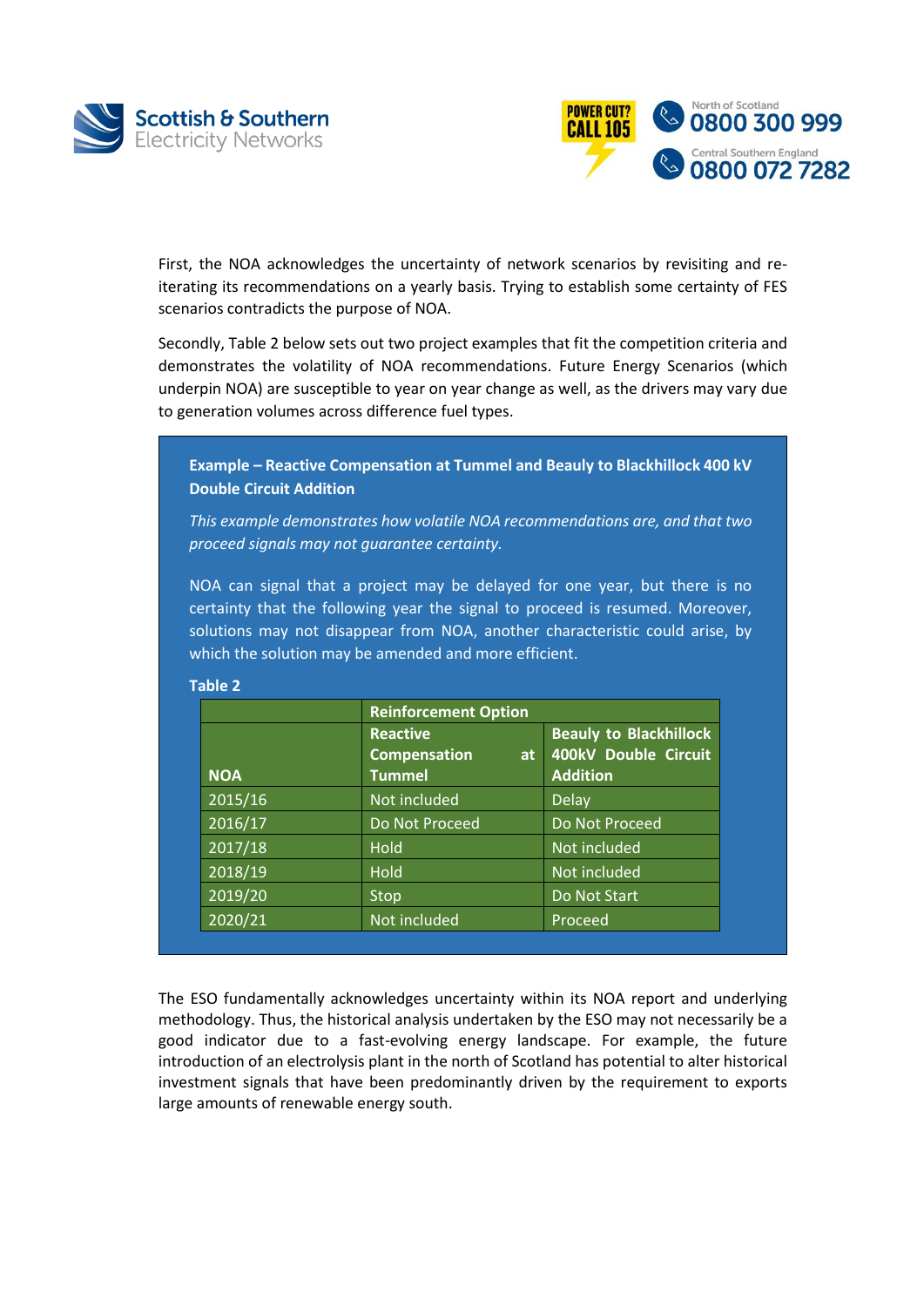First, the NOA acknowledges the uncertainty of network scenarios by revisiting and re-iterating its recommendations on a yearly basis. Trying to establish some certainty of FES scenarios contradicts the purpose of NOA.

Secondly, Table 2 below sets out two project examples that fit the competition criteria and demonstrates the volatility of NOA recommendations. Future Energy Scenarios (which underpin NOA) are susceptible to year on year change as well, as the drivers may vary due to generation volumes across difference fuel types.

**Example – Reactive Compensation at Tummel and Beauly to Blackhillock 400 kV Double Circuit Addition**

*This example demonstrates how volatile NOA recommendations are, and that two proceed signals may not guarantee certainty.*

NOA can signal that a project may be delayed for one year, but there is no certainty that the following year the signal to proceed is resumed. Moreover, solutions may not disappear from NOA, another characteristic could arise, by which the solution may be amended and more efficient.

**Table 2**

| | Reinforcement Option | |
|---|---|---|
| NOA | Reactive Compensation at Tummel | Beauly to Blackhillock 400kV Double Circuit Addition |
| 2015/16 | Not included | Delay |
| 2016/17 | Do Not Proceed | Do Not Proceed |
| 2017/18 | Hold | Not included |
| 2018/19 | Hold | Not included |
| 2019/20 | Stop | Do Not Start |
| 2020/21 | Not included | Proceed |

The ESO fundamentally acknowledges uncertainty within its NOA report and underlying methodology. Thus, the historical analysis undertaken by the ESO may not necessarily be a good indicator due to a fast-evolving energy landscape. For example, the future introduction of an electrolysis plant in the north of Scotland has potential to alter historical investment signals that have been predominantly driven by the requirement to exports large amounts of renewable energy south.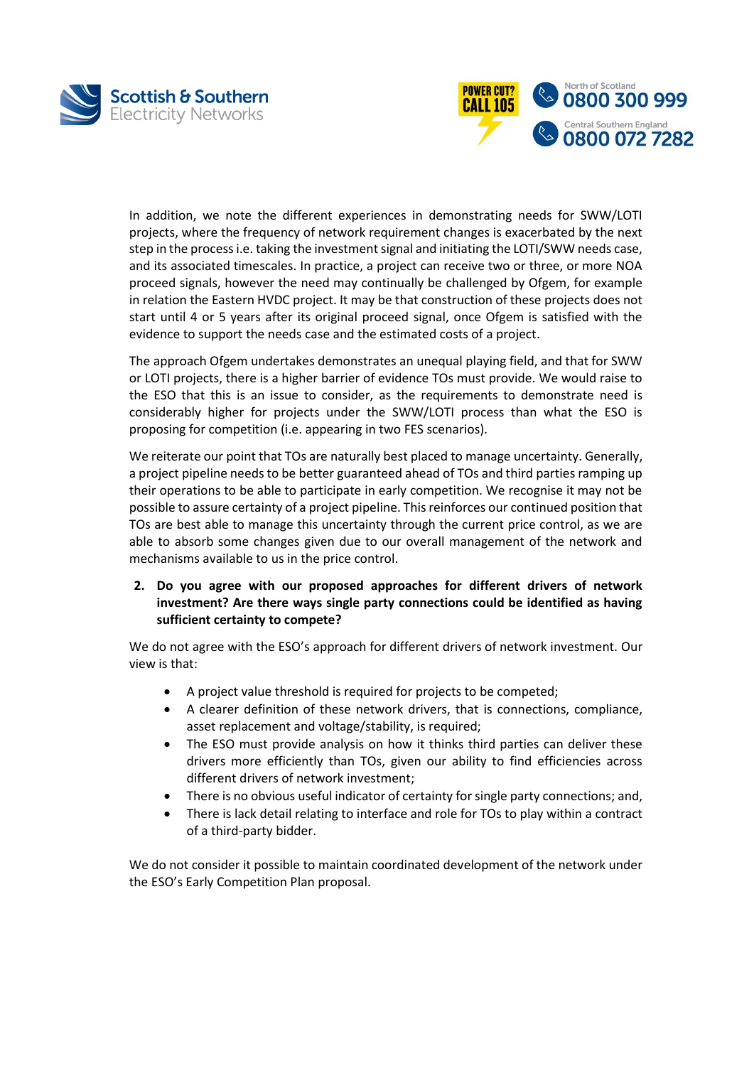In addition, we note the different experiences in demonstrating needs for SWW/LOTI projects, where the frequency of network requirement changes is exacerbated by the next step in the process i.e. taking the investment signal and initiating the LOTI/SWW needs case, and its associated timescales. In practice, a project can receive two or three, or more NOA proceed signals, however the need may continually be challenged by Ofgem, for example in relation the Eastern HVDC project. It may be that construction of these projects does not start until 4 or 5 years after its original proceed signal, once Ofgem is satisfied with the evidence to support the needs case and the estimated costs of a project.

The approach Ofgem undertakes demonstrates an unequal playing field, and that for SWW or LOTI projects, there is a higher barrier of evidence TOs must provide. We would raise to the ESO that this is an issue to consider, as the requirements to demonstrate need is considerably higher for projects under the SWW/LOTI process than what the ESO is proposing for competition (i.e. appearing in two FES scenarios).

We reiterate our point that TOs are naturally best placed to manage uncertainty. Generally, a project pipeline needs to be better guaranteed ahead of TOs and third parties ramping up their operations to be able to participate in early competition. We recognise it may not be possible to assure certainty of a project pipeline. This reinforces our continued position that TOs are best able to manage this uncertainty through the current price control, as we are able to absorb some changes given due to our overall management of the network and mechanisms available to us in the price control.

2. **Do you agree with our proposed approaches for different drivers of network investment? Are there ways single party connections could be identified as having sufficient certainty to compete?**

We do not agree with the ESO's approach for different drivers of network investment. Our view is that:

- A project value threshold is required for projects to be competed;
- A clearer definition of these network drivers, that is connections, compliance, asset replacement and voltage/stability, is required;
- The ESO must provide analysis on how it thinks third parties can deliver these drivers more efficiently than TOs, given our ability to find efficiencies across different drivers of network investment;
- There is no obvious useful indicator of certainty for single party connections; and,
- There is lack detail relating to interface and role for TOs to play within a contract of a third-party bidder.

We do not consider it possible to maintain coordinated development of the network under the ESO's Early Competition Plan proposal.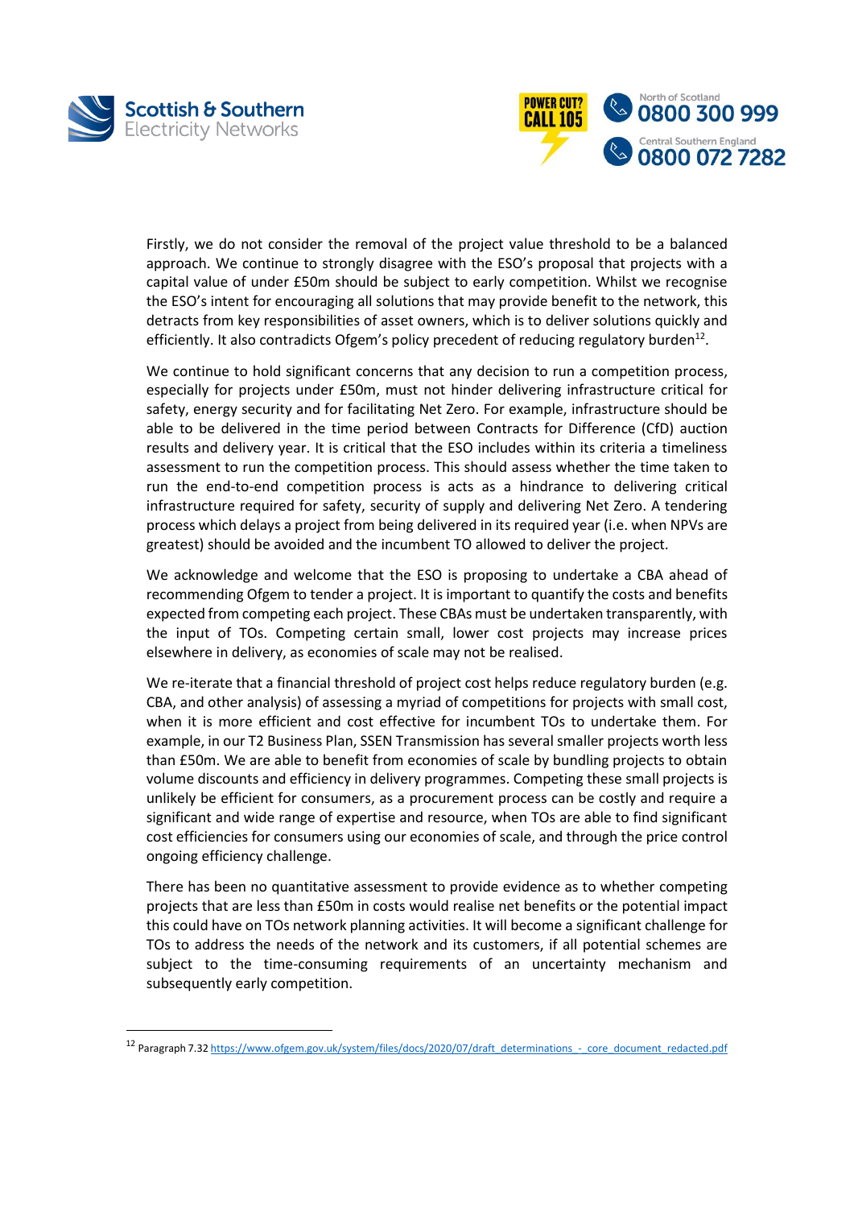Firstly, we do not consider the removal of the project value threshold to be a balanced approach. We continue to strongly disagree with the ESO's proposal that projects with a capital value of under £50m should be subject to early competition. Whilst we recognise the ESO's intent for encouraging all solutions that may provide benefit to the network, this detracts from key responsibilities of asset owners, which is to deliver solutions quickly and efficiently. It also contradicts Ofgem's policy precedent of reducing regulatory burden[12].

We continue to hold significant concerns that any decision to run a competition process, especially for projects under £50m, must not hinder delivering infrastructure critical for safety, energy security and for facilitating Net Zero. For example, infrastructure should be able to be delivered in the time period between Contracts for Difference (CfD) auction results and delivery year. It is critical that the ESO includes within its criteria a timeliness assessment to run the competition process. This should assess whether the time taken to run the end-to-end competition process is acts as a hindrance to delivering critical infrastructure required for safety, security of supply and delivering Net Zero. A tendering process which delays a project from being delivered in its required year (i.e. when NPVs are greatest) should be avoided and the incumbent TO allowed to deliver the project.

We acknowledge and welcome that the ESO is proposing to undertake a CBA ahead of recommending Ofgem to tender a project. It is important to quantify the costs and benefits expected from competing each project. These CBAs must be undertaken transparently, with the input of TOs. Competing certain small, lower cost projects may increase prices elsewhere in delivery, as economies of scale may not be realised.

We re-iterate that a financial threshold of project cost helps reduce regulatory burden (e.g. CBA, and other analysis) of assessing a myriad of competitions for projects with small cost, when it is more efficient and cost effective for incumbent TOs to undertake them. For example, in our T2 Business Plan, SSEN Transmission has several smaller projects worth less than £50m. We are able to benefit from economies of scale by bundling projects to obtain volume discounts and efficiency in delivery programmes. Competing these small projects is unlikely be efficient for consumers, as a procurement process can be costly and require a significant and wide range of expertise and resource, when TOs are able to find significant cost efficiencies for consumers using our economies of scale, and through the price control ongoing efficiency challenge.

There has been no quantitative assessment to provide evidence as to whether competing projects that are less than £50m in costs would realise net benefits or the potential impact this could have on TOs network planning activities. It will become a significant challenge for TOs to address the needs of the network and its customers, if all potential schemes are subject to the time-consuming requirements of an uncertainty mechanism and subsequently early competition.

---

[12] Paragraph 7.32 https://www.ofgem.gov.uk/system/files/docs/2020/07/draft_determinations_-_core_document_redacted.pdf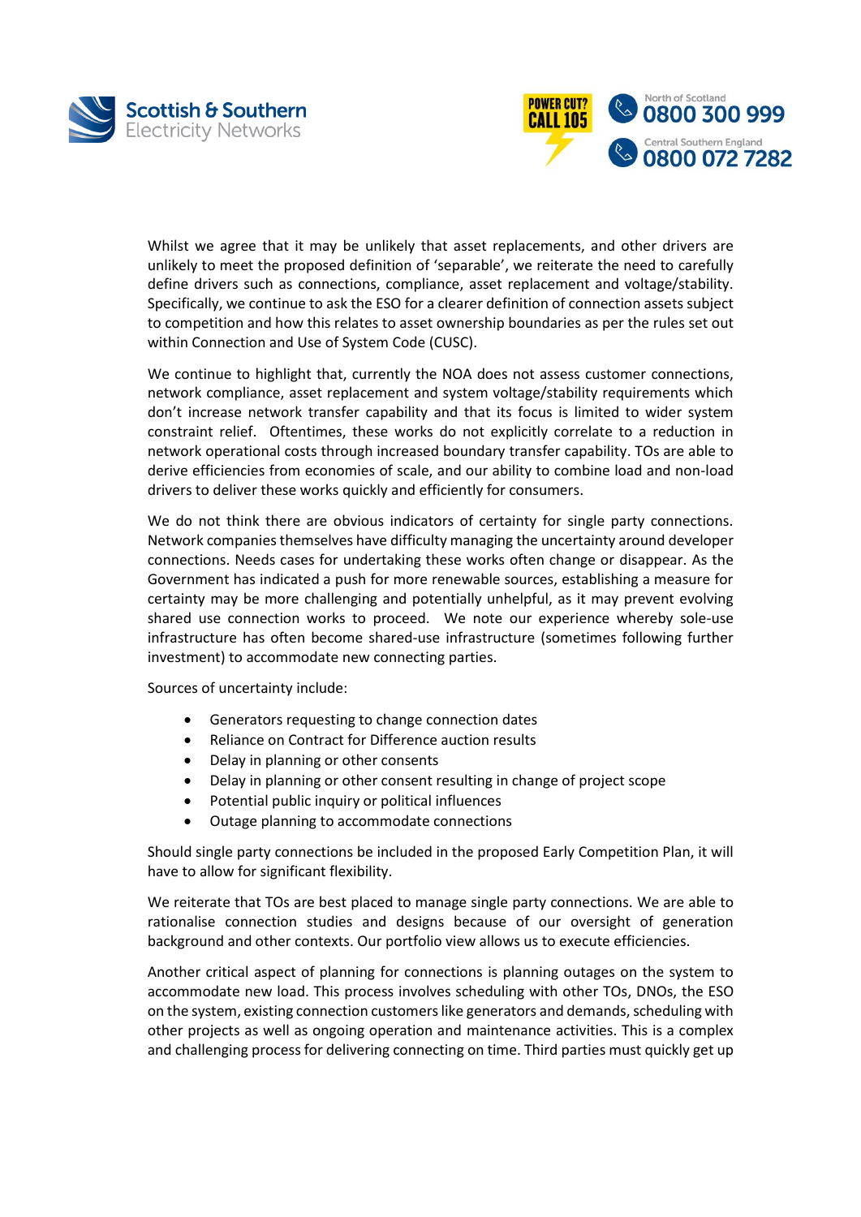Whilst we agree that it may be unlikely that asset replacements, and other drivers are unlikely to meet the proposed definition of 'separable', we reiterate the need to carefully define drivers such as connections, compliance, asset replacement and voltage/stability. Specifically, we continue to ask the ESO for a clearer definition of connection assets subject to competition and how this relates to asset ownership boundaries as per the rules set out within Connection and Use of System Code (CUSC).

We continue to highlight that, currently the NOA does not assess customer connections, network compliance, asset replacement and system voltage/stability requirements which don't increase network transfer capability and that its focus is limited to wider system constraint relief. Oftentimes, these works do not explicitly correlate to a reduction in network operational costs through increased boundary transfer capability. TOs are able to derive efficiencies from economies of scale, and our ability to combine load and non-load drivers to deliver these works quickly and efficiently for consumers.

We do not think there are obvious indicators of certainty for single party connections. Network companies themselves have difficulty managing the uncertainty around developer connections. Needs cases for undertaking these works often change or disappear. As the Government has indicated a push for more renewable sources, establishing a measure for certainty may be more challenging and potentially unhelpful, as it may prevent evolving shared use connection works to proceed. We note our experience whereby sole-use infrastructure has often become shared-use infrastructure (sometimes following further investment) to accommodate new connecting parties.

Sources of uncertainty include:

- Generators requesting to change connection dates
- Reliance on Contract for Difference auction results
- Delay in planning or other consents
- Delay in planning or other consent resulting in change of project scope
- Potential public inquiry or political influences
- Outage planning to accommodate connections

Should single party connections be included in the proposed Early Competition Plan, it will have to allow for significant flexibility.

We reiterate that TOs are best placed to manage single party connections. We are able to rationalise connection studies and designs because of our oversight of generation background and other contexts. Our portfolio view allows us to execute efficiencies.

Another critical aspect of planning for connections is planning outages on the system to accommodate new load. This process involves scheduling with other TOs, DNOs, the ESO on the system, existing connection customers like generators and demands, scheduling with other projects as well as ongoing operation and maintenance activities. This is a complex and challenging process for delivering connecting on time. Third parties must quickly get up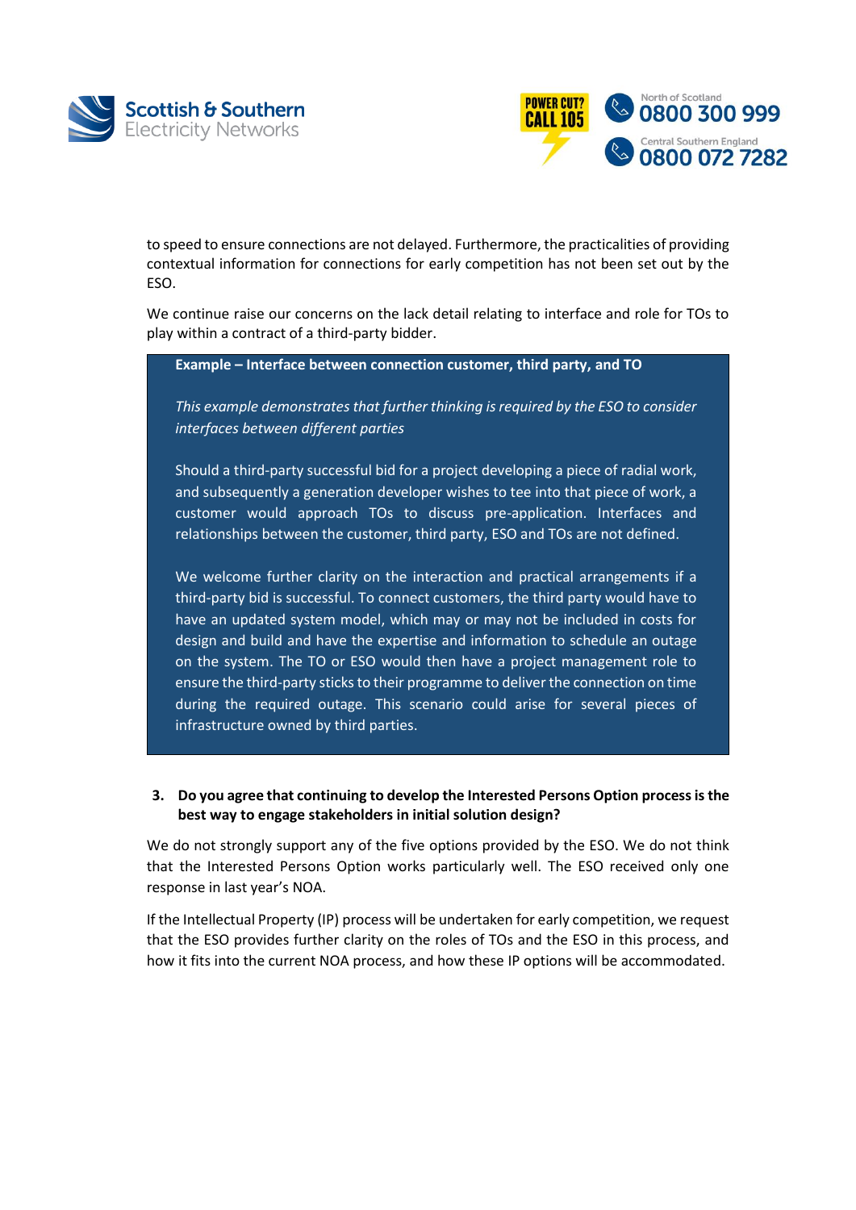to speed to ensure connections are not delayed. Furthermore, the practicalities of providing contextual information for connections for early competition has not been set out by the ESO.

We continue raise our concerns on the lack detail relating to interface and role for TOs to play within a contract of a third-party bidder.

> **Example – Interface between connection customer, third party, and TO**
>
> *This example demonstrates that further thinking is required by the ESO to consider interfaces between different parties*
>
> Should a third-party successful bid for a project developing a piece of radial work, and subsequently a generation developer wishes to tee into that piece of work, a customer would approach TOs to discuss pre-application. Interfaces and relationships between the customer, third party, ESO and TOs are not defined.
>
> We welcome further clarity on the interaction and practical arrangements if a third-party bid is successful. To connect customers, the third party would have to have an updated system model, which may or may not be included in costs for design and build and have the expertise and information to schedule an outage on the system. The TO or ESO would then have a project management role to ensure the third-party sticks to their programme to deliver the connection on time during the required outage. This scenario could arise for several pieces of infrastructure owned by third parties.

**3. Do you agree that continuing to develop the Interested Persons Option process is the best way to engage stakeholders in initial solution design?**

We do not strongly support any of the five options provided by the ESO. We do not think that the Interested Persons Option works particularly well. The ESO received only one response in last year's NOA.

If the Intellectual Property (IP) process will be undertaken for early competition, we request that the ESO provides further clarity on the roles of TOs and the ESO in this process, and how it fits into the current NOA process, and how these IP options will be accommodated.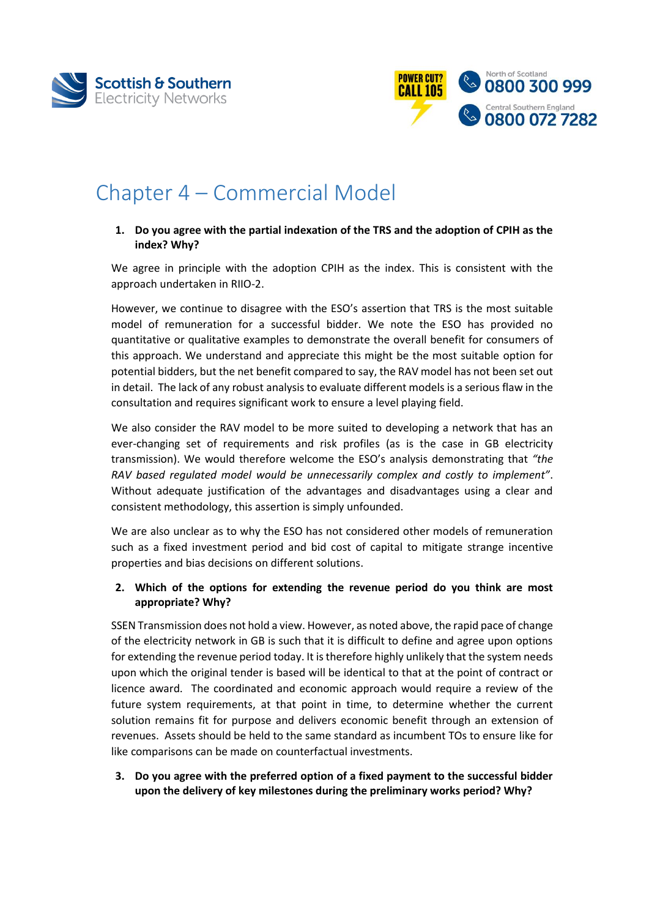# Chapter 4 – Commercial Model

1. **Do you agree with the partial indexation of the TRS and the adoption of CPIH as the index? Why?**

We agree in principle with the adoption CPIH as the index. This is consistent with the approach undertaken in RIIO-2.

However, we continue to disagree with the ESO's assertion that TRS is the most suitable model of remuneration for a successful bidder. We note the ESO has provided no quantitative or qualitative examples to demonstrate the overall benefit for consumers of this approach. We understand and appreciate this might be the most suitable option for potential bidders, but the net benefit compared to say, the RAV model has not been set out in detail. The lack of any robust analysis to evaluate different models is a serious flaw in the consultation and requires significant work to ensure a level playing field.

We also consider the RAV model to be more suited to developing a network that has an ever-changing set of requirements and risk profiles (as is the case in GB electricity transmission). We would therefore welcome the ESO's analysis demonstrating that *"the RAV based regulated model would be unnecessarily complex and costly to implement"*. Without adequate justification of the advantages and disadvantages using a clear and consistent methodology, this assertion is simply unfounded.

We are also unclear as to why the ESO has not considered other models of remuneration such as a fixed investment period and bid cost of capital to mitigate strange incentive properties and bias decisions on different solutions.

2. **Which of the options for extending the revenue period do you think are most appropriate? Why?**

SSEN Transmission does not hold a view. However, as noted above, the rapid pace of change of the electricity network in GB is such that it is difficult to define and agree upon options for extending the revenue period today. It is therefore highly unlikely that the system needs upon which the original tender is based will be identical to that at the point of contract or licence award. The coordinated and economic approach would require a review of the future system requirements, at that point in time, to determine whether the current solution remains fit for purpose and delivers economic benefit through an extension of revenues. Assets should be held to the same standard as incumbent TOs to ensure like for like comparisons can be made on counterfactual investments.

3. **Do you agree with the preferred option of a fixed payment to the successful bidder upon the delivery of key milestones during the preliminary works period? Why?**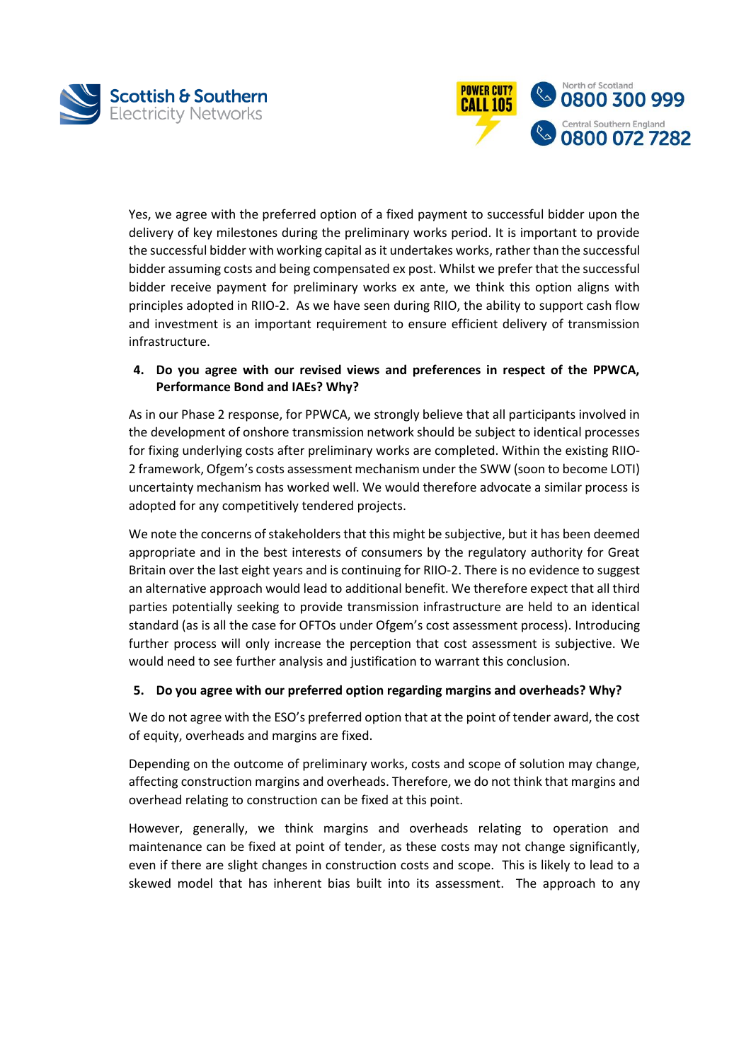Yes, we agree with the preferred option of a fixed payment to successful bidder upon the delivery of key milestones during the preliminary works period. It is important to provide the successful bidder with working capital as it undertakes works, rather than the successful bidder assuming costs and being compensated ex post. Whilst we prefer that the successful bidder receive payment for preliminary works ex ante, we think this option aligns with principles adopted in RIIO-2. As we have seen during RIIO, the ability to support cash flow and investment is an important requirement to ensure efficient delivery of transmission infrastructure.

**4. Do you agree with our revised views and preferences in respect of the PPWCA, Performance Bond and IAEs? Why?**

As in our Phase 2 response, for PPWCA, we strongly believe that all participants involved in the development of onshore transmission network should be subject to identical processes for fixing underlying costs after preliminary works are completed. Within the existing RIIO-2 framework, Ofgem's costs assessment mechanism under the SWW (soon to become LOTI) uncertainty mechanism has worked well. We would therefore advocate a similar process is adopted for any competitively tendered projects.

We note the concerns of stakeholders that this might be subjective, but it has been deemed appropriate and in the best interests of consumers by the regulatory authority for Great Britain over the last eight years and is continuing for RIIO-2. There is no evidence to suggest an alternative approach would lead to additional benefit. We therefore expect that all third parties potentially seeking to provide transmission infrastructure are held to an identical standard (as is all the case for OFTOs under Ofgem's cost assessment process). Introducing further process will only increase the perception that cost assessment is subjective. We would need to see further analysis and justification to warrant this conclusion.

**5. Do you agree with our preferred option regarding margins and overheads? Why?**

We do not agree with the ESO's preferred option that at the point of tender award, the cost of equity, overheads and margins are fixed.

Depending on the outcome of preliminary works, costs and scope of solution may change, affecting construction margins and overheads. Therefore, we do not think that margins and overhead relating to construction can be fixed at this point.

However, generally, we think margins and overheads relating to operation and maintenance can be fixed at point of tender, as these costs may not change significantly, even if there are slight changes in construction costs and scope. This is likely to lead to a skewed model that has inherent bias built into its assessment. The approach to any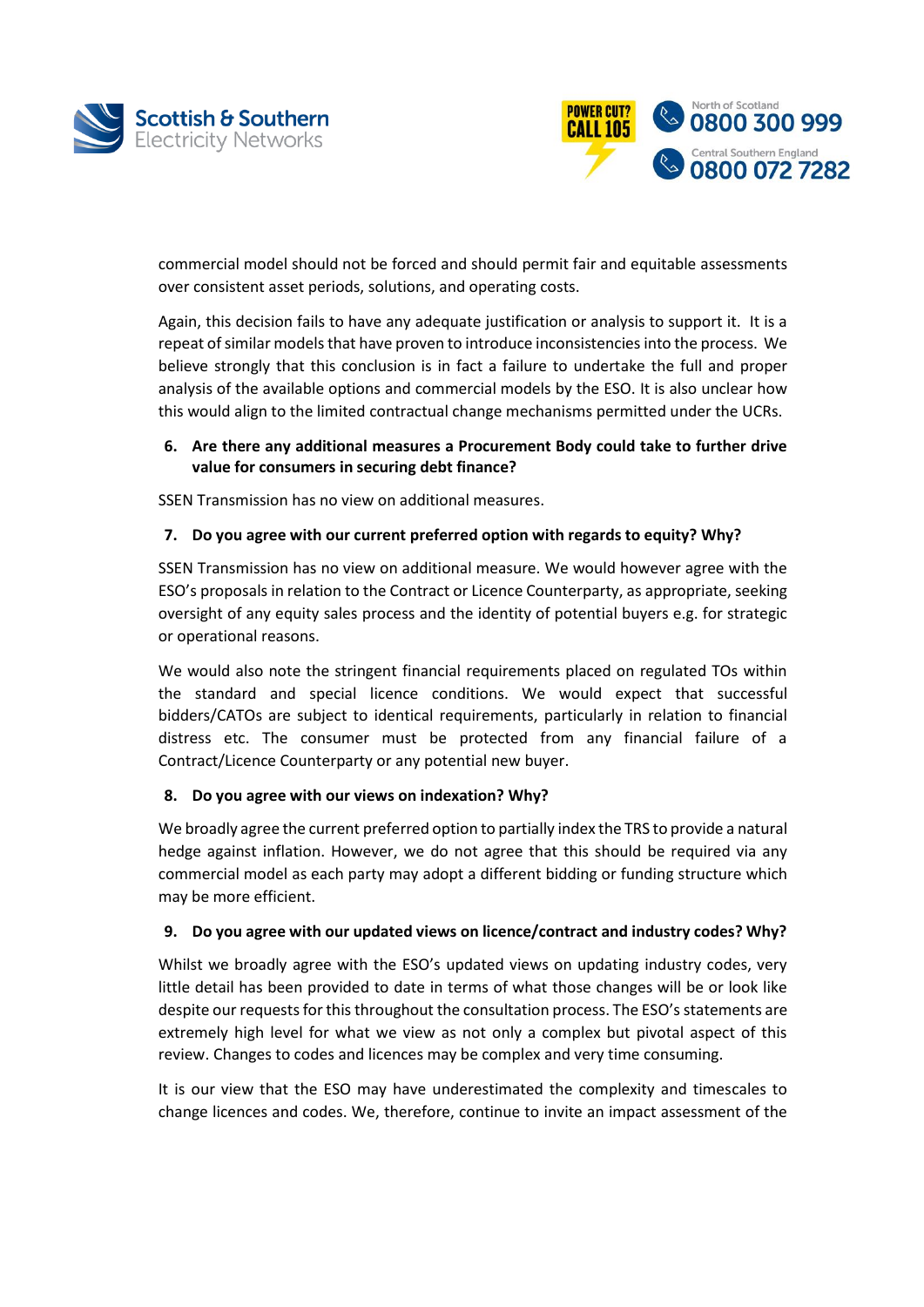commercial model should not be forced and should permit fair and equitable assessments over consistent asset periods, solutions, and operating costs.

Again, this decision fails to have any adequate justification or analysis to support it. It is a repeat of similar models that have proven to introduce inconsistencies into the process. We believe strongly that this conclusion is in fact a failure to undertake the full and proper analysis of the available options and commercial models by the ESO. It is also unclear how this would align to the limited contractual change mechanisms permitted under the UCRs.

6. **Are there any additional measures a Procurement Body could take to further drive value for consumers in securing debt finance?**

SSEN Transmission has no view on additional measures.

7. **Do you agree with our current preferred option with regards to equity? Why?**

SSEN Transmission has no view on additional measure. We would however agree with the ESO's proposals in relation to the Contract or Licence Counterparty, as appropriate, seeking oversight of any equity sales process and the identity of potential buyers e.g. for strategic or operational reasons.

We would also note the stringent financial requirements placed on regulated TOs within the standard and special licence conditions. We would expect that successful bidders/CATOs are subject to identical requirements, particularly in relation to financial distress etc. The consumer must be protected from any financial failure of a Contract/Licence Counterparty or any potential new buyer.

8. **Do you agree with our views on indexation? Why?**

We broadly agree the current preferred option to partially index the TRS to provide a natural hedge against inflation. However, we do not agree that this should be required via any commercial model as each party may adopt a different bidding or funding structure which may be more efficient.

9. **Do you agree with our updated views on licence/contract and industry codes? Why?**

Whilst we broadly agree with the ESO's updated views on updating industry codes, very little detail has been provided to date in terms of what those changes will be or look like despite our requests for this throughout the consultation process. The ESO's statements are extremely high level for what we view as not only a complex but pivotal aspect of this review. Changes to codes and licences may be complex and very time consuming.

It is our view that the ESO may have underestimated the complexity and timescales to change licences and codes. We, therefore, continue to invite an impact assessment of the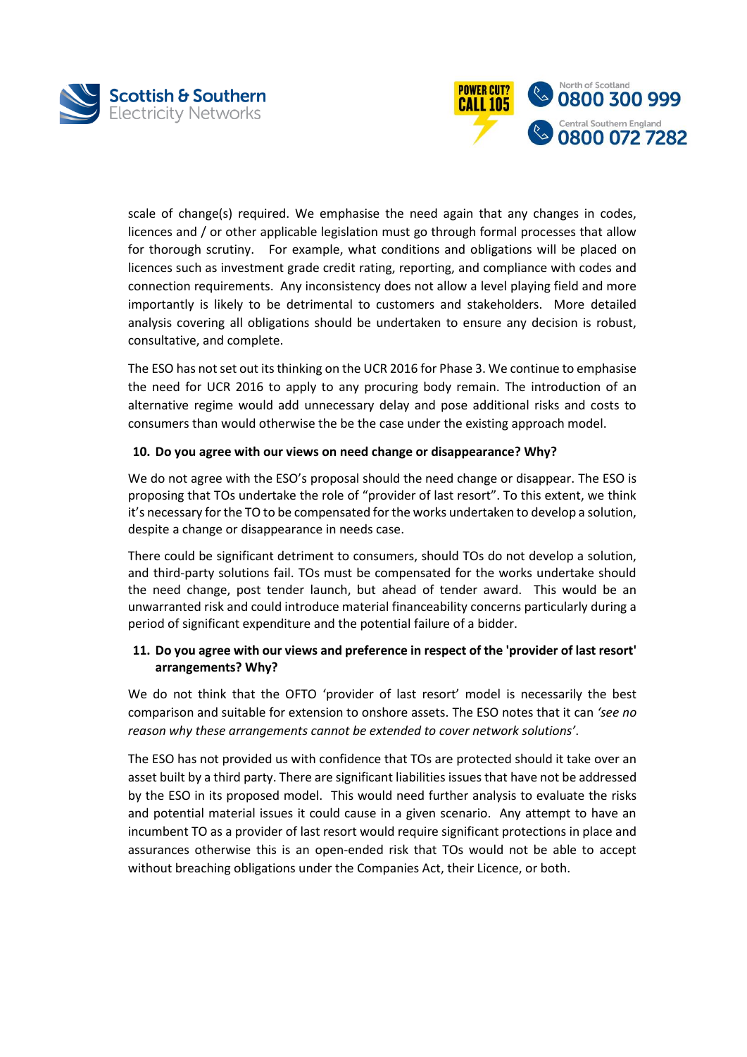scale of change(s) required. We emphasise the need again that any changes in codes, licences and / or other applicable legislation must go through formal processes that allow for thorough scrutiny. For example, what conditions and obligations will be placed on licences such as investment grade credit rating, reporting, and compliance with codes and connection requirements. Any inconsistency does not allow a level playing field and more importantly is likely to be detrimental to customers and stakeholders. More detailed analysis covering all obligations should be undertaken to ensure any decision is robust, consultative, and complete.

The ESO has not set out its thinking on the UCR 2016 for Phase 3. We continue to emphasise the need for UCR 2016 to apply to any procuring body remain. The introduction of an alternative regime would add unnecessary delay and pose additional risks and costs to consumers than would otherwise the be the case under the existing approach model.

**10. Do you agree with our views on need change or disappearance? Why?**

We do not agree with the ESO's proposal should the need change or disappear. The ESO is proposing that TOs undertake the role of "provider of last resort". To this extent, we think it's necessary for the TO to be compensated for the works undertaken to develop a solution, despite a change or disappearance in needs case.

There could be significant detriment to consumers, should TOs do not develop a solution, and third-party solutions fail. TOs must be compensated for the works undertake should the need change, post tender launch, but ahead of tender award. This would be an unwarranted risk and could introduce material financeability concerns particularly during a period of significant expenditure and the potential failure of a bidder.

**11. Do you agree with our views and preference in respect of the 'provider of last resort' arrangements? Why?**

We do not think that the OFTO 'provider of last resort' model is necessarily the best comparison and suitable for extension to onshore assets. The ESO notes that it can *'see no reason why these arrangements cannot be extended to cover network solutions'*.

The ESO has not provided us with confidence that TOs are protected should it take over an asset built by a third party. There are significant liabilities issues that have not be addressed by the ESO in its proposed model. This would need further analysis to evaluate the risks and potential material issues it could cause in a given scenario. Any attempt to have an incumbent TO as a provider of last resort would require significant protections in place and assurances otherwise this is an open-ended risk that TOs would not be able to accept without breaching obligations under the Companies Act, their Licence, or both.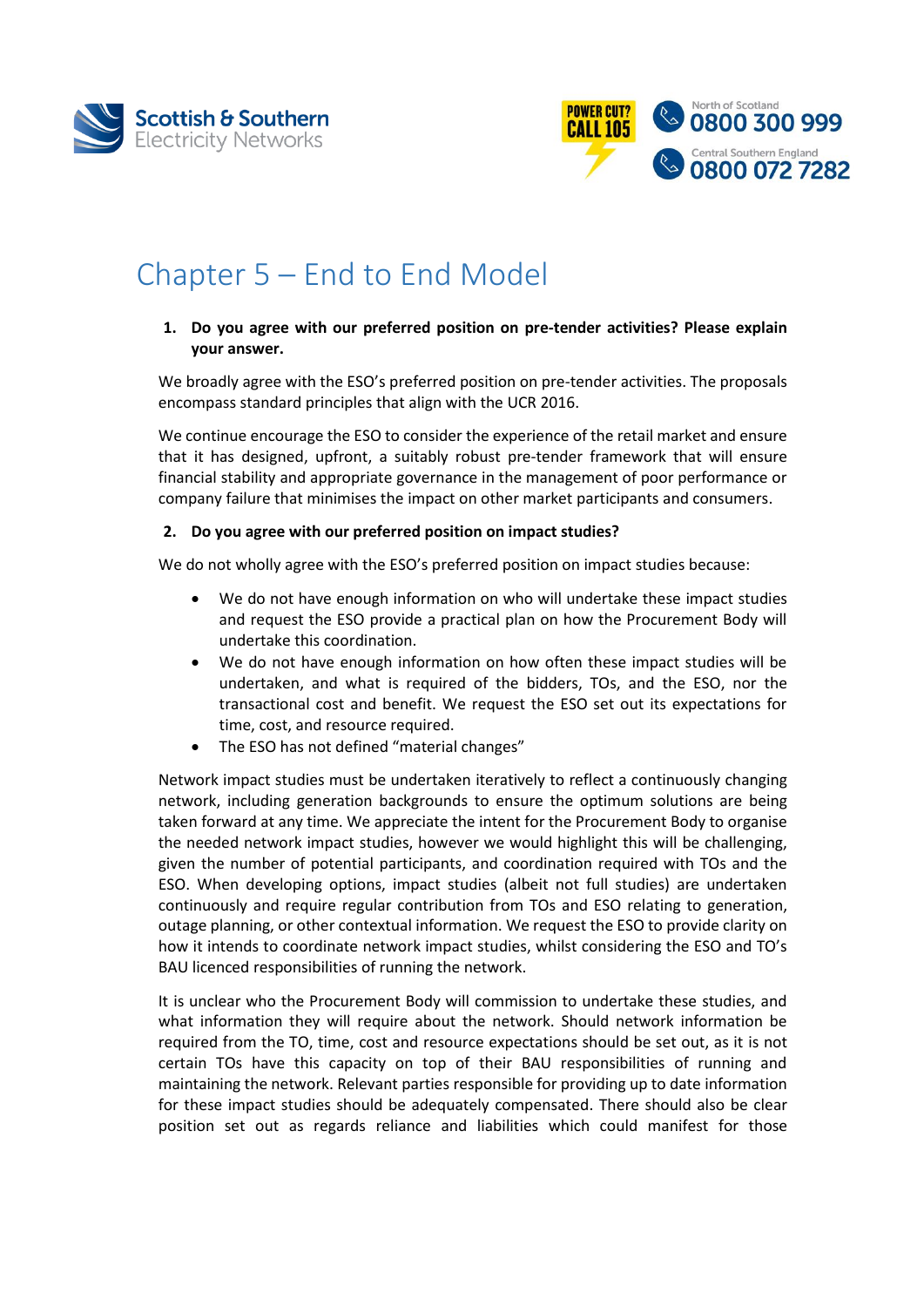# Chapter 5 – End to End Model

1. **Do you agree with our preferred position on pre-tender activities? Please explain your answer.**

We broadly agree with the ESO's preferred position on pre-tender activities. The proposals encompass standard principles that align with the UCR 2016.

We continue encourage the ESO to consider the experience of the retail market and ensure that it has designed, upfront, a suitably robust pre-tender framework that will ensure financial stability and appropriate governance in the management of poor performance or company failure that minimises the impact on other market participants and consumers.

2. **Do you agree with our preferred position on impact studies?**

We do not wholly agree with the ESO's preferred position on impact studies because:

- We do not have enough information on who will undertake these impact studies and request the ESO provide a practical plan on how the Procurement Body will undertake this coordination.
- We do not have enough information on how often these impact studies will be undertaken, and what is required of the bidders, TOs, and the ESO, nor the transactional cost and benefit. We request the ESO set out its expectations for time, cost, and resource required.
- The ESO has not defined "material changes"

Network impact studies must be undertaken iteratively to reflect a continuously changing network, including generation backgrounds to ensure the optimum solutions are being taken forward at any time. We appreciate the intent for the Procurement Body to organise the needed network impact studies, however we would highlight this will be challenging, given the number of potential participants, and coordination required with TOs and the ESO. When developing options, impact studies (albeit not full studies) are undertaken continuously and require regular contribution from TOs and ESO relating to generation, outage planning, or other contextual information. We request the ESO to provide clarity on how it intends to coordinate network impact studies, whilst considering the ESO and TO's BAU licenced responsibilities of running the network.

It is unclear who the Procurement Body will commission to undertake these studies, and what information they will require about the network. Should network information be required from the TO, time, cost and resource expectations should be set out, as it is not certain TOs have this capacity on top of their BAU responsibilities of running and maintaining the network. Relevant parties responsible for providing up to date information for these impact studies should be adequately compensated. There should also be clear position set out as regards reliance and liabilities which could manifest for those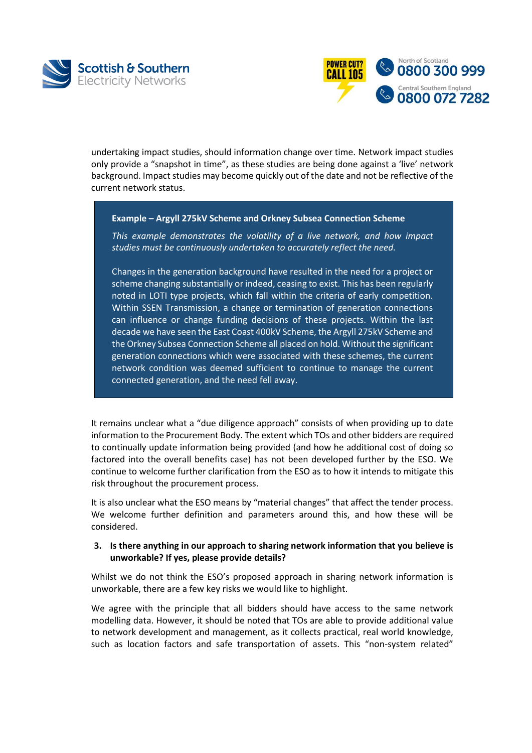undertaking impact studies, should information change over time. Network impact studies only provide a "snapshot in time", as these studies are being done against a 'live' network background. Impact studies may become quickly out of the date and not be reflective of the current network status.

> **Example – Argyll 275kV Scheme and Orkney Subsea Connection Scheme**
>
> *This example demonstrates the volatility of a live network, and how impact studies must be continuously undertaken to accurately reflect the need.*
>
> Changes in the generation background have resulted in the need for a project or scheme changing substantially or indeed, ceasing to exist. This has been regularly noted in LOTI type projects, which fall within the criteria of early competition. Within SSEN Transmission, a change or termination of generation connections can influence or change funding decisions of these projects. Within the last decade we have seen the East Coast 400kV Scheme, the Argyll 275kV Scheme and the Orkney Subsea Connection Scheme all placed on hold. Without the significant generation connections which were associated with these schemes, the current network condition was deemed sufficient to continue to manage the current connected generation, and the need fell away.

It remains unclear what a "due diligence approach" consists of when providing up to date information to the Procurement Body. The extent which TOs and other bidders are required to continually update information being provided (and how he additional cost of doing so factored into the overall benefits case) has not been developed further by the ESO. We continue to welcome further clarification from the ESO as to how it intends to mitigate this risk throughout the procurement process.

It is also unclear what the ESO means by "material changes" that affect the tender process. We welcome further definition and parameters around this, and how these will be considered.

**3. Is there anything in our approach to sharing network information that you believe is unworkable? If yes, please provide details?**

Whilst we do not think the ESO's proposed approach in sharing network information is unworkable, there are a few key risks we would like to highlight.

We agree with the principle that all bidders should have access to the same network modelling data. However, it should be noted that TOs are able to provide additional value to network development and management, as it collects practical, real world knowledge, such as location factors and safe transportation of assets. This "non-system related"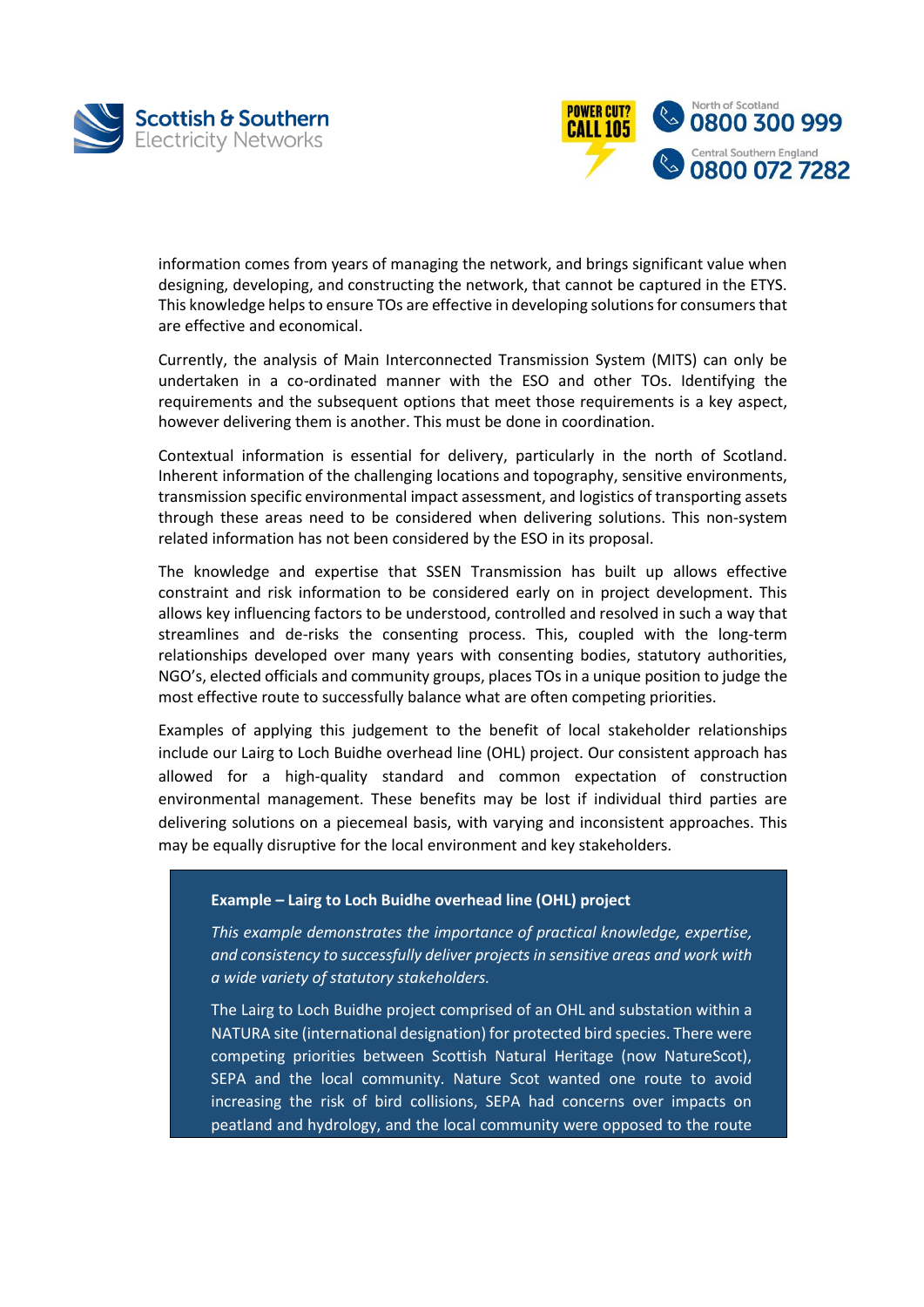information comes from years of managing the network, and brings significant value when designing, developing, and constructing the network, that cannot be captured in the ETYS. This knowledge helps to ensure TOs are effective in developing solutions for consumers that are effective and economical.

Currently, the analysis of Main Interconnected Transmission System (MITS) can only be undertaken in a co-ordinated manner with the ESO and other TOs. Identifying the requirements and the subsequent options that meet those requirements is a key aspect, however delivering them is another. This must be done in coordination.

Contextual information is essential for delivery, particularly in the north of Scotland. Inherent information of the challenging locations and topography, sensitive environments, transmission specific environmental impact assessment, and logistics of transporting assets through these areas need to be considered when delivering solutions. This non-system related information has not been considered by the ESO in its proposal.

The knowledge and expertise that SSEN Transmission has built up allows effective constraint and risk information to be considered early on in project development. This allows key influencing factors to be understood, controlled and resolved in such a way that streamlines and de-risks the consenting process. This, coupled with the long-term relationships developed over many years with consenting bodies, statutory authorities, NGO's, elected officials and community groups, places TOs in a unique position to judge the most effective route to successfully balance what are often competing priorities.

Examples of applying this judgement to the benefit of local stakeholder relationships include our Lairg to Loch Buidhe overhead line (OHL) project. Our consistent approach has allowed for a high-quality standard and common expectation of construction environmental management. These benefits may be lost if individual third parties are delivering solutions on a piecemeal basis, with varying and inconsistent approaches. This may be equally disruptive for the local environment and key stakeholders.

**Example – Lairg to Loch Buidhe overhead line (OHL) project**

*This example demonstrates the importance of practical knowledge, expertise, and consistency to successfully deliver projects in sensitive areas and work with a wide variety of statutory stakeholders.*

The Lairg to Loch Buidhe project comprised of an OHL and substation within a NATURA site (international designation) for protected bird species. There were competing priorities between Scottish Natural Heritage (now NatureScot), SEPA and the local community. Nature Scot wanted one route to avoid increasing the risk of bird collisions, SEPA had concerns over impacts on peatland and hydrology, and the local community were opposed to the route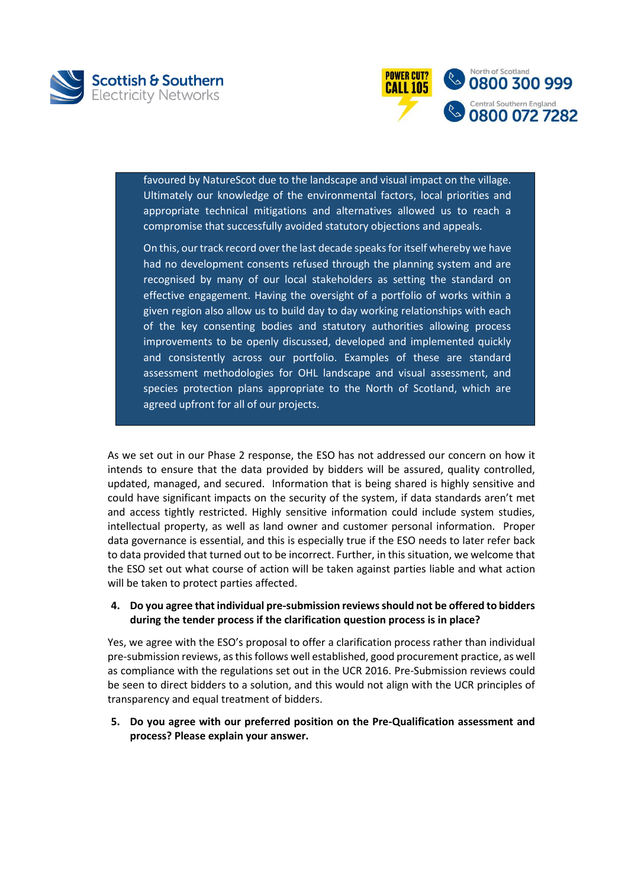> favoured by NatureScot due to the landscape and visual impact on the village. Ultimately our knowledge of the environmental factors, local priorities and appropriate technical mitigations and alternatives allowed us to reach a compromise that successfully avoided statutory objections and appeals.
>
> On this, our track record over the last decade speaks for itself whereby we have had no development consents refused through the planning system and are recognised by many of our local stakeholders as setting the standard on effective engagement. Having the oversight of a portfolio of works within a given region also allow us to build day to day working relationships with each of the key consenting bodies and statutory authorities allowing process improvements to be openly discussed, developed and implemented quickly and consistently across our portfolio. Examples of these are standard assessment methodologies for OHL landscape and visual assessment, and species protection plans appropriate to the North of Scotland, which are agreed upfront for all of our projects.

As we set out in our Phase 2 response, the ESO has not addressed our concern on how it intends to ensure that the data provided by bidders will be assured, quality controlled, updated, managed, and secured. Information that is being shared is highly sensitive and could have significant impacts on the security of the system, if data standards aren't met and access tightly restricted. Highly sensitive information could include system studies, intellectual property, as well as land owner and customer personal information. Proper data governance is essential, and this is especially true if the ESO needs to later refer back to data provided that turned out to be incorrect. Further, in this situation, we welcome that the ESO set out what course of action will be taken against parties liable and what action will be taken to protect parties affected.

4. **Do you agree that individual pre-submission reviews should not be offered to bidders during the tender process if the clarification question process is in place?**

Yes, we agree with the ESO's proposal to offer a clarification process rather than individual pre-submission reviews, as this follows well established, good procurement practice, as well as compliance with the regulations set out in the UCR 2016. Pre-Submission reviews could be seen to direct bidders to a solution, and this would not align with the UCR principles of transparency and equal treatment of bidders.

5. **Do you agree with our preferred position on the Pre-Qualification assessment and process? Please explain your answer.**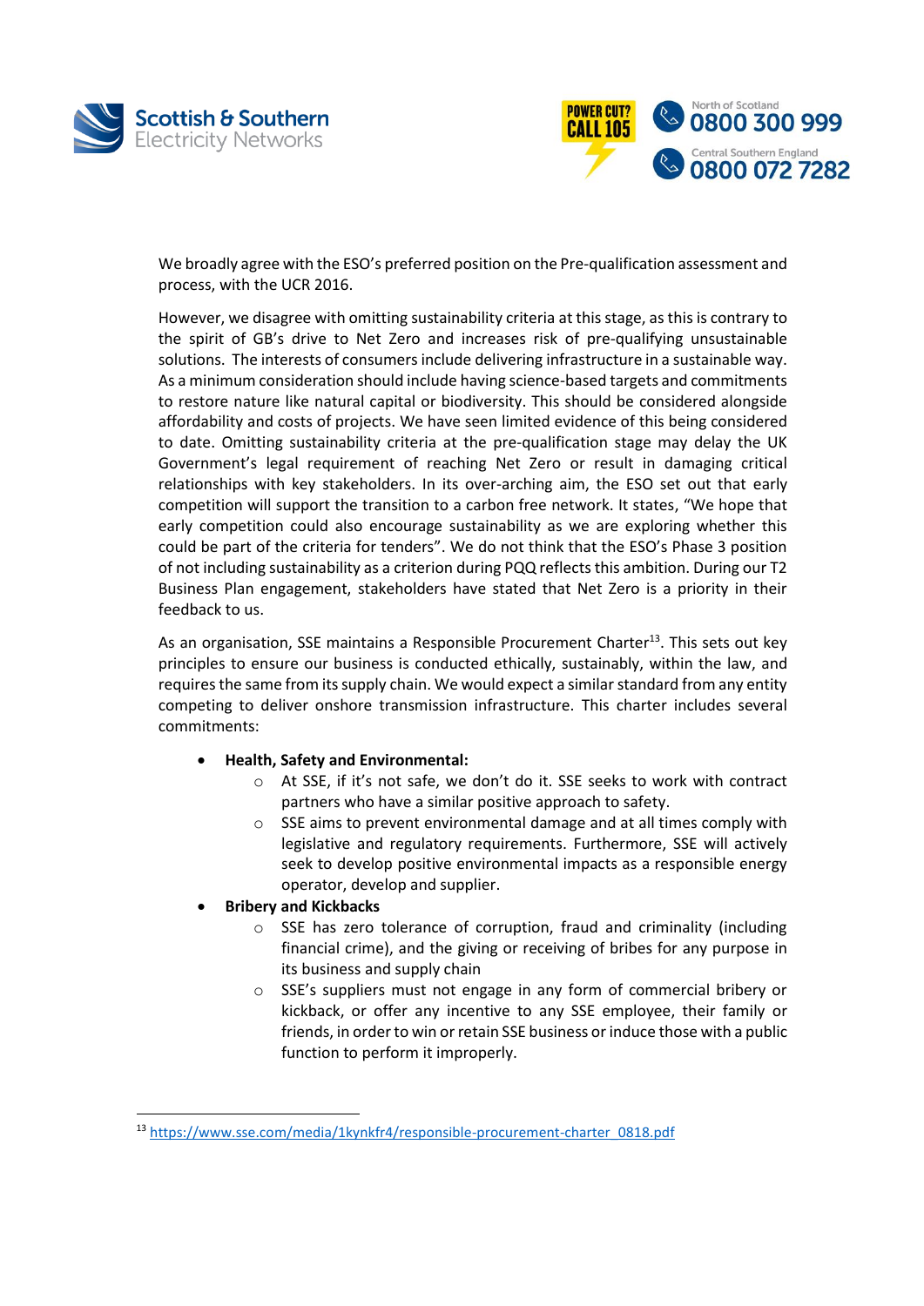We broadly agree with the ESO's preferred position on the Pre-qualification assessment and process, with the UCR 2016.

However, we disagree with omitting sustainability criteria at this stage, as this is contrary to the spirit of GB's drive to Net Zero and increases risk of pre-qualifying unsustainable solutions. The interests of consumers include delivering infrastructure in a sustainable way. As a minimum consideration should include having science-based targets and commitments to restore nature like natural capital or biodiversity. This should be considered alongside affordability and costs of projects. We have seen limited evidence of this being considered to date. Omitting sustainability criteria at the pre-qualification stage may delay the UK Government's legal requirement of reaching Net Zero or result in damaging critical relationships with key stakeholders. In its over-arching aim, the ESO set out that early competition will support the transition to a carbon free network. It states, "We hope that early competition could also encourage sustainability as we are exploring whether this could be part of the criteria for tenders". We do not think that the ESO's Phase 3 position of not including sustainability as a criterion during PQQ reflects this ambition. During our T2 Business Plan engagement, stakeholders have stated that Net Zero is a priority in their feedback to us.

As an organisation, SSE maintains a Responsible Procurement Charter[13]. This sets out key principles to ensure our business is conducted ethically, sustainably, within the law, and requires the same from its supply chain. We would expect a similar standard from any entity competing to deliver onshore transmission infrastructure. This charter includes several commitments:

- **Health, Safety and Environmental:**
  - At SSE, if it's not safe, we don't do it. SSE seeks to work with contract partners who have a similar positive approach to safety.
  - SSE aims to prevent environmental damage and at all times comply with legislative and regulatory requirements. Furthermore, SSE will actively seek to develop positive environmental impacts as a responsible energy operator, develop and supplier.
- **Bribery and Kickbacks**
  - SSE has zero tolerance of corruption, fraud and criminality (including financial crime), and the giving or receiving of bribes for any purpose in its business and supply chain
  - SSE's suppliers must not engage in any form of commercial bribery or kickback, or offer any incentive to any SSE employee, their family or friends, in order to win or retain SSE business or induce those with a public function to perform it improperly.

[13] https://www.sse.com/media/1kynkfr4/responsible-procurement-charter_0818.pdf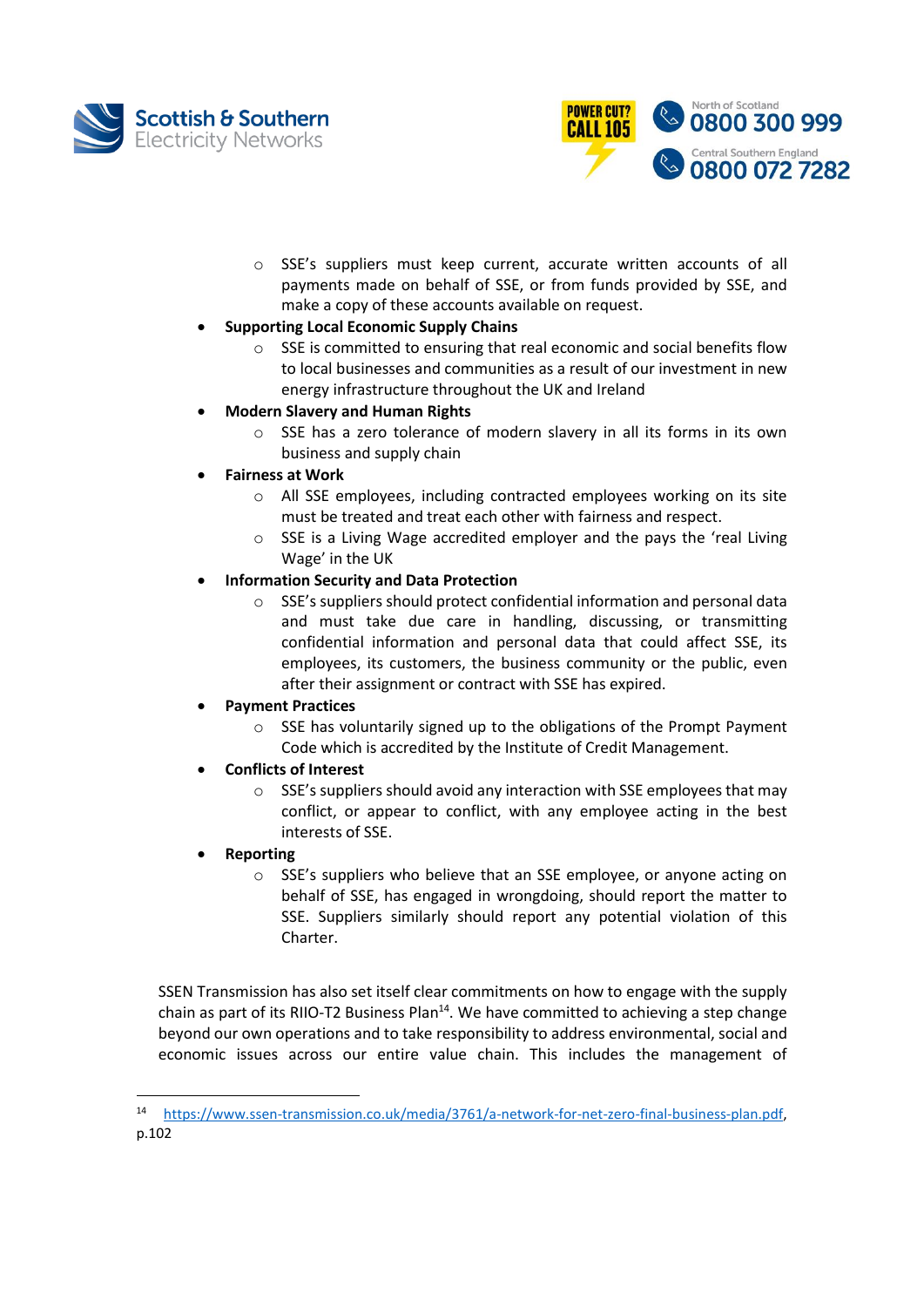- SSE's suppliers must keep current, accurate written accounts of all payments made on behalf of SSE, or from funds provided by SSE, and make a copy of these accounts available on request.
- **Supporting Local Economic Supply Chains**
  - SSE is committed to ensuring that real economic and social benefits flow to local businesses and communities as a result of our investment in new energy infrastructure throughout the UK and Ireland
- **Modern Slavery and Human Rights**
  - SSE has a zero tolerance of modern slavery in all its forms in its own business and supply chain
- **Fairness at Work**
  - All SSE employees, including contracted employees working on its site must be treated and treat each other with fairness and respect.
  - SSE is a Living Wage accredited employer and the pays the 'real Living Wage' in the UK
- **Information Security and Data Protection**
  - SSE's suppliers should protect confidential information and personal data and must take due care in handling, discussing, or transmitting confidential information and personal data that could affect SSE, its employees, its customers, the business community or the public, even after their assignment or contract with SSE has expired.
- **Payment Practices**
  - SSE has voluntarily signed up to the obligations of the Prompt Payment Code which is accredited by the Institute of Credit Management.
- **Conflicts of Interest**
  - SSE's suppliers should avoid any interaction with SSE employees that may conflict, or appear to conflict, with any employee acting in the best interests of SSE.
- **Reporting**
  - SSE's suppliers who believe that an SSE employee, or anyone acting on behalf of SSE, has engaged in wrongdoing, should report the matter to SSE. Suppliers similarly should report any potential violation of this Charter.

SSEN Transmission has also set itself clear commitments on how to engage with the supply chain as part of its RIIO-T2 Business Plan[14]. We have committed to achieving a step change beyond our own operations and to take responsibility to address environmental, social and economic issues across our entire value chain. This includes the management of

---

[14] https://www.ssen-transmission.co.uk/media/3761/a-network-for-net-zero-final-business-plan.pdf, p.102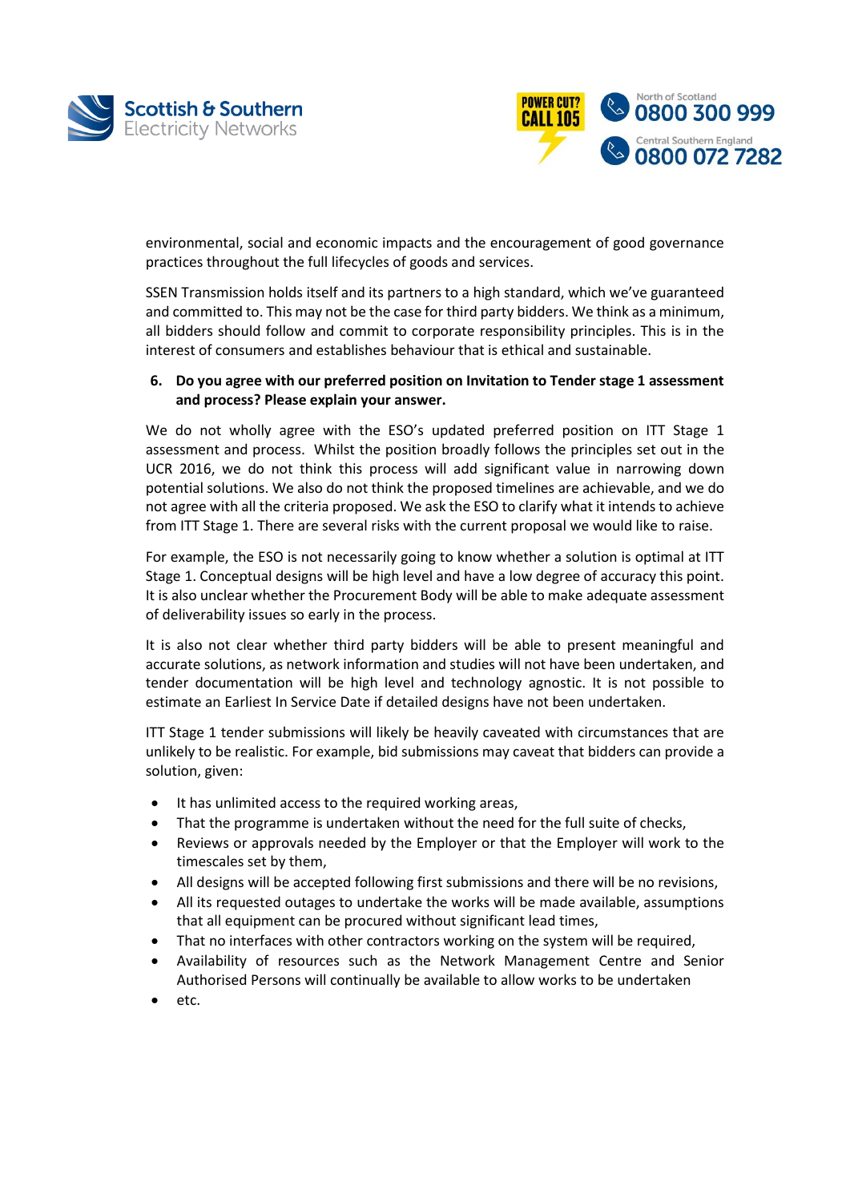environmental, social and economic impacts and the encouragement of good governance practices throughout the full lifecycles of goods and services.

SSEN Transmission holds itself and its partners to a high standard, which we've guaranteed and committed to. This may not be the case for third party bidders. We think as a minimum, all bidders should follow and commit to corporate responsibility principles. This is in the interest of consumers and establishes behaviour that is ethical and sustainable.

**6. Do you agree with our preferred position on Invitation to Tender stage 1 assessment and process? Please explain your answer.**

We do not wholly agree with the ESO's updated preferred position on ITT Stage 1 assessment and process. Whilst the position broadly follows the principles set out in the UCR 2016, we do not think this process will add significant value in narrowing down potential solutions. We also do not think the proposed timelines are achievable, and we do not agree with all the criteria proposed. We ask the ESO to clarify what it intends to achieve from ITT Stage 1. There are several risks with the current proposal we would like to raise.

For example, the ESO is not necessarily going to know whether a solution is optimal at ITT Stage 1. Conceptual designs will be high level and have a low degree of accuracy this point. It is also unclear whether the Procurement Body will be able to make adequate assessment of deliverability issues so early in the process.

It is also not clear whether third party bidders will be able to present meaningful and accurate solutions, as network information and studies will not have been undertaken, and tender documentation will be high level and technology agnostic. It is not possible to estimate an Earliest In Service Date if detailed designs have not been undertaken.

ITT Stage 1 tender submissions will likely be heavily caveated with circumstances that are unlikely to be realistic. For example, bid submissions may caveat that bidders can provide a solution, given:

- It has unlimited access to the required working areas,
- That the programme is undertaken without the need for the full suite of checks,
- Reviews or approvals needed by the Employer or that the Employer will work to the timescales set by them,
- All designs will be accepted following first submissions and there will be no revisions,
- All its requested outages to undertake the works will be made available, assumptions that all equipment can be procured without significant lead times,
- That no interfaces with other contractors working on the system will be required,
- Availability of resources such as the Network Management Centre and Senior Authorised Persons will continually be available to allow works to be undertaken
- etc.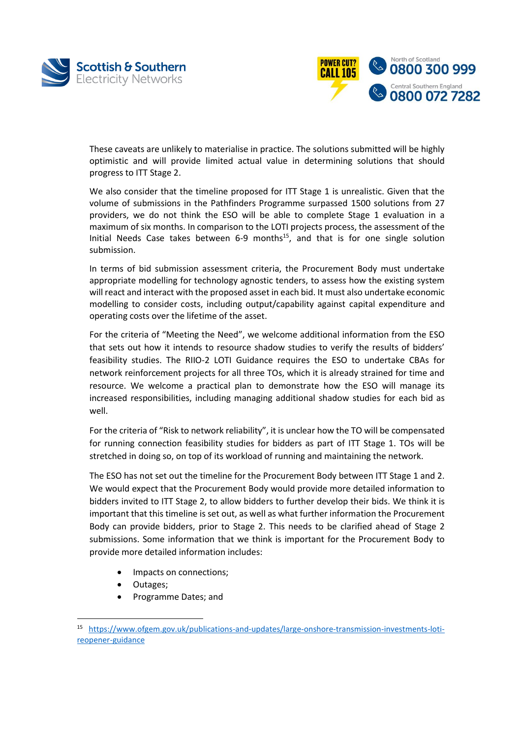These caveats are unlikely to materialise in practice. The solutions submitted will be highly optimistic and will provide limited actual value in determining solutions that should progress to ITT Stage 2.

We also consider that the timeline proposed for ITT Stage 1 is unrealistic. Given that the volume of submissions in the Pathfinders Programme surpassed 1500 solutions from 27 providers, we do not think the ESO will be able to complete Stage 1 evaluation in a maximum of six months. In comparison to the LOTI projects process, the assessment of the Initial Needs Case takes between 6-9 months[15], and that is for one single solution submission.

In terms of bid submission assessment criteria, the Procurement Body must undertake appropriate modelling for technology agnostic tenders, to assess how the existing system will react and interact with the proposed asset in each bid. It must also undertake economic modelling to consider costs, including output/capability against capital expenditure and operating costs over the lifetime of the asset.

For the criteria of "Meeting the Need", we welcome additional information from the ESO that sets out how it intends to resource shadow studies to verify the results of bidders' feasibility studies. The RIIO-2 LOTI Guidance requires the ESO to undertake CBAs for network reinforcement projects for all three TOs, which it is already strained for time and resource. We welcome a practical plan to demonstrate how the ESO will manage its increased responsibilities, including managing additional shadow studies for each bid as well.

For the criteria of "Risk to network reliability", it is unclear how the TO will be compensated for running connection feasibility studies for bidders as part of ITT Stage 1. TOs will be stretched in doing so, on top of its workload of running and maintaining the network.

The ESO has not set out the timeline for the Procurement Body between ITT Stage 1 and 2. We would expect that the Procurement Body would provide more detailed information to bidders invited to ITT Stage 2, to allow bidders to further develop their bids. We think it is important that this timeline is set out, as well as what further information the Procurement Body can provide bidders, prior to Stage 2. This needs to be clarified ahead of Stage 2 submissions. Some information that we think is important for the Procurement Body to provide more detailed information includes:

- Impacts on connections;
- Outages;
- Programme Dates; and

[15] https://www.ofgem.gov.uk/publications-and-updates/large-onshore-transmission-investments-loti-reopener-guidance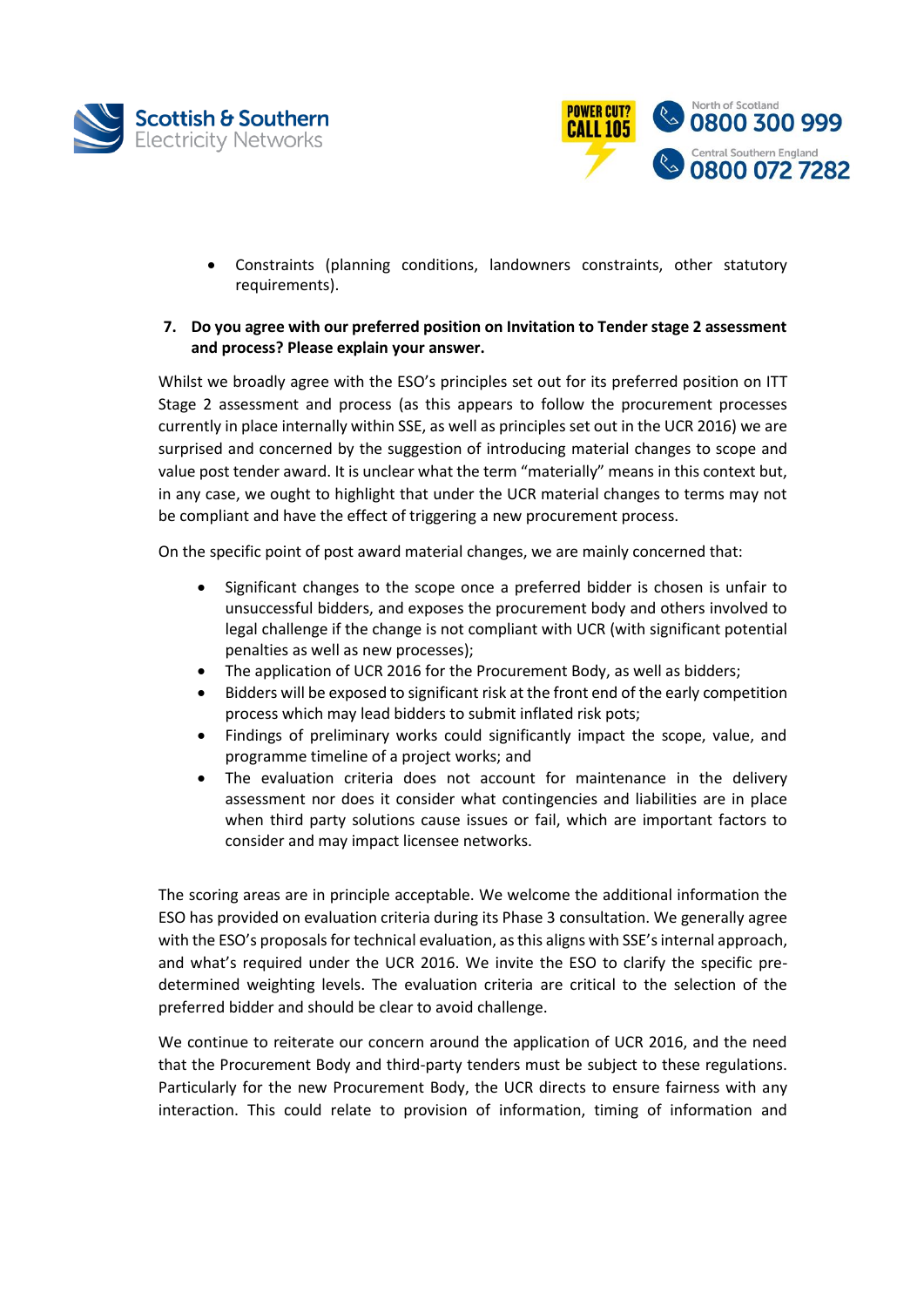- Constraints (planning conditions, landowners constraints, other statutory requirements).

**7. Do you agree with our preferred position on Invitation to Tender stage 2 assessment and process? Please explain your answer.**

Whilst we broadly agree with the ESO's principles set out for its preferred position on ITT Stage 2 assessment and process (as this appears to follow the procurement processes currently in place internally within SSE, as well as principles set out in the UCR 2016) we are surprised and concerned by the suggestion of introducing material changes to scope and value post tender award. It is unclear what the term "materially" means in this context but, in any case, we ought to highlight that under the UCR material changes to terms may not be compliant and have the effect of triggering a new procurement process.

On the specific point of post award material changes, we are mainly concerned that:

- Significant changes to the scope once a preferred bidder is chosen is unfair to unsuccessful bidders, and exposes the procurement body and others involved to legal challenge if the change is not compliant with UCR (with significant potential penalties as well as new processes);
- The application of UCR 2016 for the Procurement Body, as well as bidders;
- Bidders will be exposed to significant risk at the front end of the early competition process which may lead bidders to submit inflated risk pots;
- Findings of preliminary works could significantly impact the scope, value, and programme timeline of a project works; and
- The evaluation criteria does not account for maintenance in the delivery assessment nor does it consider what contingencies and liabilities are in place when third party solutions cause issues or fail, which are important factors to consider and may impact licensee networks.

The scoring areas are in principle acceptable. We welcome the additional information the ESO has provided on evaluation criteria during its Phase 3 consultation. We generally agree with the ESO's proposals for technical evaluation, as this aligns with SSE's internal approach, and what's required under the UCR 2016. We invite the ESO to clarify the specific pre-determined weighting levels. The evaluation criteria are critical to the selection of the preferred bidder and should be clear to avoid challenge.

We continue to reiterate our concern around the application of UCR 2016, and the need that the Procurement Body and third-party tenders must be subject to these regulations. Particularly for the new Procurement Body, the UCR directs to ensure fairness with any interaction. This could relate to provision of information, timing of information and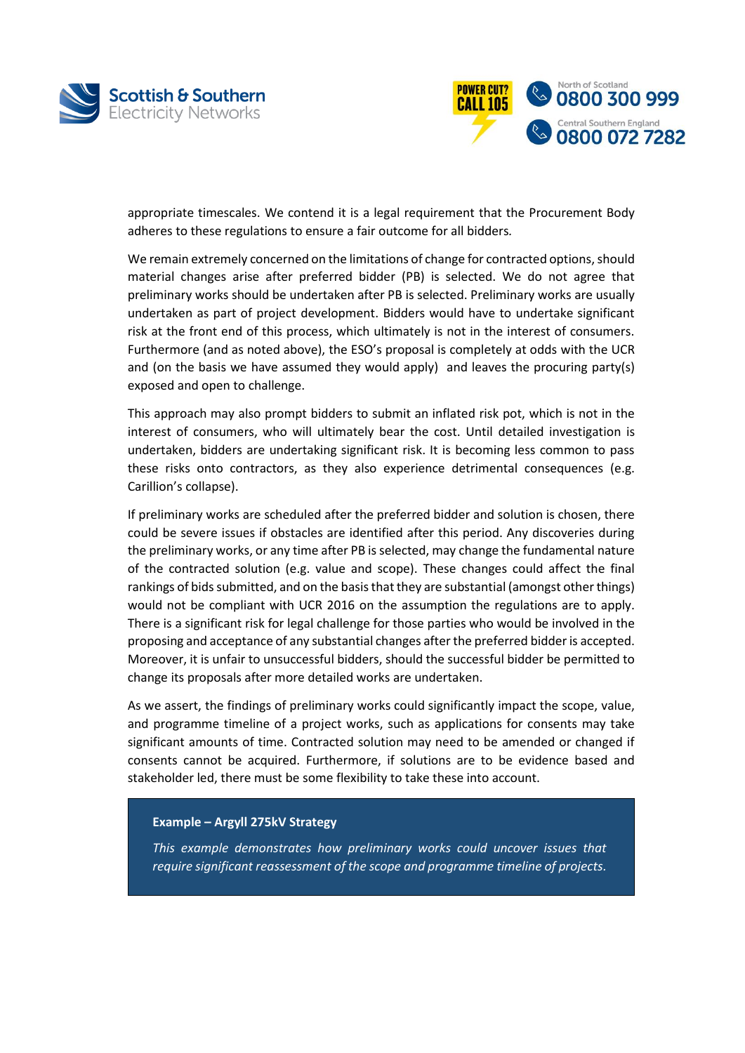appropriate timescales. We contend it is a legal requirement that the Procurement Body adheres to these regulations to ensure a fair outcome for all bidders.

We remain extremely concerned on the limitations of change for contracted options, should material changes arise after preferred bidder (PB) is selected. We do not agree that preliminary works should be undertaken after PB is selected. Preliminary works are usually undertaken as part of project development. Bidders would have to undertake significant risk at the front end of this process, which ultimately is not in the interest of consumers. Furthermore (and as noted above), the ESO's proposal is completely at odds with the UCR and (on the basis we have assumed they would apply) and leaves the procuring party(s) exposed and open to challenge.

This approach may also prompt bidders to submit an inflated risk pot, which is not in the interest of consumers, who will ultimately bear the cost. Until detailed investigation is undertaken, bidders are undertaking significant risk. It is becoming less common to pass these risks onto contractors, as they also experience detrimental consequences (e.g. Carillion's collapse).

If preliminary works are scheduled after the preferred bidder and solution is chosen, there could be severe issues if obstacles are identified after this period. Any discoveries during the preliminary works, or any time after PB is selected, may change the fundamental nature of the contracted solution (e.g. value and scope). These changes could affect the final rankings of bids submitted, and on the basis that they are substantial (amongst other things) would not be compliant with UCR 2016 on the assumption the regulations are to apply. There is a significant risk for legal challenge for those parties who would be involved in the proposing and acceptance of any substantial changes after the preferred bidder is accepted. Moreover, it is unfair to unsuccessful bidders, should the successful bidder be permitted to change its proposals after more detailed works are undertaken.

As we assert, the findings of preliminary works could significantly impact the scope, value, and programme timeline of a project works, such as applications for consents may take significant amounts of time. Contracted solution may need to be amended or changed if consents cannot be acquired. Furthermore, if solutions are to be evidence based and stakeholder led, there must be some flexibility to take these into account.

**Example – Argyll 275kV Strategy**

*This example demonstrates how preliminary works could uncover issues that require significant reassessment of the scope and programme timeline of projects.*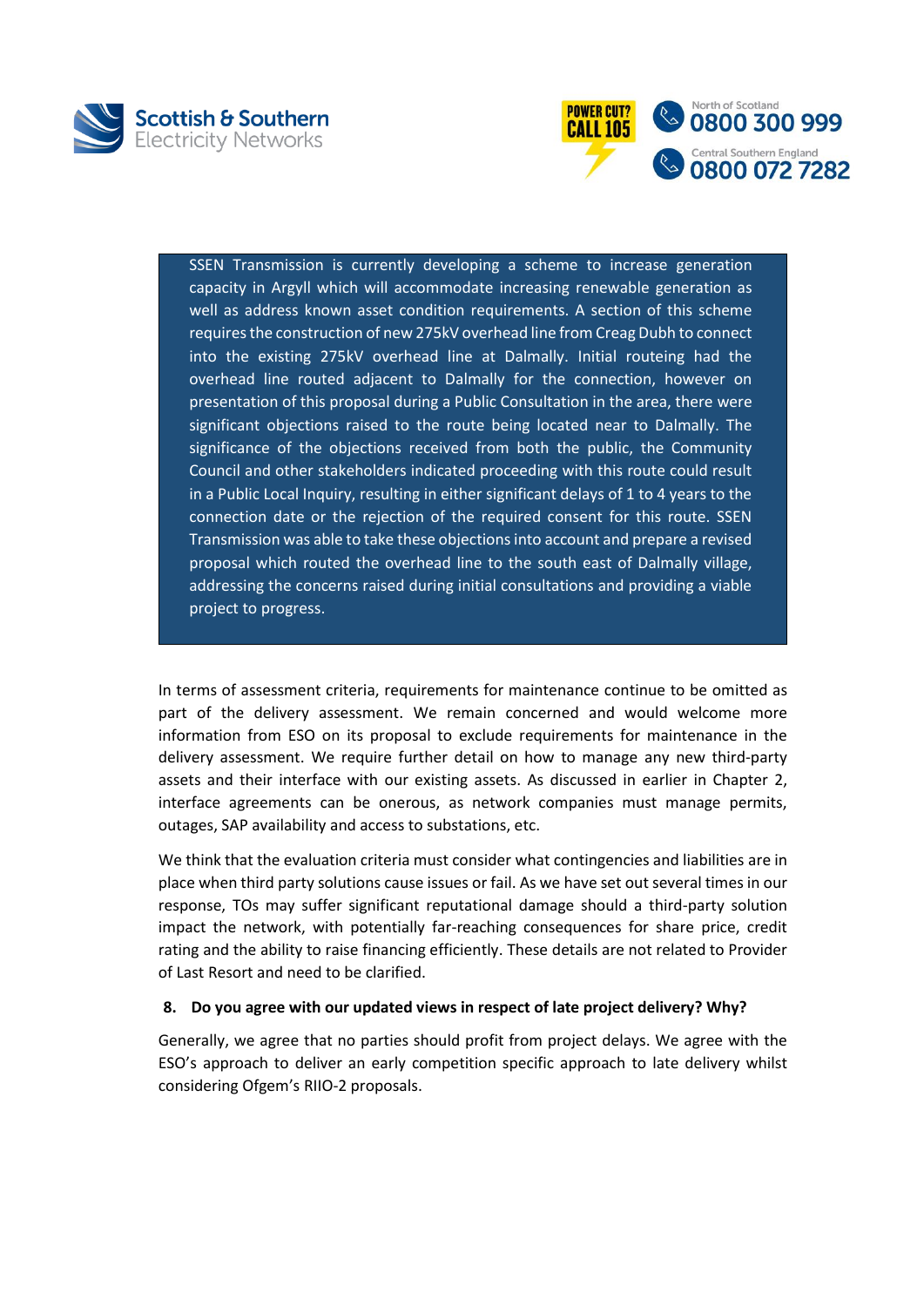> SSEN Transmission is currently developing a scheme to increase generation capacity in Argyll which will accommodate increasing renewable generation as well as address known asset condition requirements. A section of this scheme requires the construction of new 275kV overhead line from Creag Dubh to connect into the existing 275kV overhead line at Dalmally. Initial routeing had the overhead line routed adjacent to Dalmally for the connection, however on presentation of this proposal during a Public Consultation in the area, there were significant objections raised to the route being located near to Dalmally. The significance of the objections received from both the public, the Community Council and other stakeholders indicated proceeding with this route could result in a Public Local Inquiry, resulting in either significant delays of 1 to 4 years to the connection date or the rejection of the required consent for this route. SSEN Transmission was able to take these objections into account and prepare a revised proposal which routed the overhead line to the south east of Dalmally village, addressing the concerns raised during initial consultations and providing a viable project to progress.

In terms of assessment criteria, requirements for maintenance continue to be omitted as part of the delivery assessment. We remain concerned and would welcome more information from ESO on its proposal to exclude requirements for maintenance in the delivery assessment. We require further detail on how to manage any new third-party assets and their interface with our existing assets. As discussed in earlier in Chapter 2, interface agreements can be onerous, as network companies must manage permits, outages, SAP availability and access to substations, etc.

We think that the evaluation criteria must consider what contingencies and liabilities are in place when third party solutions cause issues or fail. As we have set out several times in our response, TOs may suffer significant reputational damage should a third-party solution impact the network, with potentially far-reaching consequences for share price, credit rating and the ability to raise financing efficiently. These details are not related to Provider of Last Resort and need to be clarified.

**8. Do you agree with our updated views in respect of late project delivery? Why?**

Generally, we agree that no parties should profit from project delays. We agree with the ESO's approach to deliver an early competition specific approach to late delivery whilst considering Ofgem's RIIO-2 proposals.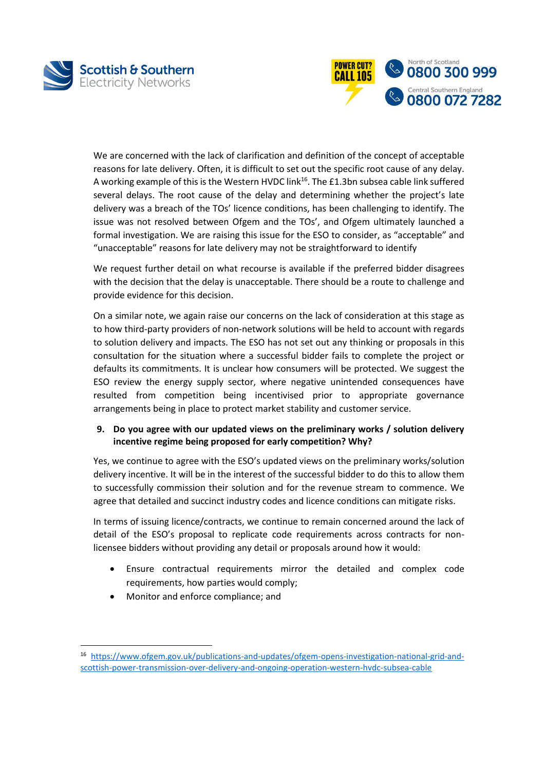We are concerned with the lack of clarification and definition of the concept of acceptable reasons for late delivery. Often, it is difficult to set out the specific root cause of any delay. A working example of this is the Western HVDC link[16]. The £1.3bn subsea cable link suffered several delays. The root cause of the delay and determining whether the project's late delivery was a breach of the TOs' licence conditions, has been challenging to identify. The issue was not resolved between Ofgem and the TOs', and Ofgem ultimately launched a formal investigation. We are raising this issue for the ESO to consider, as "acceptable" and "unacceptable" reasons for late delivery may not be straightforward to identify

We request further detail on what recourse is available if the preferred bidder disagrees with the decision that the delay is unacceptable. There should be a route to challenge and provide evidence for this decision.

On a similar note, we again raise our concerns on the lack of consideration at this stage as to how third-party providers of non-network solutions will be held to account with regards to solution delivery and impacts. The ESO has not set out any thinking or proposals in this consultation for the situation where a successful bidder fails to complete the project or defaults its commitments. It is unclear how consumers will be protected. We suggest the ESO review the energy supply sector, where negative unintended consequences have resulted from competition being incentivised prior to appropriate governance arrangements being in place to protect market stability and customer service.

**9. Do you agree with our updated views on the preliminary works / solution delivery incentive regime being proposed for early competition? Why?**

Yes, we continue to agree with the ESO's updated views on the preliminary works/solution delivery incentive. It will be in the interest of the successful bidder to do this to allow them to successfully commission their solution and for the revenue stream to commence. We agree that detailed and succinct industry codes and licence conditions can mitigate risks.

In terms of issuing licence/contracts, we continue to remain concerned around the lack of detail of the ESO's proposal to replicate code requirements across contracts for non-licensee bidders without providing any detail or proposals around how it would:

- Ensure contractual requirements mirror the detailed and complex code requirements, how parties would comply;
- Monitor and enforce compliance; and

[16] https://www.ofgem.gov.uk/publications-and-updates/ofgem-opens-investigation-national-grid-and-scottish-power-transmission-over-delivery-and-ongoing-operation-western-hvdc-subsea-cable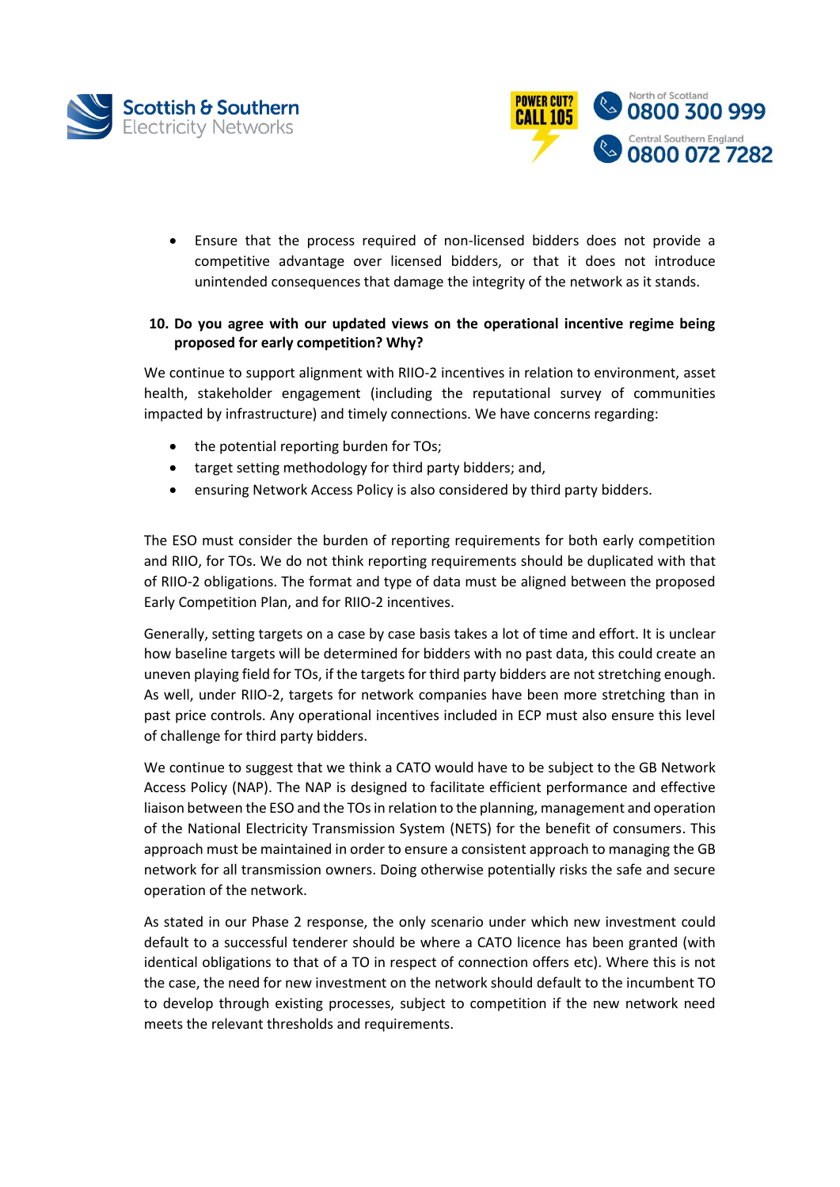- Ensure that the process required of non-licensed bidders does not provide a competitive advantage over licensed bidders, or that it does not introduce unintended consequences that damage the integrity of the network as it stands.

**10. Do you agree with our updated views on the operational incentive regime being proposed for early competition? Why?**

We continue to support alignment with RIIO-2 incentives in relation to environment, asset health, stakeholder engagement (including the reputational survey of communities impacted by infrastructure) and timely connections. We have concerns regarding:

- the potential reporting burden for TOs;
- target setting methodology for third party bidders; and,
- ensuring Network Access Policy is also considered by third party bidders.

The ESO must consider the burden of reporting requirements for both early competition and RIIO, for TOs. We do not think reporting requirements should be duplicated with that of RIIO-2 obligations. The format and type of data must be aligned between the proposed Early Competition Plan, and for RIIO-2 incentives.

Generally, setting targets on a case by case basis takes a lot of time and effort. It is unclear how baseline targets will be determined for bidders with no past data, this could create an uneven playing field for TOs, if the targets for third party bidders are not stretching enough. As well, under RIIO-2, targets for network companies have been more stretching than in past price controls. Any operational incentives included in ECP must also ensure this level of challenge for third party bidders.

We continue to suggest that we think a CATO would have to be subject to the GB Network Access Policy (NAP). The NAP is designed to facilitate efficient performance and effective liaison between the ESO and the TOs in relation to the planning, management and operation of the National Electricity Transmission System (NETS) for the benefit of consumers. This approach must be maintained in order to ensure a consistent approach to managing the GB network for all transmission owners. Doing otherwise potentially risks the safe and secure operation of the network.

As stated in our Phase 2 response, the only scenario under which new investment could default to a successful tenderer should be where a CATO licence has been granted (with identical obligations to that of a TO in respect of connection offers etc). Where this is not the case, the need for new investment on the network should default to the incumbent TO to develop through existing processes, subject to competition if the new network need meets the relevant thresholds and requirements.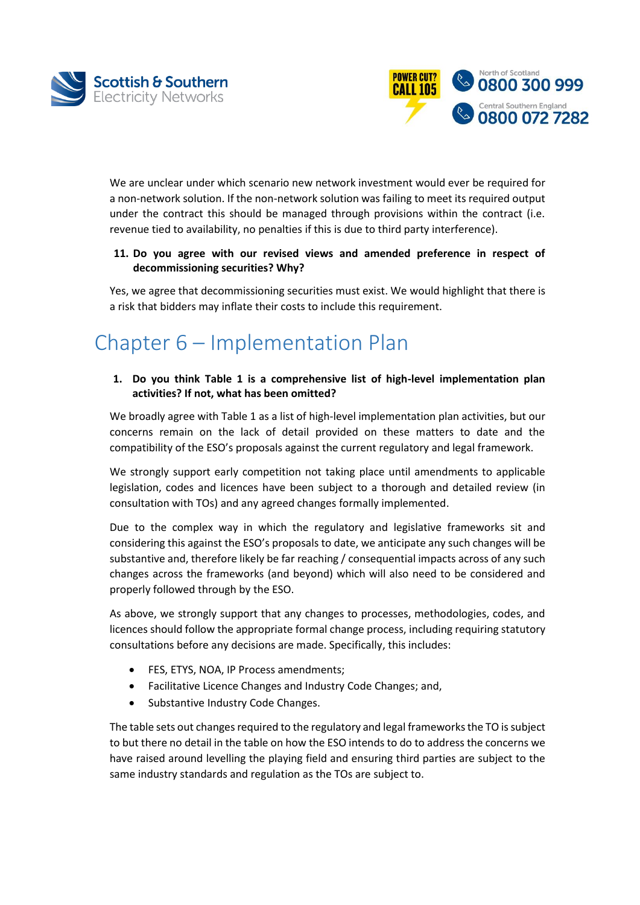We are unclear under which scenario new network investment would ever be required for a non-network solution. If the non-network solution was failing to meet its required output under the contract this should be managed through provisions within the contract (i.e. revenue tied to availability, no penalties if this is due to third party interference).

**11. Do you agree with our revised views and amended preference in respect of decommissioning securities? Why?**

Yes, we agree that decommissioning securities must exist. We would highlight that there is a risk that bidders may inflate their costs to include this requirement.

# Chapter 6 – Implementation Plan

**1. Do you think Table 1 is a comprehensive list of high-level implementation plan activities? If not, what has been omitted?**

We broadly agree with Table 1 as a list of high-level implementation plan activities, but our concerns remain on the lack of detail provided on these matters to date and the compatibility of the ESO's proposals against the current regulatory and legal framework.

We strongly support early competition not taking place until amendments to applicable legislation, codes and licences have been subject to a thorough and detailed review (in consultation with TOs) and any agreed changes formally implemented.

Due to the complex way in which the regulatory and legislative frameworks sit and considering this against the ESO's proposals to date, we anticipate any such changes will be substantive and, therefore likely be far reaching / consequential impacts across of any such changes across the frameworks (and beyond) which will also need to be considered and properly followed through by the ESO.

As above, we strongly support that any changes to processes, methodologies, codes, and licences should follow the appropriate formal change process, including requiring statutory consultations before any decisions are made. Specifically, this includes:

- FES, ETYS, NOA, IP Process amendments;
- Facilitative Licence Changes and Industry Code Changes; and,
- Substantive Industry Code Changes.

The table sets out changes required to the regulatory and legal frameworks the TO is subject to but there no detail in the table on how the ESO intends to do to address the concerns we have raised around levelling the playing field and ensuring third parties are subject to the same industry standards and regulation as the TOs are subject to.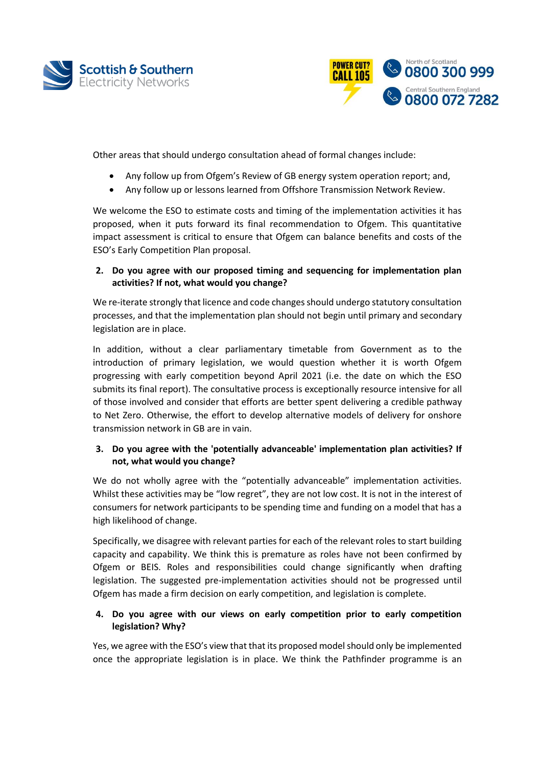Other areas that should undergo consultation ahead of formal changes include:

- Any follow up from Ofgem's Review of GB energy system operation report; and,
- Any follow up or lessons learned from Offshore Transmission Network Review.

We welcome the ESO to estimate costs and timing of the implementation activities it has proposed, when it puts forward its final recommendation to Ofgem. This quantitative impact assessment is critical to ensure that Ofgem can balance benefits and costs of the ESO's Early Competition Plan proposal.

2. **Do you agree with our proposed timing and sequencing for implementation plan activities? If not, what would you change?**

We re-iterate strongly that licence and code changes should undergo statutory consultation processes, and that the implementation plan should not begin until primary and secondary legislation are in place.

In addition, without a clear parliamentary timetable from Government as to the introduction of primary legislation, we would question whether it is worth Ofgem progressing with early competition beyond April 2021 (i.e. the date on which the ESO submits its final report). The consultative process is exceptionally resource intensive for all of those involved and consider that efforts are better spent delivering a credible pathway to Net Zero. Otherwise, the effort to develop alternative models of delivery for onshore transmission network in GB are in vain.

3. **Do you agree with the 'potentially advanceable' implementation plan activities? If not, what would you change?**

We do not wholly agree with the "potentially advanceable" implementation activities. Whilst these activities may be "low regret", they are not low cost. It is not in the interest of consumers for network participants to be spending time and funding on a model that has a high likelihood of change.

Specifically, we disagree with relevant parties for each of the relevant roles to start building capacity and capability. We think this is premature as roles have not been confirmed by Ofgem or BEIS. Roles and responsibilities could change significantly when drafting legislation. The suggested pre-implementation activities should not be progressed until Ofgem has made a firm decision on early competition, and legislation is complete.

4. **Do you agree with our views on early competition prior to early competition legislation? Why?**

Yes, we agree with the ESO's view that that its proposed model should only be implemented once the appropriate legislation is in place. We think the Pathfinder programme is an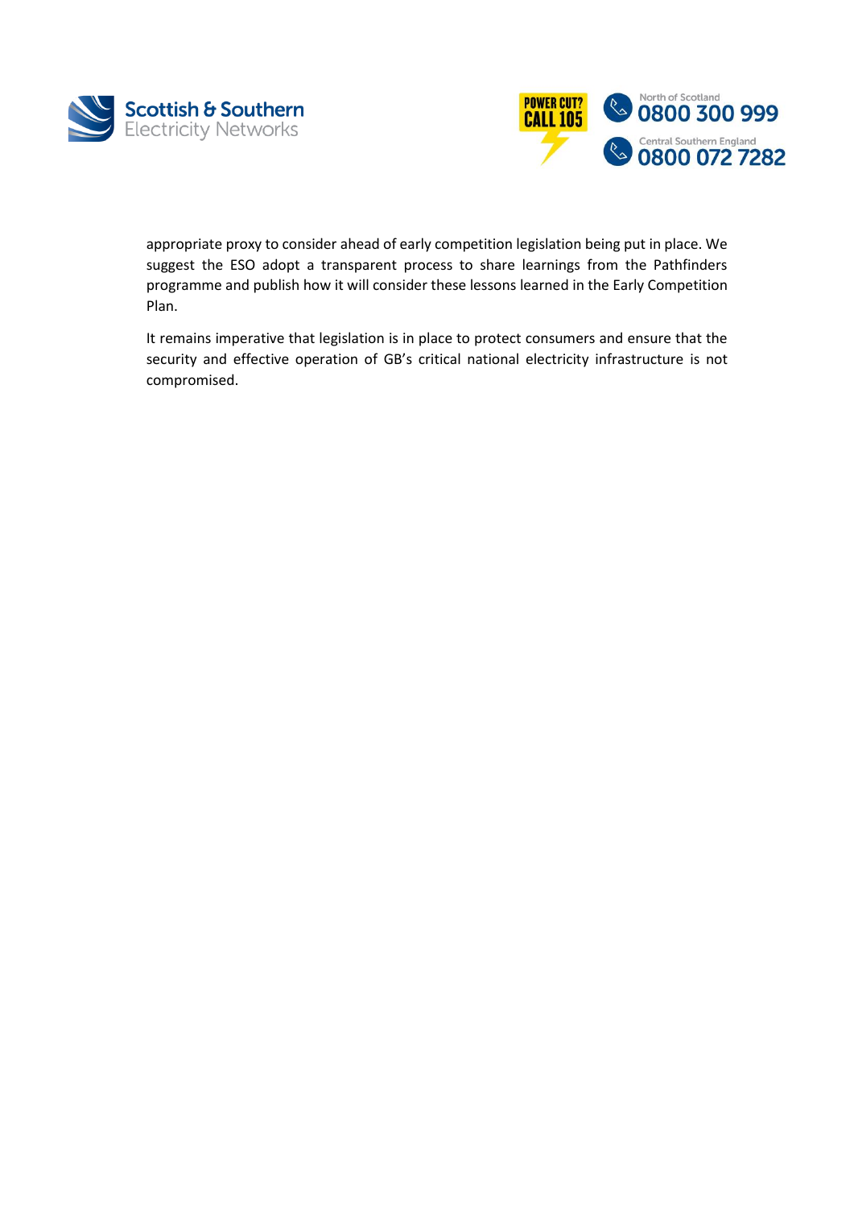appropriate proxy to consider ahead of early competition legislation being put in place. We suggest the ESO adopt a transparent process to share learnings from the Pathfinders programme and publish how it will consider these lessons learned in the Early Competition Plan.

It remains imperative that legislation is in place to protect consumers and ensure that the security and effective operation of GB's critical national electricity infrastructure is not compromised.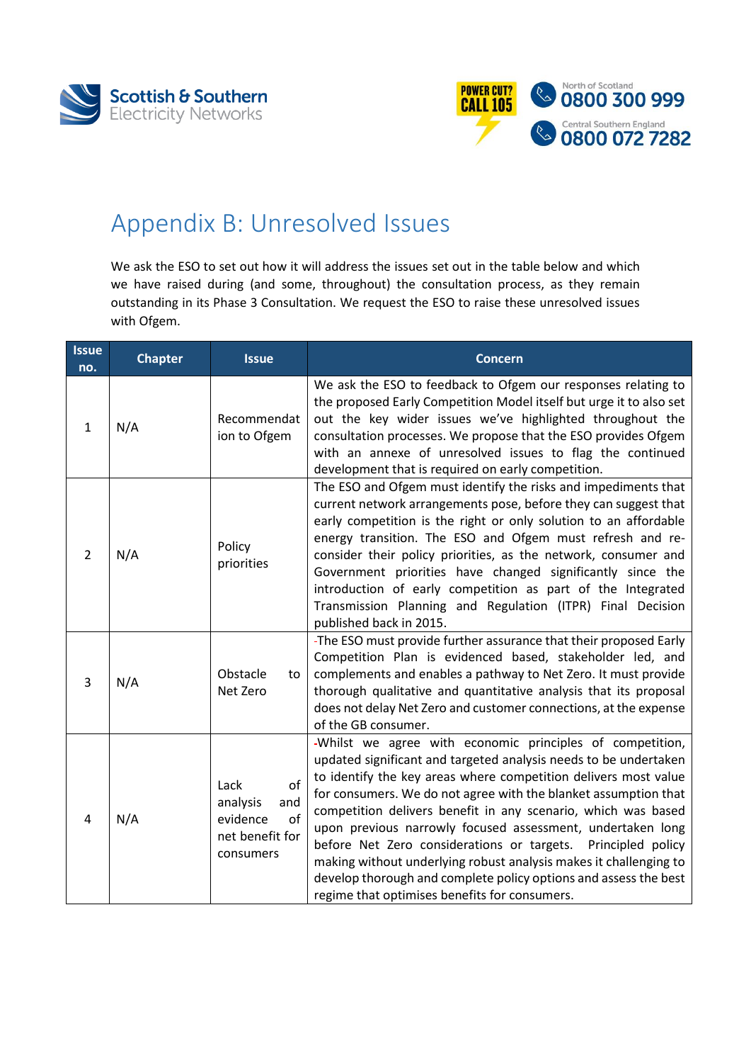# Appendix B: Unresolved Issues

We ask the ESO to set out how it will address the issues set out in the table below and which we have raised during (and some, throughout) the consultation process, as they remain outstanding in its Phase 3 Consultation. We request the ESO to raise these unresolved issues with Ofgem.

| Issue no. | Chapter | Issue | Concern |
|---|---|---|---|
| 1 | N/A | Recommendation to Ofgem | We ask the ESO to feedback to Ofgem our responses relating to the proposed Early Competition Model itself but urge it to also set out the key wider issues we've highlighted throughout the consultation processes. We propose that the ESO provides Ofgem with an annexe of unresolved issues to flag the continued development that is required on early competition. |
| 2 | N/A | Policy priorities | The ESO and Ofgem must identify the risks and impediments that current network arrangements pose, before they can suggest that early competition is the right or only solution to an affordable energy transition. The ESO and Ofgem must refresh and re-consider their policy priorities, as the network, consumer and Government priorities have changed significantly since the introduction of early competition as part of the Integrated Transmission Planning and Regulation (ITPR) Final Decision published back in 2015. |
| 3 | N/A | Obstacle to Net Zero | The ESO must provide further assurance that their proposed Early Competition Plan is evidenced based, stakeholder led, and complements and enables a pathway to Net Zero. It must provide thorough qualitative and quantitative analysis that its proposal does not delay Net Zero and customer connections, at the expense of the GB consumer. |
| 4 | N/A | Lack of analysis and evidence of net benefit for consumers | Whilst we agree with economic principles of competition, updated significant and targeted analysis needs to be undertaken to identify the key areas where competition delivers most value for consumers. We do not agree with the blanket assumption that competition delivers benefit in any scenario, which was based upon previous narrowly focused assessment, undertaken long before Net Zero considerations or targets. Principled policy making without underlying robust analysis makes it challenging to develop thorough and complete policy options and assess the best regime that optimises benefits for consumers. |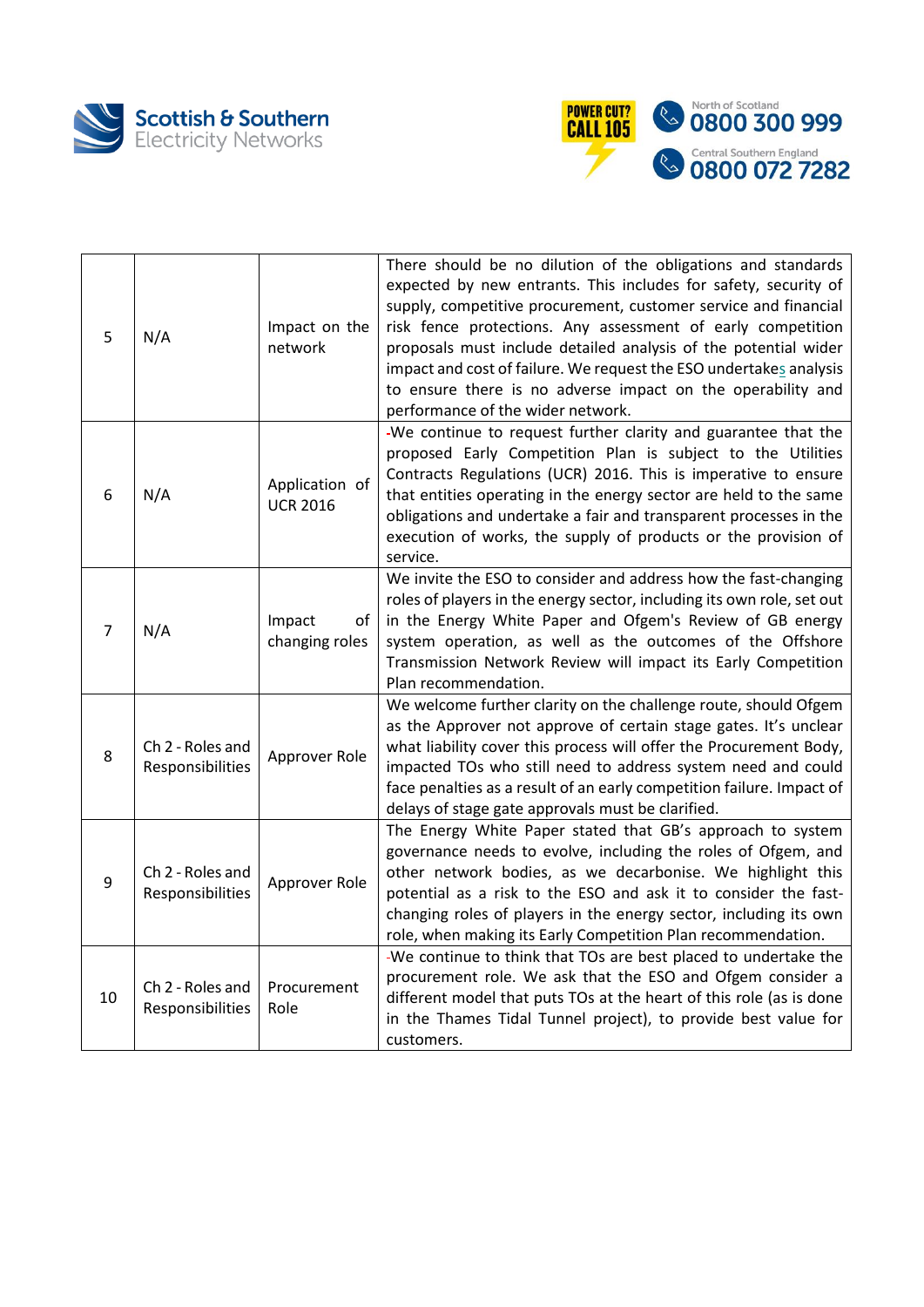| 5 | N/A | Impact on the network | There should be no dilution of the obligations and standards expected by new entrants. This includes for safety, security of supply, competitive procurement, customer service and financial risk fence protections. Any assessment of early competition proposals must include detailed analysis of the potential wider impact and cost of failure. We request the ESO undertakes analysis to ensure there is no adverse impact on the operability and performance of the wider network. |
|---|---|---|---|
| 6 | N/A | Application of UCR 2016 | -We continue to request further clarity and guarantee that the proposed Early Competition Plan is subject to the Utilities Contracts Regulations (UCR) 2016. This is imperative to ensure that entities operating in the energy sector are held to the same obligations and undertake a fair and transparent processes in the execution of works, the supply of products or the provision of service. |
| 7 | N/A | Impact of changing roles | We invite the ESO to consider and address how the fast-changing roles of players in the energy sector, including its own role, set out in the Energy White Paper and Ofgem's Review of GB energy system operation, as well as the outcomes of the Offshore Transmission Network Review will impact its Early Competition Plan recommendation. |
| 8 | Ch 2 - Roles and Responsibilities | Approver Role | We welcome further clarity on the challenge route, should Ofgem as the Approver not approve of certain stage gates. It's unclear what liability cover this process will offer the Procurement Body, impacted TOs who still need to address system need and could face penalties as a result of an early competition failure. Impact of delays of stage gate approvals must be clarified. |
| 9 | Ch 2 - Roles and Responsibilities | Approver Role | The Energy White Paper stated that GB's approach to system governance needs to evolve, including the roles of Ofgem, and other network bodies, as we decarbonise. We highlight this potential as a risk to the ESO and ask it to consider the fast-changing roles of players in the energy sector, including its own role, when making its Early Competition Plan recommendation. |
| 10 | Ch 2 - Roles and Responsibilities | Procurement Role | -We continue to think that TOs are best placed to undertake the procurement role. We ask that the ESO and Ofgem consider a different model that puts TOs at the heart of this role (as is done in the Thames Tidal Tunnel project), to provide best value for customers. |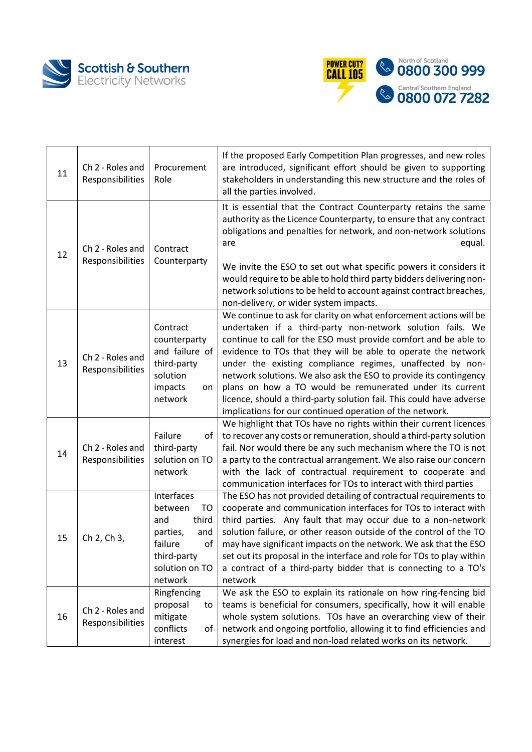| 11 | Ch 2 - Roles and Responsibilities | Procurement Role | If the proposed Early Competition Plan progresses, and new roles are introduced, significant effort should be given to supporting stakeholders in understanding this new structure and the roles of all the parties involved. |
|---|---|---|---|
| 12 | Ch 2 - Roles and Responsibilities | Contract Counterparty | It is essential that the Contract Counterparty retains the same authority as the Licence Counterparty, to ensure that any contract obligations and penalties for network, and non-network solutions are equal.<br><br>We invite the ESO to set out what specific powers it considers it would require to be able to hold third party bidders delivering non-network solutions to be held to account against contract breaches, non-delivery, or wider system impacts. |
| 13 | Ch 2 - Roles and Responsibilities | Contract counterparty and failure of third-party solution impacts on network | We continue to ask for clarity on what enforcement actions will be undertaken if a third-party non-network solution fails. We continue to call for the ESO must provide comfort and be able to evidence to TOs that they will be able to operate the network under the existing compliance regimes, unaffected by non-network solutions. We also ask the ESO to provide its contingency plans on how a TO would be remunerated under its current licence, should a third-party solution fail. This could have adverse implications for our continued operation of the network. |
| 14 | Ch 2 - Roles and Responsibilities | Failure of third-party solution on TO network | We highlight that TOs have no rights within their current licences to recover any costs or remuneration, should a third-party solution fail. Nor would there be any such mechanism where the TO is not a party to the contractual arrangement. We also raise our concern with the lack of contractual requirement to cooperate and communication interfaces for TOs to interact with third parties |
| 15 | Ch 2, Ch 3, | Interfaces between TO and third parties, and failure of third-party solution on TO network | The ESO has not provided detailing of contractual requirements to cooperate and communication interfaces for TOs to interact with third parties. Any fault that may occur due to a non-network solution failure, or other reason outside of the control of the TO may have significant impacts on the network. We ask that the ESO set out its proposal in the interface and role for TOs to play within a contract of a third-party bidder that is connecting to a TO's network |
| 16 | Ch 2 - Roles and Responsibilities | Ringfencing proposal to mitigate conflicts of interest | We ask the ESO to explain its rationale on how ring-fencing bid teams is beneficial for consumers, specifically, how it will enable whole system solutions. TOs have an overarching view of their network and ongoing portfolio, allowing it to find efficiencies and synergies for load and non-load related works on its network. |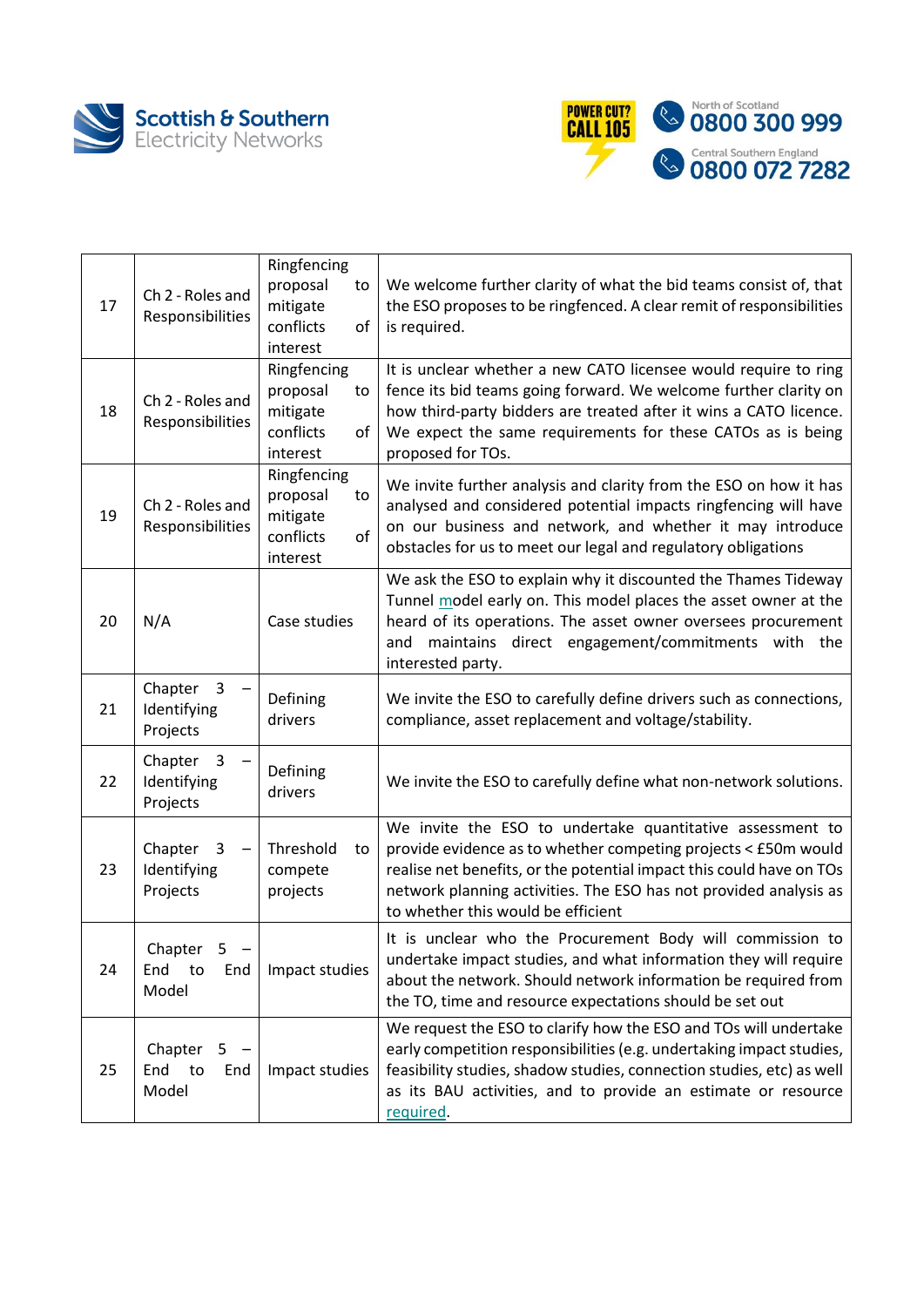| 17 | Ch 2 - Roles and Responsibilities | Ringfencing proposal to mitigate conflicts of interest | We welcome further clarity of what the bid teams consist of, that the ESO proposes to be ringfenced. A clear remit of responsibilities is required. |
|---|---|---|---|
| 18 | Ch 2 - Roles and Responsibilities | Ringfencing proposal to mitigate conflicts of interest | It is unclear whether a new CATO licensee would require to ring fence its bid teams going forward. We welcome further clarity on how third-party bidders are treated after it wins a CATO licence. We expect the same requirements for these CATOs as is being proposed for TOs. |
| 19 | Ch 2 - Roles and Responsibilities | Ringfencing proposal to mitigate conflicts of interest | We invite further analysis and clarity from the ESO on how it has analysed and considered potential impacts ringfencing will have on our business and network, and whether it may introduce obstacles for us to meet our legal and regulatory obligations |
| 20 | N/A | Case studies | We ask the ESO to explain why it discounted the Thames Tideway Tunnel model early on. This model places the asset owner at the heard of its operations. The asset owner oversees procurement and maintains direct engagement/commitments with the interested party. |
| 21 | Chapter 3 – Identifying Projects | Defining drivers | We invite the ESO to carefully define drivers such as connections, compliance, asset replacement and voltage/stability. |
| 22 | Chapter 3 – Identifying Projects | Defining drivers | We invite the ESO to carefully define what non-network solutions. |
| 23 | Chapter 3 – Identifying Projects | Threshold to compete projects | We invite the ESO to undertake quantitative assessment to provide evidence as to whether competing projects < £50m would realise net benefits, or the potential impact this could have on TOs network planning activities. The ESO has not provided analysis as to whether this would be efficient |
| 24 | Chapter 5 – End to End Model | Impact studies | It is unclear who the Procurement Body will commission to undertake impact studies, and what information they will require about the network. Should network information be required from the TO, time and resource expectations should be set out |
| 25 | Chapter 5 – End to End Model | Impact studies | We request the ESO to clarify how the ESO and TOs will undertake early competition responsibilities (e.g. undertaking impact studies, feasibility studies, shadow studies, connection studies, etc) as well as its BAU activities, and to provide an estimate or resource required. |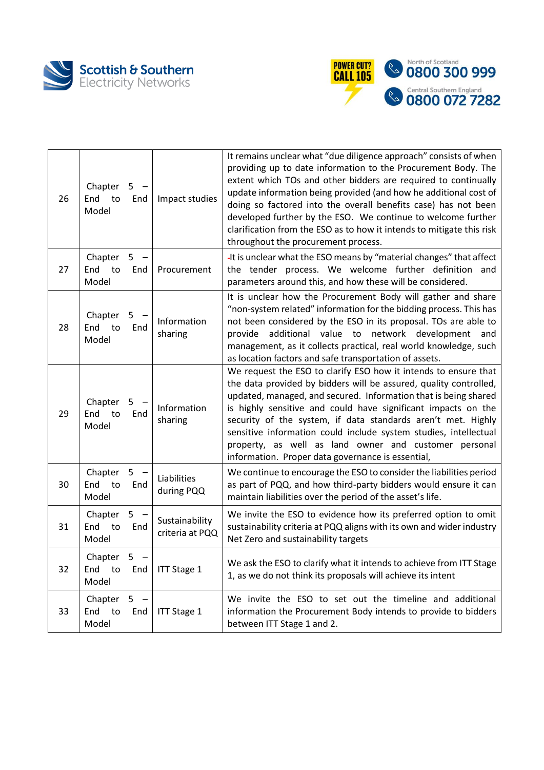| 26 | Chapter 5 – End to End Model | Impact studies | It remains unclear what "due diligence approach" consists of when providing up to date information to the Procurement Body. The extent which TOs and other bidders are required to continually update information being provided (and how he additional cost of doing so factored into the overall benefits case) has not been developed further by the ESO. We continue to welcome further clarification from the ESO as to how it intends to mitigate this risk throughout the procurement process. |
|---|---|---|---|
| 27 | Chapter 5 – End to End Model | Procurement | -It is unclear what the ESO means by "material changes" that affect the tender process. We welcome further definition and parameters around this, and how these will be considered. |
| 28 | Chapter 5 – End to End Model | Information sharing | It is unclear how the Procurement Body will gather and share "non-system related" information for the bidding process. This has not been considered by the ESO in its proposal. TOs are able to provide additional value to network development and management, as it collects practical, real world knowledge, such as location factors and safe transportation of assets. |
| 29 | Chapter 5 – End to End Model | Information sharing | We request the ESO to clarify ESO how it intends to ensure that the data provided by bidders will be assured, quality controlled, updated, managed, and secured. Information that is being shared is highly sensitive and could have significant impacts on the security of the system, if data standards aren't met. Highly sensitive information could include system studies, intellectual property, as well as land owner and customer personal information. Proper data governance is essential, |
| 30 | Chapter 5 – End to End Model | Liabilities during PQQ | We continue to encourage the ESO to consider the liabilities period as part of PQQ, and how third-party bidders would ensure it can maintain liabilities over the period of the asset's life. |
| 31 | Chapter 5 – End to End Model | Sustainability criteria at PQQ | We invite the ESO to evidence how its preferred option to omit sustainability criteria at PQQ aligns with its own and wider industry Net Zero and sustainability targets |
| 32 | Chapter 5 – End to End Model | ITT Stage 1 | We ask the ESO to clarify what it intends to achieve from ITT Stage 1, as we do not think its proposals will achieve its intent |
| 33 | Chapter 5 – End to End Model | ITT Stage 1 | We invite the ESO to set out the timeline and additional information the Procurement Body intends to provide to bidders between ITT Stage 1 and 2. |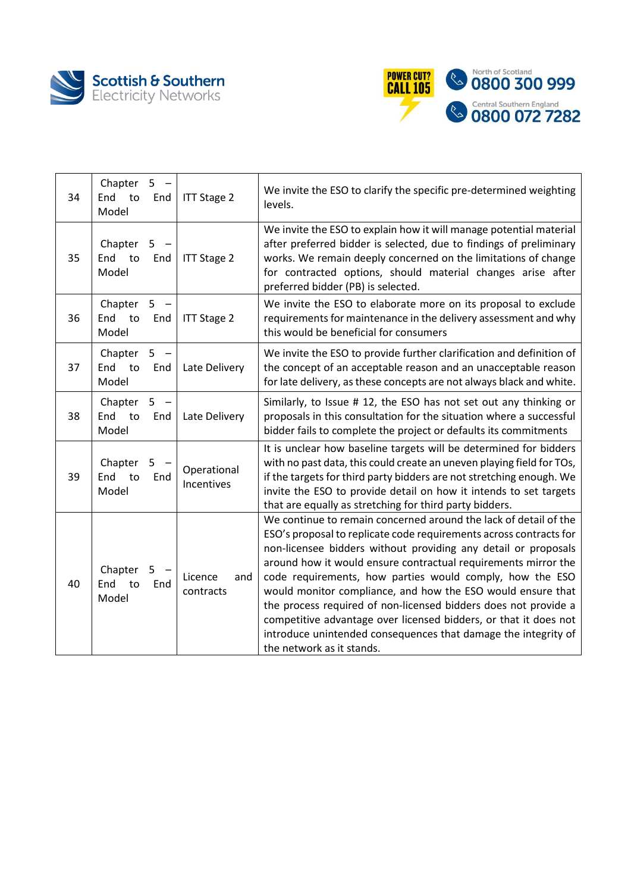| | | | |
|---|---|---|---|
| 34 | Chapter 5 – End to End Model | ITT Stage 2 | We invite the ESO to clarify the specific pre-determined weighting levels. |
| 35 | Chapter 5 – End to End Model | ITT Stage 2 | We invite the ESO to explain how it will manage potential material after preferred bidder is selected, due to findings of preliminary works. We remain deeply concerned on the limitations of change for contracted options, should material changes arise after preferred bidder (PB) is selected. |
| 36 | Chapter 5 – End to End Model | ITT Stage 2 | We invite the ESO to elaborate more on its proposal to exclude requirements for maintenance in the delivery assessment and why this would be beneficial for consumers |
| 37 | Chapter 5 – End to End Model | Late Delivery | We invite the ESO to provide further clarification and definition of the concept of an acceptable reason and an unacceptable reason for late delivery, as these concepts are not always black and white. |
| 38 | Chapter 5 – End to End Model | Late Delivery | Similarly, to Issue # 12, the ESO has not set out any thinking or proposals in this consultation for the situation where a successful bidder fails to complete the project or defaults its commitments |
| 39 | Chapter 5 – End to End Model | Operational Incentives | It is unclear how baseline targets will be determined for bidders with no past data, this could create an uneven playing field for TOs, if the targets for third party bidders are not stretching enough. We invite the ESO to provide detail on how it intends to set targets that are equally as stretching for third party bidders. |
| 40 | Chapter 5 – End to End Model | Licence and contracts | We continue to remain concerned around the lack of detail of the ESO's proposal to replicate code requirements across contracts for non-licensee bidders without providing any detail or proposals around how it would ensure contractual requirements mirror the code requirements, how parties would comply, how the ESO would monitor compliance, and how the ESO would ensure that the process required of non-licensed bidders does not provide a competitive advantage over licensed bidders, or that it does not introduce unintended consequences that damage the integrity of the network as it stands. |